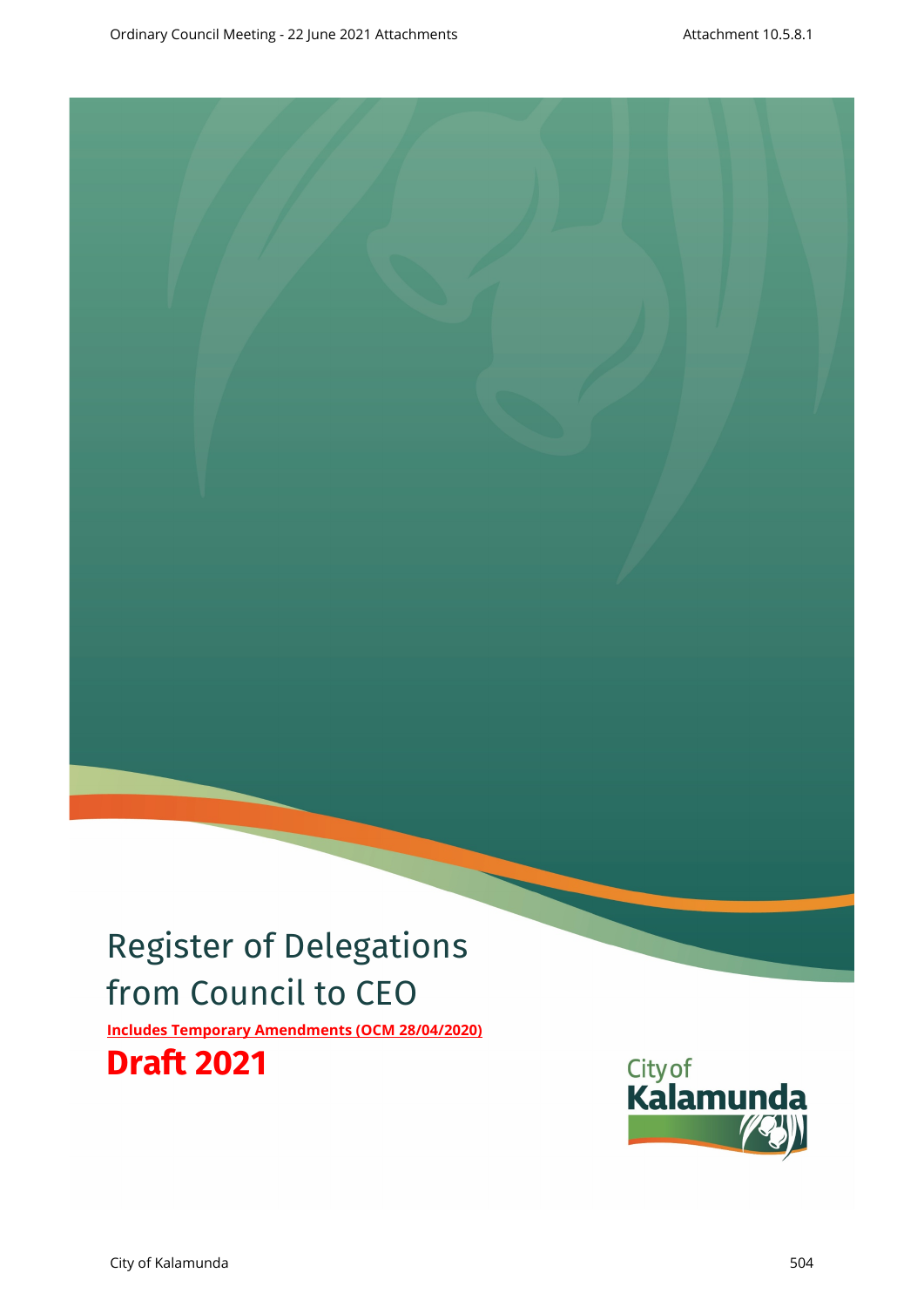# Register of Delegations from Council to CEO

**Includes Temporary Amendments (OCM 28/04/2020)**

**Draft 2021**

City of Kalamunda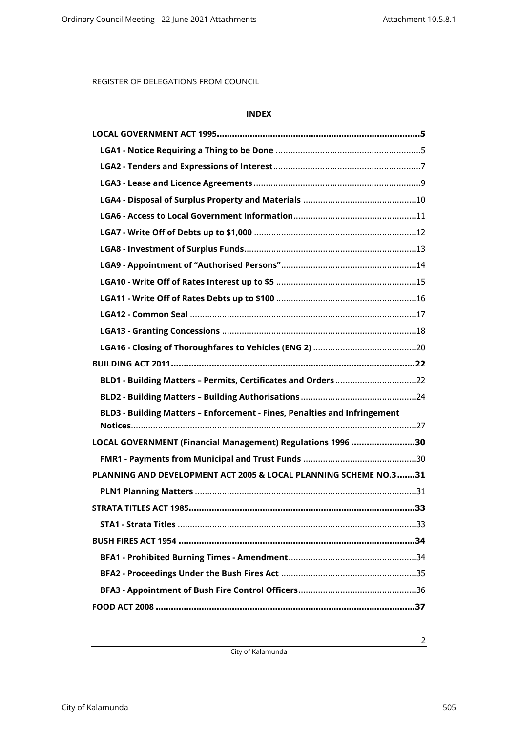REGISTER OF DELEGATIONS FROM COUNCIL

**INDEX**

| | |
|---|---|
| **LOCAL GOVERNMENT ACT 1995** | **5** |
| **LGA1 - Notice Requiring a Thing to be Done** | 5 |
| **LGA2 - Tenders and Expressions of Interest** | 7 |
| **LGA3 - Lease and Licence Agreements** | 9 |
| **LGA4 - Disposal of Surplus Property and Materials** | 10 |
| **LGA6 - Access to Local Government Information** | 11 |
| **LGA7 - Write Off of Debts up to $1,000** | 12 |
| **LGA8 - Investment of Surplus Funds** | 13 |
| **LGA9 - Appointment of "Authorised Persons"** | 14 |
| **LGA10 - Write Off of Rates Interest up to $5** | 15 |
| **LGA11 - Write Off of Rates Debts up to $100** | 16 |
| **LGA12 - Common Seal** | 17 |
| **LGA13 - Granting Concessions** | 18 |
| **LGA16 - Closing of Thoroughfares to Vehicles (ENG 2)** | 20 |
| **BUILDING ACT 2011** | **22** |
| **BLD1 - Building Matters – Permits, Certificates and Orders** | 22 |
| **BLD2 - Building Matters – Building Authorisations** | 24 |
| **BLD3 - Building Matters – Enforcement - Fines, Penalties and Infringement Notices** | 27 |
| **LOCAL GOVERNMENT (Financial Management) Regulations 1996** | **30** |
| **FMR1 - Payments from Municipal and Trust Funds** | 30 |
| **PLANNING AND DEVELOPMENT ACT 2005 & LOCAL PLANNING SCHEME NO.3** | **31** |
| **PLN1 Planning Matters** | 31 |
| **STRATA TITLES ACT 1985** | **33** |
| **STA1 - Strata Titles** | 33 |
| **BUSH FIRES ACT 1954** | **34** |
| **BFA1 - Prohibited Burning Times - Amendment** | 34 |
| **BFA2 - Proceedings Under the Bush Fires Act** | 35 |
| **BFA3 - Appointment of Bush Fire Control Officers** | 36 |
| **FOOD ACT 2008** | **37** |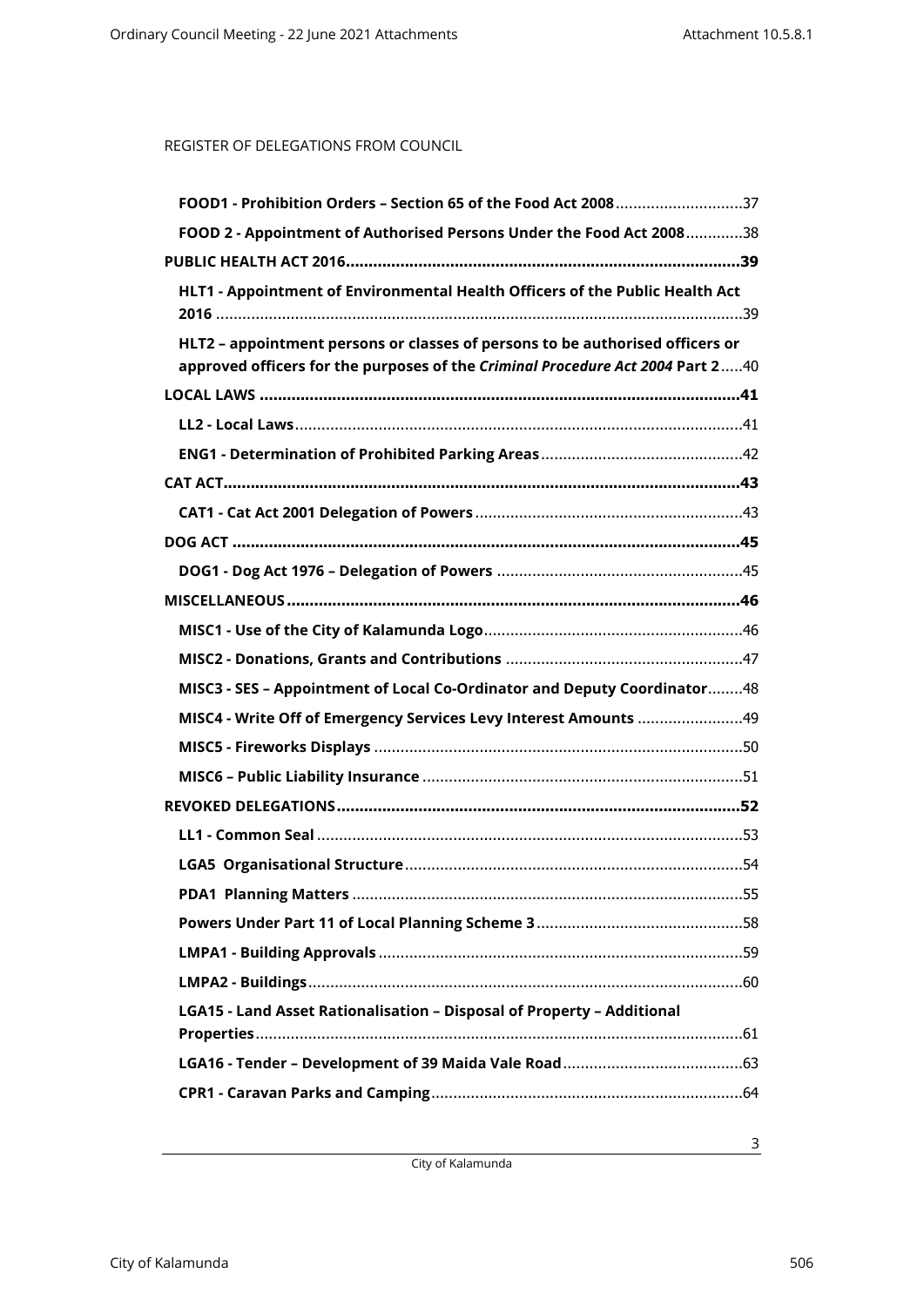REGISTER OF DELEGATIONS FROM COUNCIL

**FOOD1 - Prohibition Orders – Section 65 of the Food Act 2008** .............................37

**FOOD 2 - Appointment of Authorised Persons Under the Food Act 2008** .............38

**PUBLIC HEALTH ACT 2016** .......................................................................................**39**

**HLT1 - Appointment of Environmental Health Officers of the Public Health Act 2016** .......................................................................................................................39

**HLT2 – appointment persons or classes of persons to be authorised officers or approved officers for the purposes of the *Criminal Procedure Act 2004* Part 2** .....40

**LOCAL LAWS** ..........................................................................................................**41**

**LL2 - Local Laws** ......................................................................................................41

**ENG1 - Determination of Prohibited Parking Areas** ..............................................42

**CAT ACT** ..................................................................................................................**43**

**CAT1 - Cat Act 2001 Delegation of Powers** .............................................................43

**DOG ACT** ................................................................................................................**45**

**DOG1 - Dog Act 1976 – Delegation of Powers** ........................................................45

**MISCELLANEOUS** ....................................................................................................**46**

**MISC1 - Use of the City of Kalamunda Logo** ...........................................................46

**MISC2 - Donations, Grants and Contributions** ......................................................47

**MISC3 - SES – Appointment of Local Co-Ordinator and Deputy Coordinator** ........48

**MISC4 - Write Off of Emergency Services Levy Interest Amounts** ........................49

**MISC5 - Fireworks Displays** ....................................................................................50

**MISC6 – Public Liability Insurance** .........................................................................51

**REVOKED DELEGATIONS** ........................................................................................**52**

**LL1 - Common Seal** .................................................................................................53

**LGA5 Organisational Structure** .............................................................................54

**PDA1 Planning Matters** .........................................................................................55

**Powers Under Part 11 of Local Planning Scheme 3** ...............................................58

**LMPA1 - Building Approvals** ...................................................................................59

**LMPA2 - Buildings** ...................................................................................................60

**LGA15 - Land Asset Rationalisation – Disposal of Property – Additional Properties** ...............................................................................................................61

**LGA16 - Tender – Development of 39 Maida Vale Road** .........................................63

**CPR1 - Caravan Parks and Camping** .......................................................................64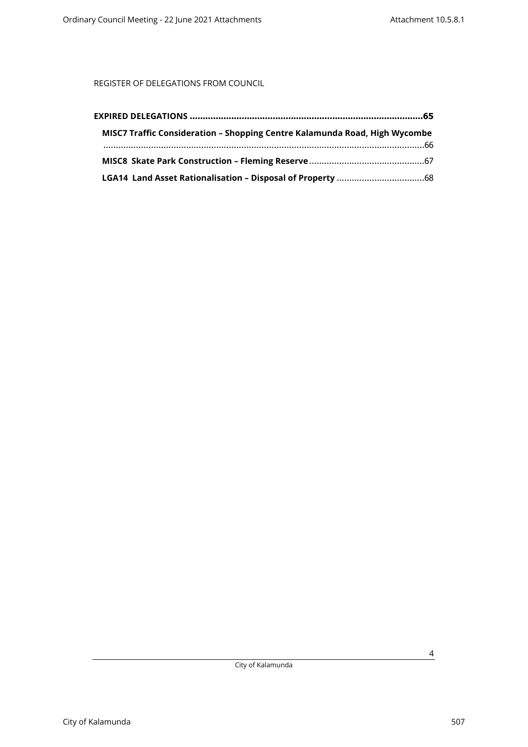REGISTER OF DELEGATIONS FROM COUNCIL

**EXPIRED DELEGATIONS** ........................................................................................ **65**

**MISC7 Traffic Consideration – Shopping Centre Kalamunda Road, High Wycombe** ................................................................................................................................66

**MISC8 Skate Park Construction – Fleming Reserve** .............................................67

**LGA14 Land Asset Rationalisation – Disposal of Property** ...................................68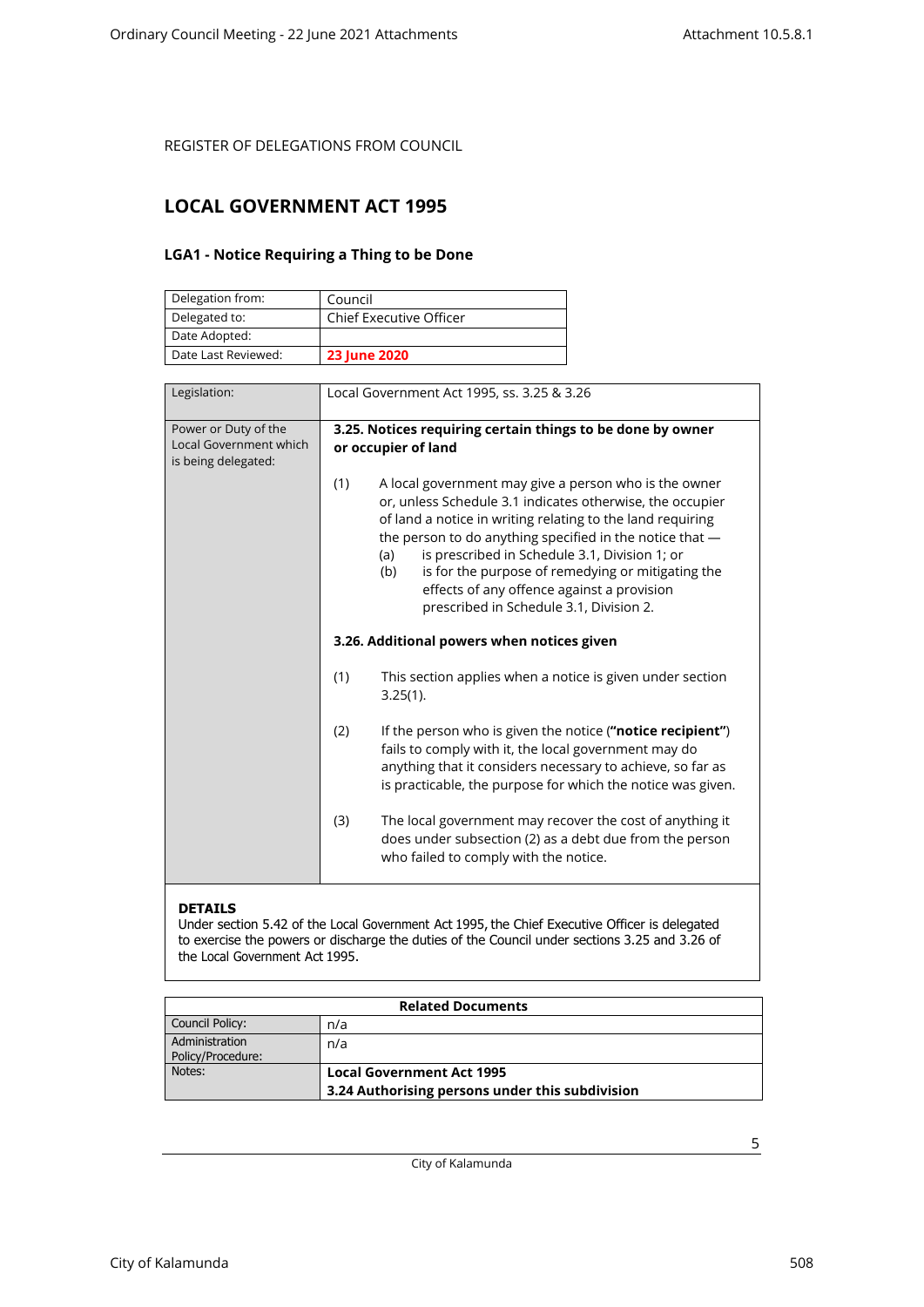REGISTER OF DELEGATIONS FROM COUNCIL

# LOCAL GOVERNMENT ACT 1995

## LGA1 - Notice Requiring a Thing to be Done

| Delegation from: | Council |
|---|---|
| Delegated to: | Chief Executive Officer |
| Date Adopted: | |
| Date Last Reviewed: | **23 June 2020** |

| Legislation: | Local Government Act 1995, ss. 3.25 & 3.26 |
|---|---|
| Power or Duty of the Local Government which is being delegated: | **3.25. Notices requiring certain things to be done by owner or occupier of land**<br><br>(1) A local government may give a person who is the owner or, unless Schedule 3.1 indicates otherwise, the occupier of land a notice in writing relating to the land requiring the person to do anything specified in the notice that —<br>(a) is prescribed in Schedule 3.1, Division 1; or<br>(b) is for the purpose of remedying or mitigating the effects of any offence against a provision prescribed in Schedule 3.1, Division 2.<br><br>**3.26. Additional powers when notices given**<br><br>(1) This section applies when a notice is given under section 3.25(1).<br><br>(2) If the person who is given the notice (**"notice recipient"**) fails to comply with it, the local government may do anything that it considers necessary to achieve, so far as is practicable, the purpose for which the notice was given.<br><br>(3) The local government may recover the cost of anything it does under subsection (2) as a debt due from the person who failed to comply with the notice. |

**DETAILS**

Under section 5.42 of the Local Government Act 1995, the Chief Executive Officer is delegated to exercise the powers or discharge the duties of the Council under sections 3.25 and 3.26 of the Local Government Act 1995.

| Related Documents | |
|---|---|
| Council Policy: | n/a |
| Administration Policy/Procedure: | n/a |
| Notes: | **Local Government Act 1995**<br>**3.24 Authorising persons under this subdivision** |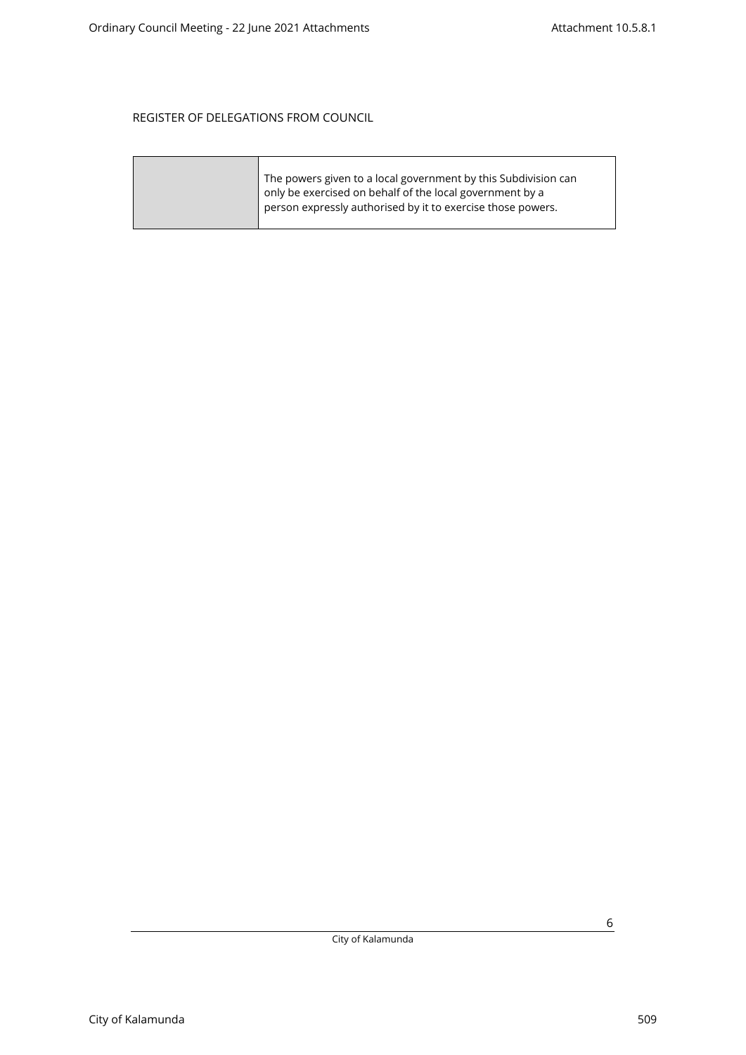REGISTER OF DELEGATIONS FROM COUNCIL

| | |
|---|---|
| | The powers given to a local government by this Subdivision can only be exercised on behalf of the local government by a person expressly authorised by it to exercise those powers. |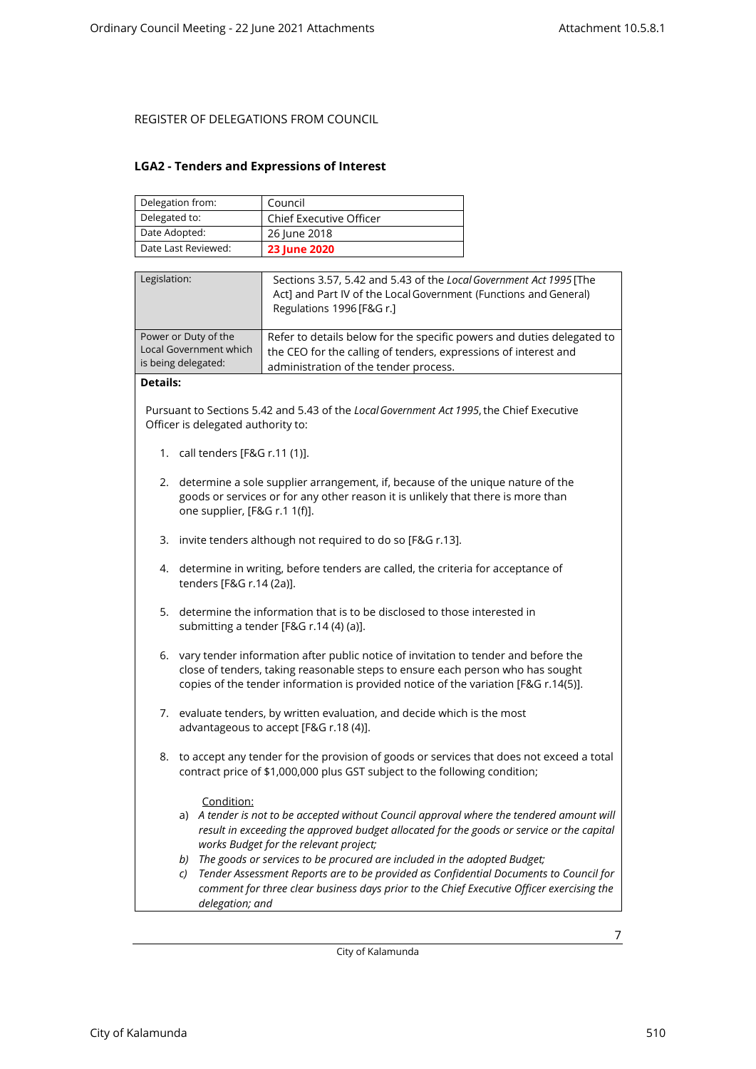REGISTER OF DELEGATIONS FROM COUNCIL

## LGA2 - Tenders and Expressions of Interest

| Delegation from: | Council |
|---|---|
| Delegated to: | Chief Executive Officer |
| Date Adopted: | 26 June 2018 |
| Date Last Reviewed: | **23 June 2020** |

| Legislation: | Sections 3.57, 5.42 and 5.43 of the *Local Government Act 1995* [The Act] and Part IV of the Local Government (Functions and General) Regulations 1996 [F&G r.] |
|---|---|
| Power or Duty of the Local Government which is being delegated: | Refer to details below for the specific powers and duties delegated to the CEO for the calling of tenders, expressions of interest and administration of the tender process. |

**Details:**

Pursuant to Sections 5.42 and 5.43 of the *Local Government Act 1995*, the Chief Executive Officer is delegated authority to:

1. call tenders [F&G r.11 (1)].
2. determine a sole supplier arrangement, if, because of the unique nature of the goods or services or for any other reason it is unlikely that there is more than one supplier, [F&G r.1 1(f)].
3. invite tenders although not required to do so [F&G r.13].
4. determine in writing, before tenders are called, the criteria for acceptance of tenders [F&G r.14 (2a)].
5. determine the information that is to be disclosed to those interested in submitting a tender [F&G r.14 (4) (a)].
6. vary tender information after public notice of invitation to tender and before the close of tenders, taking reasonable steps to ensure each person who has sought copies of the tender information is provided notice of the variation [F&G r.14(5)].
7. evaluate tenders, by written evaluation, and decide which is the most advantageous to accept [F&G r.18 (4)].
8. to accept any tender for the provision of goods or services that does not exceed a total contract price of $1,000,000 plus GST subject to the following condition;

   Condition:

   a) *A tender is not to be accepted without Council approval where the tendered amount will result in exceeding the approved budget allocated for the goods or service or the capital works Budget for the relevant project;*
   b) *The goods or services to be procured are included in the adopted Budget;*
   c) *Tender Assessment Reports are to be provided as Confidential Documents to Council for comment for three clear business days prior to the Chief Executive Officer exercising the delegation; and*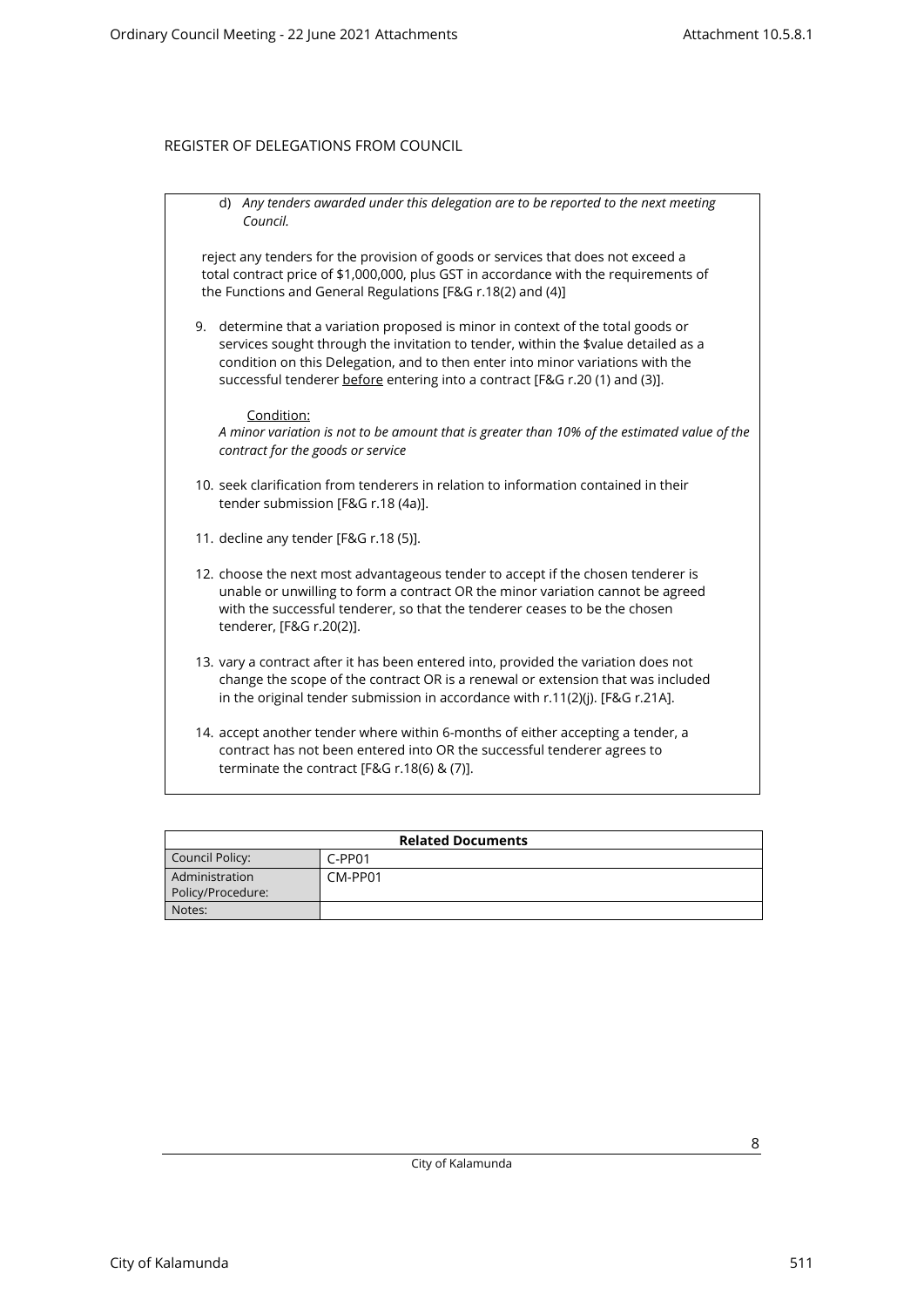REGISTER OF DELEGATIONS FROM COUNCIL

d) *Any tenders awarded under this delegation are to be reported to the next meeting Council.*

reject any tenders for the provision of goods or services that does not exceed a total contract price of $1,000,000, plus GST in accordance with the requirements of the Functions and General Regulations [F&G r.18(2) and (4)]

9. determine that a variation proposed is minor in context of the total goods or services sought through the invitation to tender, within the $value detailed as a condition on this Delegation, and to then enter into minor variations with the successful tenderer before entering into a contract [F&G r.20 (1) and (3)].

   Condition:
   *A minor variation is not to be amount that is greater than 10% of the estimated value of the contract for the goods or service*

10. seek clarification from tenderers in relation to information contained in their tender submission [F&G r.18 (4a)].

11. decline any tender [F&G r.18 (5)].

12. choose the next most advantageous tender to accept if the chosen tenderer is unable or unwilling to form a contract OR the minor variation cannot be agreed with the successful tenderer, so that the tenderer ceases to be the chosen tenderer, [F&G r.20(2)].

13. vary a contract after it has been entered into, provided the variation does not change the scope of the contract OR is a renewal or extension that was included in the original tender submission in accordance with r.11(2)(j). [F&G r.21A].

14. accept another tender where within 6-months of either accepting a tender, a contract has not been entered into OR the successful tenderer agrees to terminate the contract [F&G r.18(6) & (7)].

| Related Documents | |
|---|---|
| Council Policy: | C-PP01 |
| Administration Policy/Procedure: | CM-PP01 |
| Notes: | |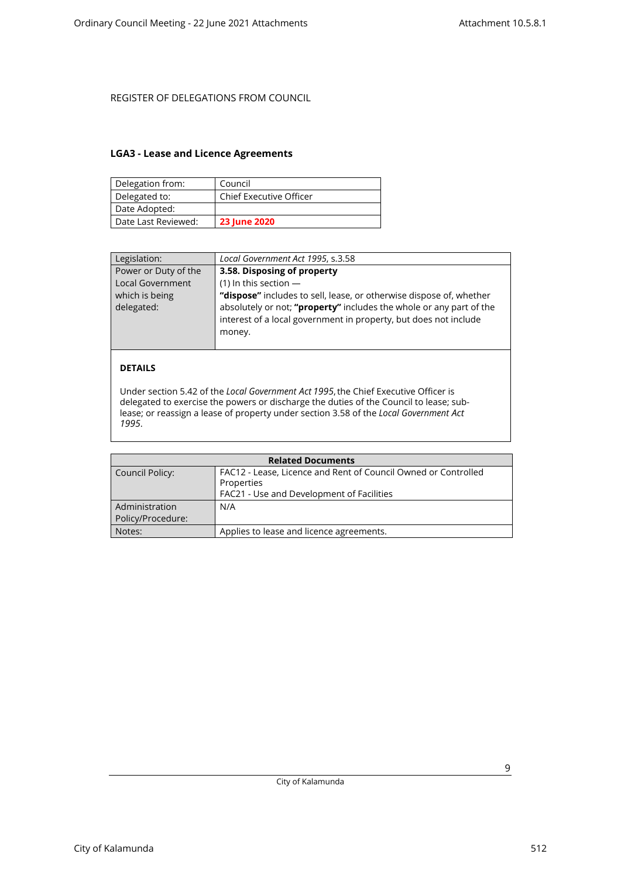REGISTER OF DELEGATIONS FROM COUNCIL

## LGA3 - Lease and Licence Agreements

| Delegation from: | Council |
|---|---|
| Delegated to: | Chief Executive Officer |
| Date Adopted: | |
| Date Last Reviewed: | **23 June 2020** |

| Legislation: | *Local Government Act 1995*, s.3.58 |
|---|---|
| Power or Duty of the Local Government which is being delegated: | **3.58. Disposing of property**<br>(1) In this section —<br>**"dispose"** includes to sell, lease, or otherwise dispose of, whether absolutely or not; **"property"** includes the whole or any part of the interest of a local government in property, but does not include money. |

**DETAILS**

Under section 5.42 of the *Local Government Act 1995*, the Chief Executive Officer is delegated to exercise the powers or discharge the duties of the Council to lease; sub-lease; or reassign a lease of property under section 3.58 of the *Local Government Act 1995*.

| Related Documents | |
|---|---|
| Council Policy: | FAC12 - Lease, Licence and Rent of Council Owned or Controlled Properties<br>FAC21 - Use and Development of Facilities |
| Administration Policy/Procedure: | N/A |
| Notes: | Applies to lease and licence agreements. |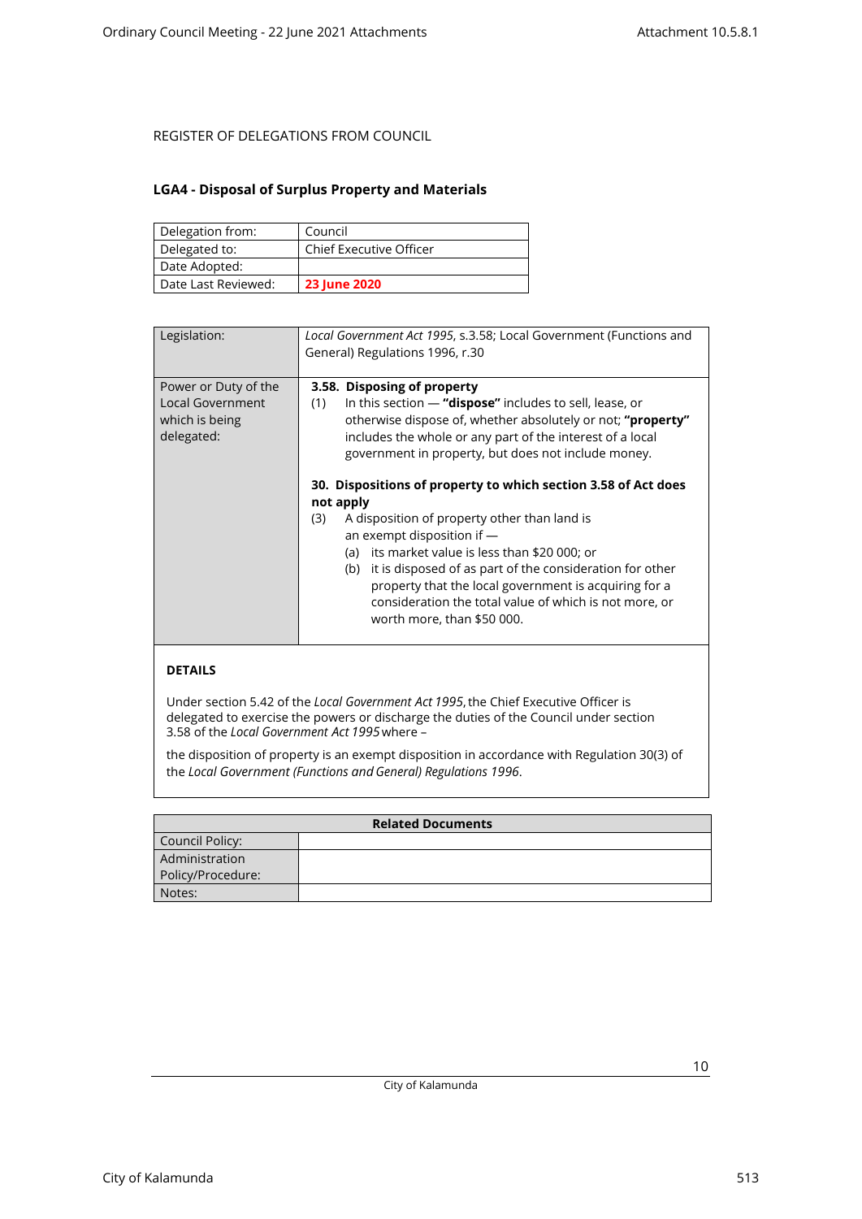REGISTER OF DELEGATIONS FROM COUNCIL

## LGA4 - Disposal of Surplus Property and Materials

| Delegation from: | Council |
|---|---|
| Delegated to: | Chief Executive Officer |
| Date Adopted: | |
| Date Last Reviewed: | **23 June 2020** |

| Legislation: | *Local Government Act 1995*, s.3.58; Local Government (Functions and General) Regulations 1996, r.30 |
|---|---|
| Power or Duty of the Local Government which is being delegated: | **3.58. Disposing of property**<br>(1) In this section — **"dispose"** includes to sell, lease, or otherwise dispose of, whether absolutely or not; **"property"** includes the whole or any part of the interest of a local government in property, but does not include money.<br><br>**30. Dispositions of property to which section 3.58 of Act does not apply**<br>(3) A disposition of property other than land is an exempt disposition if —<br>(a) its market value is less than $20 000; or<br>(b) it is disposed of as part of the consideration for other property that the local government is acquiring for a consideration the total value of which is not more, or worth more, than $50 000. |

**DETAILS**

Under section 5.42 of the *Local Government Act 1995*, the Chief Executive Officer is delegated to exercise the powers or discharge the duties of the Council under section 3.58 of the *Local Government Act 1995* where –

the disposition of property is an exempt disposition in accordance with Regulation 30(3) of the *Local Government (Functions and General) Regulations 1996*.

| Related Documents | |
|---|---|
| Council Policy: | |
| Administration Policy/Procedure: | |
| Notes: | |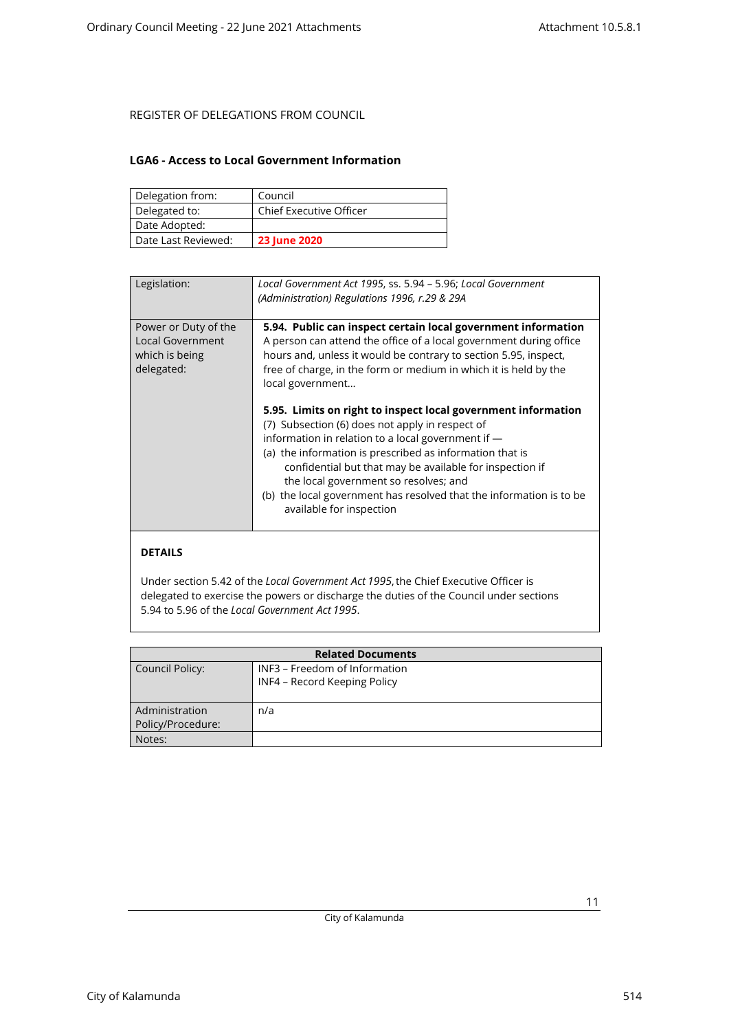REGISTER OF DELEGATIONS FROM COUNCIL

### LGA6 - Access to Local Government Information

| Delegation from: | Council |
|---|---|
| Delegated to: | Chief Executive Officer |
| Date Adopted: | |
| Date Last Reviewed: | **23 June 2020** |

| Legislation: | *Local Government Act 1995*, ss. 5.94 – 5.96; *Local Government (Administration) Regulations 1996, r.29 & 29A* |
|---|---|
| Power or Duty of the Local Government which is being delegated: | **5.94. Public can inspect certain local government information** A person can attend the office of a local government during office hours and, unless it would be contrary to section 5.95, inspect, free of charge, in the form or medium in which it is held by the local government… **5.95. Limits on right to inspect local government information** (7) Subsection (6) does not apply in respect of information in relation to a local government if — (a) the information is prescribed as information that is confidential but that may be available for inspection if the local government so resolves; and (b) the local government has resolved that the information is to be available for inspection |

**DETAILS**

Under section 5.42 of the *Local Government Act 1995*, the Chief Executive Officer is delegated to exercise the powers or discharge the duties of the Council under sections 5.94 to 5.96 of the *Local Government Act 1995*.

| Related Documents | |
|---|---|
| Council Policy: | INF3 – Freedom of Information<br>INF4 – Record Keeping Policy |
| Administration Policy/Procedure: | n/a |
| Notes: | |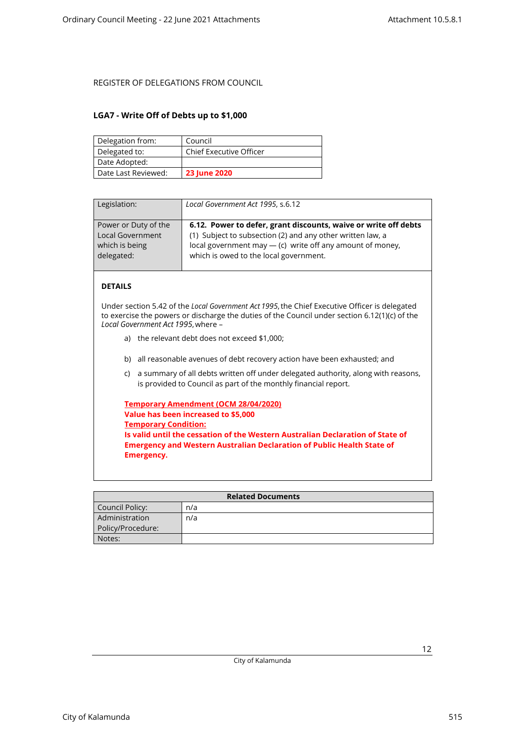REGISTER OF DELEGATIONS FROM COUNCIL

### LGA7 - Write Off of Debts up to $1,000

| Delegation from: | Council |
|---|---|
| Delegated to: | Chief Executive Officer |
| Date Adopted: | |
| Date Last Reviewed: | **23 June 2020** |

| Legislation: | *Local Government Act 1995*, s.6.12 |
|---|---|
| Power or Duty of the Local Government which is being delegated: | **6.12. Power to defer, grant discounts, waive or write off debts** (1) Subject to subsection (2) and any other written law, a local government may — (c) write off any amount of money, which is owed to the local government. |

**DETAILS**

Under section 5.42 of the *Local Government Act 1995*, the Chief Executive Officer is delegated to exercise the powers or discharge the duties of the Council under section 6.12(1)(c) of the *Local Government Act 1995*, where –

a) the relevant debt does not exceed $1,000;

b) all reasonable avenues of debt recovery action have been exhausted; and

c) a summary of all debts written off under delegated authority, along with reasons, is provided to Council as part of the monthly financial report.

**Temporary Amendment (OCM 28/04/2020)**
**Value has been increased to $5,000**
**Temporary Condition:**
**Is valid until the cessation of the Western Australian Declaration of State of Emergency and Western Australian Declaration of Public Health State of Emergency.**

| Related Documents | |
|---|---|
| Council Policy: | n/a |
| Administration Policy/Procedure: | n/a |
| Notes: | |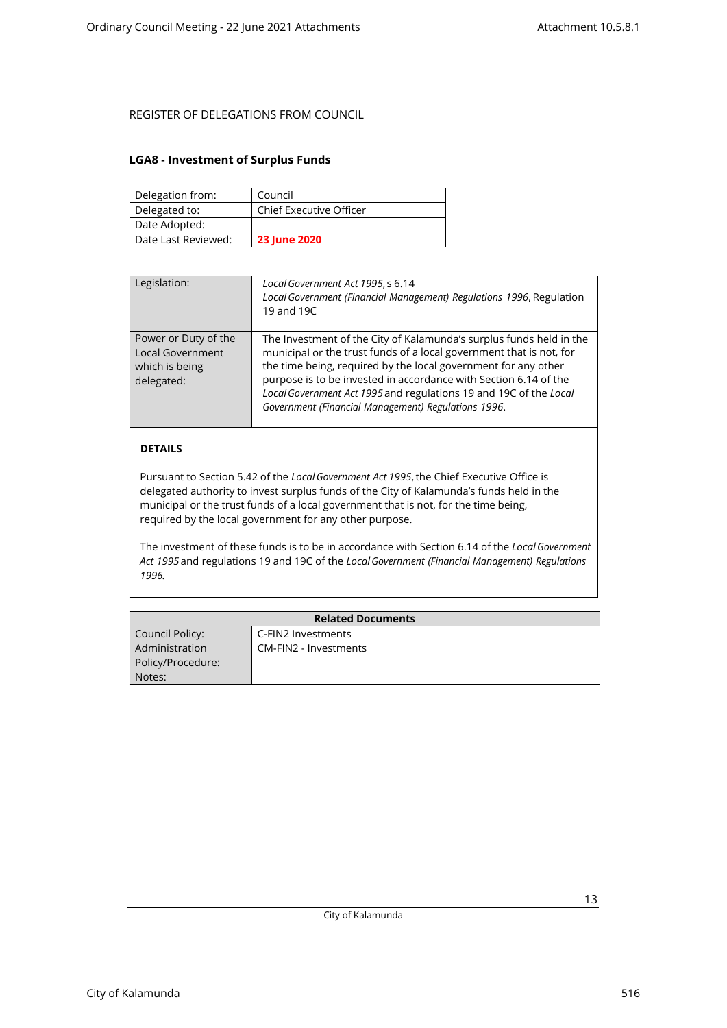REGISTER OF DELEGATIONS FROM COUNCIL

### LGA8 - Investment of Surplus Funds

| Delegation from: | Council |
|---|---|
| Delegated to: | Chief Executive Officer |
| Date Adopted: | |
| Date Last Reviewed: | **23 June 2020** |

| Legislation: | *Local Government Act 1995*, s 6.14<br>*Local Government (Financial Management) Regulations 1996*, Regulation 19 and 19C |
|---|---|
| Power or Duty of the Local Government which is being delegated: | The Investment of the City of Kalamunda's surplus funds held in the municipal or the trust funds of a local government that is not, for the time being, required by the local government for any other purpose is to be invested in accordance with Section 6.14 of the *Local Government Act 1995* and regulations 19 and 19C of the *Local Government (Financial Management) Regulations 1996*. |

**DETAILS**

Pursuant to Section 5.42 of the *Local Government Act 1995*, the Chief Executive Office is delegated authority to invest surplus funds of the City of Kalamunda's funds held in the municipal or the trust funds of a local government that is not, for the time being, required by the local government for any other purpose.

The investment of these funds is to be in accordance with Section 6.14 of the *Local Government Act 1995* and regulations 19 and 19C of the *Local Government (Financial Management) Regulations 1996.*

| **Related Documents** | |
|---|---|
| Council Policy: | C-FIN2 Investments |
| Administration Policy/Procedure: | CM-FIN2 - Investments |
| Notes: | |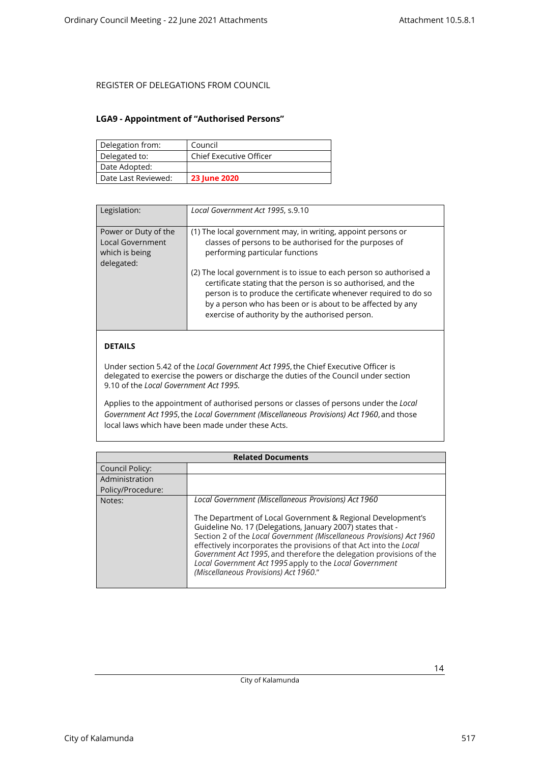REGISTER OF DELEGATIONS FROM COUNCIL

## LGA9 - Appointment of "Authorised Persons"

| Delegation from: | Council |
|---|---|
| Delegated to: | Chief Executive Officer |
| Date Adopted: | |
| Date Last Reviewed: | **23 June 2020** |

| Legislation: | *Local Government Act 1995*, s.9.10 |
|---|---|
| Power or Duty of the Local Government which is being delegated: | (1) The local government may, in writing, appoint persons or classes of persons to be authorised for the purposes of performing particular functions<br><br>(2) The local government is to issue to each person so authorised a certificate stating that the person is so authorised, and the person is to produce the certificate whenever required to do so by a person who has been or is about to be affected by any exercise of authority by the authorised person. |

**DETAILS**

Under section 5.42 of the *Local Government Act 1995*, the Chief Executive Officer is delegated to exercise the powers or discharge the duties of the Council under section 9.10 of the *Local Government Act 1995.*

Applies to the appointment of authorised persons or classes of persons under the *Local Government Act 1995*, the *Local Government (Miscellaneous Provisions) Act 1960*, and those local laws which have been made under these Acts.

| Related Documents | |
|---|---|
| Council Policy: | |
| Administration Policy/Procedure: | |
| Notes: | *Local Government (Miscellaneous Provisions) Act 1960*<br><br>The Department of Local Government & Regional Development's Guideline No. 17 (Delegations, January 2007) states that - Section 2 of the *Local Government (Miscellaneous Provisions) Act 1960* effectively incorporates the provisions of that Act into the *Local Government Act 1995*, and therefore the delegation provisions of the *Local Government Act 1995* apply to the *Local Government (Miscellaneous Provisions) Act 1960*." |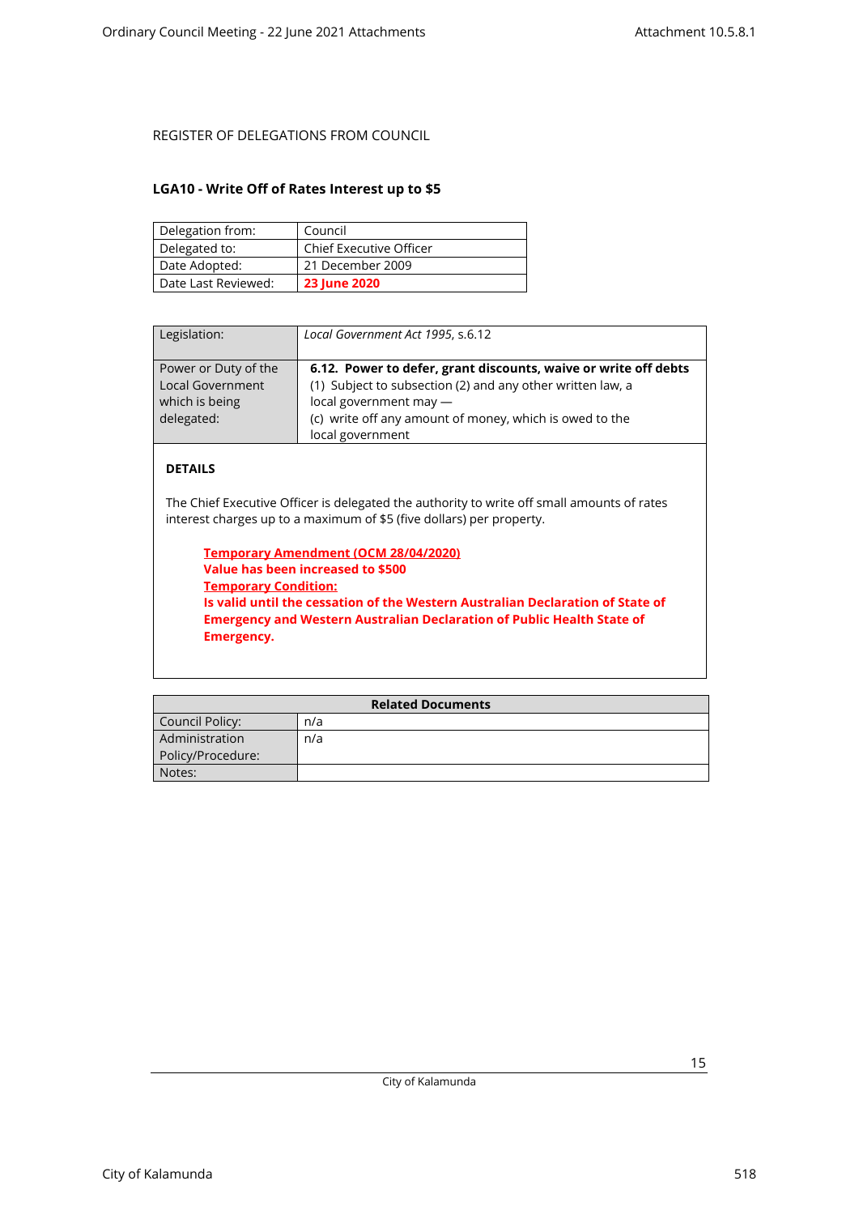REGISTER OF DELEGATIONS FROM COUNCIL

### LGA10 - Write Off of Rates Interest up to $5

| Delegation from: | Council |
|---|---|
| Delegated to: | Chief Executive Officer |
| Date Adopted: | 21 December 2009 |
| Date Last Reviewed: | **23 June 2020** |

| Legislation: | *Local Government Act 1995*, s.6.12 |
|---|---|
| Power or Duty of the Local Government which is being delegated: | **6.12. Power to defer, grant discounts, waive or write off debts** (1) Subject to subsection (2) and any other written law, a local government may — (c) write off any amount of money, which is owed to the local government |

**DETAILS**

The Chief Executive Officer is delegated the authority to write off small amounts of rates interest charges up to a maximum of $5 (five dollars) per property.

> **Temporary Amendment (OCM 28/04/2020)**
> **Value has been increased to $500**
> **Temporary Condition:**
> **Is valid until the cessation of the Western Australian Declaration of State of Emergency and Western Australian Declaration of Public Health State of Emergency.**

| Related Documents | |
|---|---|
| Council Policy: | n/a |
| Administration Policy/Procedure: | n/a |
| Notes: | |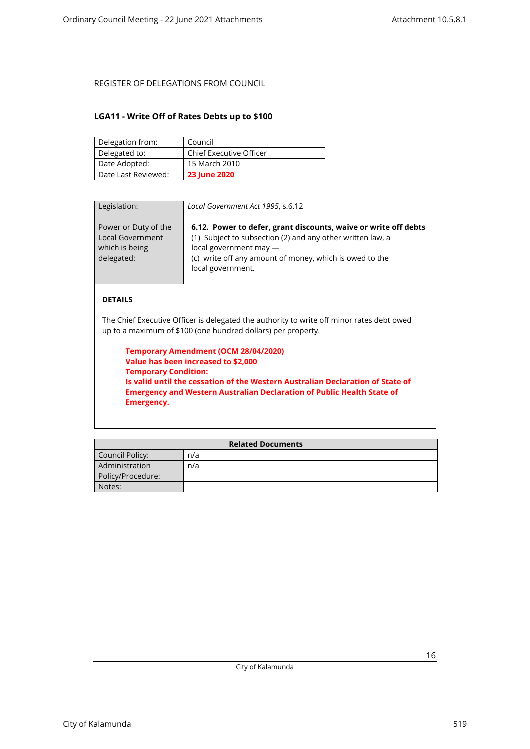REGISTER OF DELEGATIONS FROM COUNCIL

## LGA11 - Write Off of Rates Debts up to $100

| Delegation from: | Council |
|---|---|
| Delegated to: | Chief Executive Officer |
| Date Adopted: | 15 March 2010 |
| Date Last Reviewed: | **23 June 2020** |

| Legislation: | *Local Government Act 1995*, s.6.12 |
|---|---|
| Power or Duty of the Local Government which is being delegated: | **6.12. Power to defer, grant discounts, waive or write off debts**<br>(1) Subject to subsection (2) and any other written law, a local government may —<br>(c) write off any amount of money, which is owed to the local government. |

**DETAILS**

The Chief Executive Officer is delegated the authority to write off minor rates debt owed up to a maximum of $100 (one hundred dollars) per property.

> **Temporary Amendment (OCM 28/04/2020)**
> **Value has been increased to $2,000**
> **Temporary Condition:**
> **Is valid until the cessation of the Western Australian Declaration of State of Emergency and Western Australian Declaration of Public Health State of Emergency.**

| Related Documents | |
|---|---|
| Council Policy: | n/a |
| Administration Policy/Procedure: | n/a |
| Notes: | |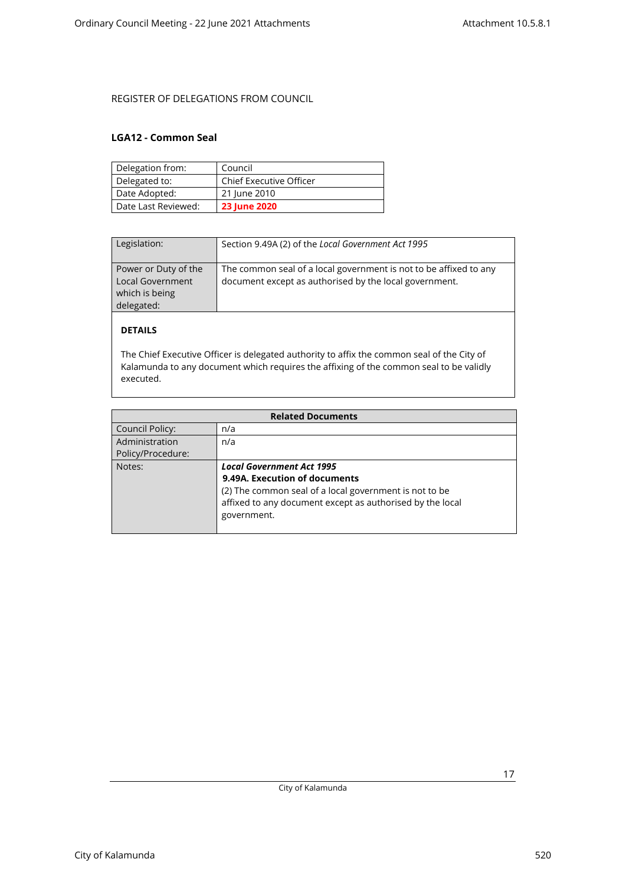REGISTER OF DELEGATIONS FROM COUNCIL

### LGA12 - Common Seal

| Delegation from: | Council |
|---|---|
| Delegated to: | Chief Executive Officer |
| Date Adopted: | 21 June 2010 |
| Date Last Reviewed: | **23 June 2020** |

| Legislation: | Section 9.49A (2) of the *Local Government Act 1995* |
|---|---|
| Power or Duty of the Local Government which is being delegated: | The common seal of a local government is not to be affixed to any document except as authorised by the local government. |

**DETAILS**

The Chief Executive Officer is delegated authority to affix the common seal of the City of Kalamunda to any document which requires the affixing of the common seal to be validly executed.

| Related Documents | |
|---|---|
| Council Policy: | n/a |
| Administration Policy/Procedure: | n/a |
| Notes: | ***Local Government Act 1995*** <br> **9.49A. Execution of documents** <br> (2) The common seal of a local government is not to be affixed to any document except as authorised by the local government. |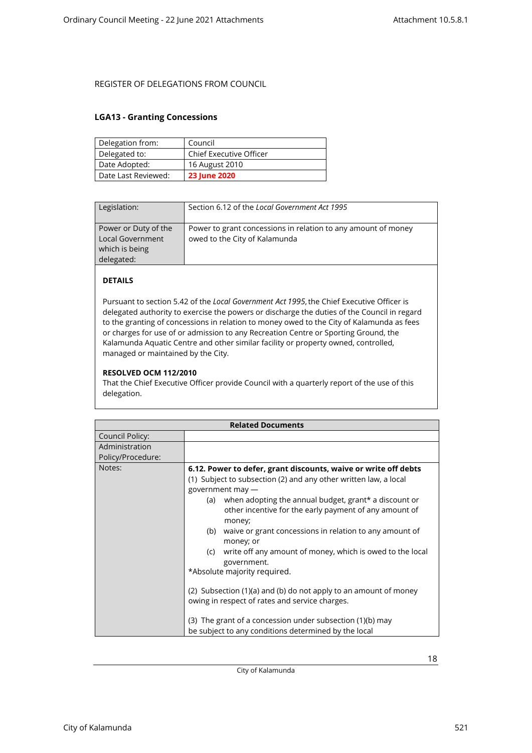REGISTER OF DELEGATIONS FROM COUNCIL

## LGA13 - Granting Concessions

| Delegation from: | Council |
|---|---|
| Delegated to: | Chief Executive Officer |
| Date Adopted: | 16 August 2010 |
| Date Last Reviewed: | **23 June 2020** |

| Legislation: | Section 6.12 of the *Local Government Act 1995* |
|---|---|
| Power or Duty of the Local Government which is being delegated: | Power to grant concessions in relation to any amount of money owed to the City of Kalamunda |

**DETAILS**

Pursuant to section 5.42 of the *Local Government Act 1995*, the Chief Executive Officer is delegated authority to exercise the powers or discharge the duties of the Council in regard to the granting of concessions in relation to money owed to the City of Kalamunda as fees or charges for use of or admission to any Recreation Centre or Sporting Ground, the Kalamunda Aquatic Centre and other similar facility or property owned, controlled, managed or maintained by the City.

**RESOLVED OCM 112/2010**

That the Chief Executive Officer provide Council with a quarterly report of the use of this delegation.

| **Related Documents** | |
|---|---|
| Council Policy: | |
| Administration Policy/Procedure: | |
| Notes: | **6.12. Power to defer, grant discounts, waive or write off debts**<br>(1) Subject to subsection (2) and any other written law, a local government may —<br>(a) when adopting the annual budget, grant* a discount or other incentive for the early payment of any amount of money;<br>(b) waive or grant concessions in relation to any amount of money; or<br>(c) write off any amount of money, which is owed to the local government.<br>*Absolute majority required.<br><br>(2) Subsection (1)(a) and (b) do not apply to an amount of money owing in respect of rates and service charges.<br><br>(3) The grant of a concession under subsection (1)(b) may be subject to any conditions determined by the local |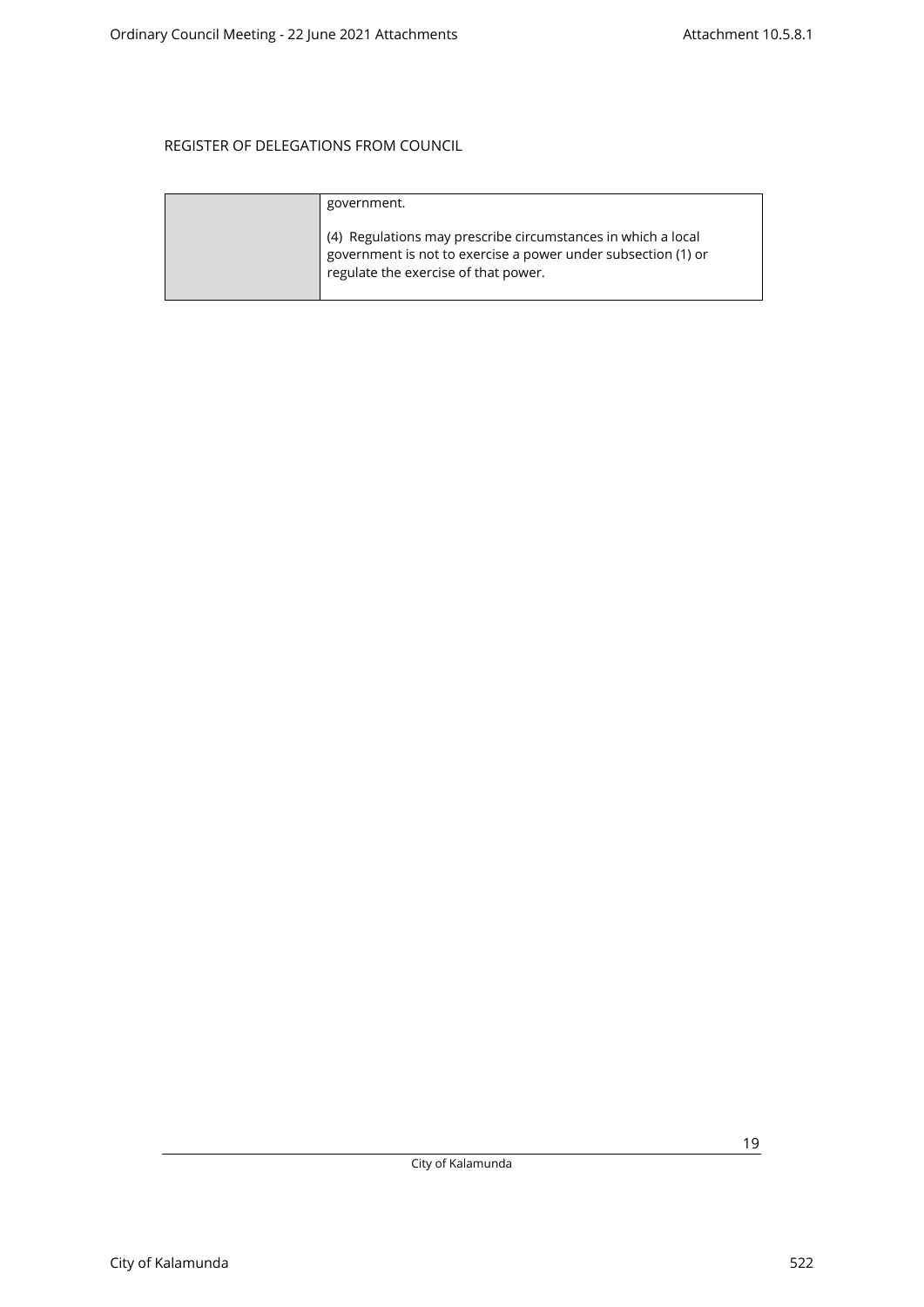REGISTER OF DELEGATIONS FROM COUNCIL

| | |
|---|---|
| | government.<br><br>(4) Regulations may prescribe circumstances in which a local government is not to exercise a power under subsection (1) or regulate the exercise of that power. |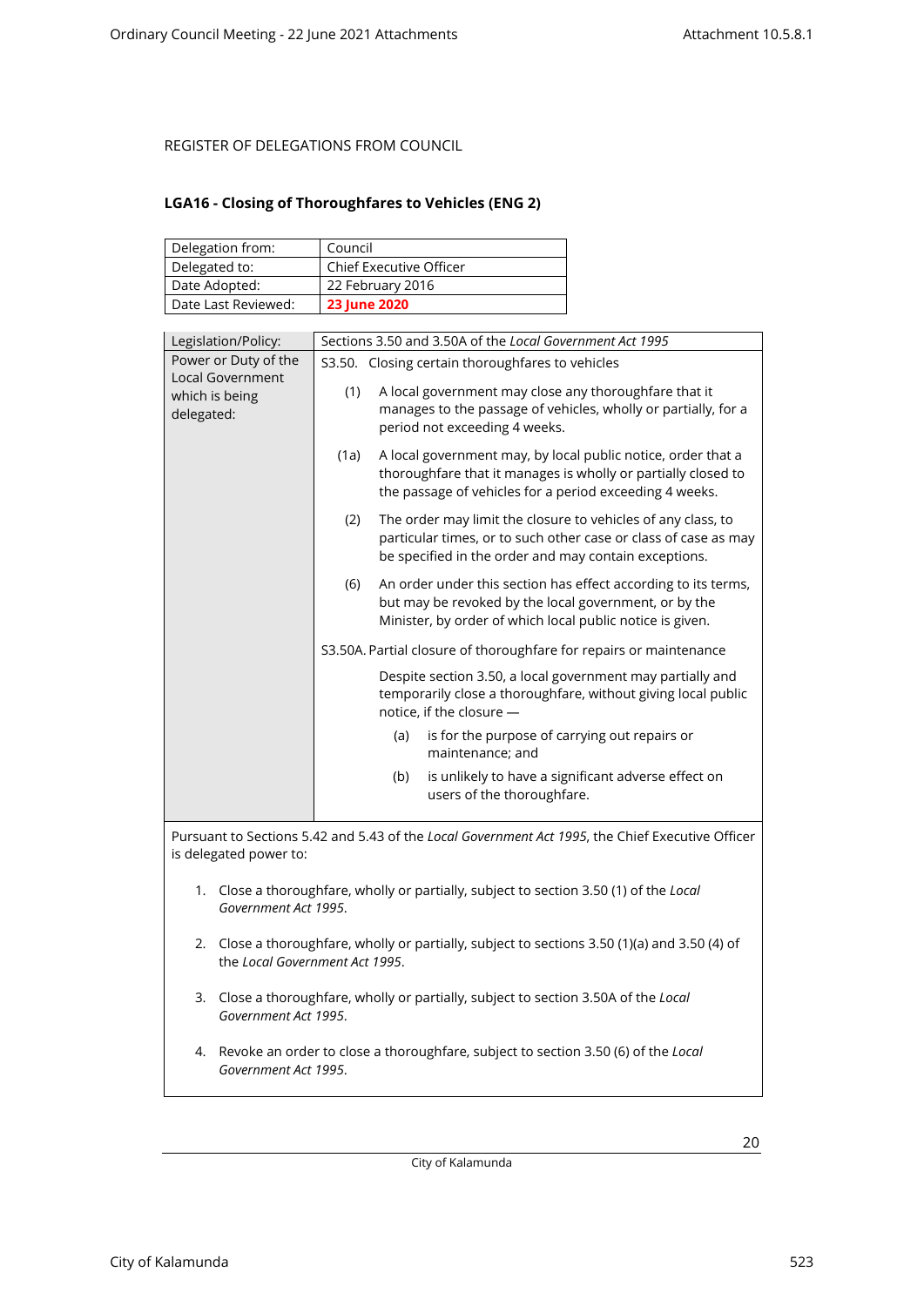REGISTER OF DELEGATIONS FROM COUNCIL

## LGA16 - Closing of Thoroughfares to Vehicles (ENG 2)

| Delegation from: | Council |
| --- | --- |
| Delegated to: | Chief Executive Officer |
| Date Adopted: | 22 February 2016 |
| Date Last Reviewed: | **23 June 2020** |

| Legislation/Policy: | Sections 3.50 and 3.50A of the *Local Government Act 1995* |
| --- | --- |
| Power or Duty of the Local Government which is being delegated: | S3.50. Closing certain thoroughfares to vehicles<br><br>(1) A local government may close any thoroughfare that it manages to the passage of vehicles, wholly or partially, for a period not exceeding 4 weeks.<br><br>(1a) A local government may, by local public notice, order that a thoroughfare that it manages is wholly or partially closed to the passage of vehicles for a period exceeding 4 weeks.<br><br>(2) The order may limit the closure to vehicles of any class, to particular times, or to such other case or class of case as may be specified in the order and may contain exceptions.<br><br>(6) An order under this section has effect according to its terms, but may be revoked by the local government, or by the Minister, by order of which local public notice is given.<br><br>S3.50A. Partial closure of thoroughfare for repairs or maintenance<br><br>Despite section 3.50, a local government may partially and temporarily close a thoroughfare, without giving local public notice, if the closure —<br><br>(a) is for the purpose of carrying out repairs or maintenance; and<br><br>(b) is unlikely to have a significant adverse effect on users of the thoroughfare. |

Pursuant to Sections 5.42 and 5.43 of the *Local Government Act 1995*, the Chief Executive Officer is delegated power to:

1. Close a thoroughfare, wholly or partially, subject to section 3.50 (1) of the *Local Government Act 1995*.
2. Close a thoroughfare, wholly or partially, subject to sections 3.50 (1)(a) and 3.50 (4) of the *Local Government Act 1995*.
3. Close a thoroughfare, wholly or partially, subject to section 3.50A of the *Local Government Act 1995*.
4. Revoke an order to close a thoroughfare, subject to section 3.50 (6) of the *Local Government Act 1995*.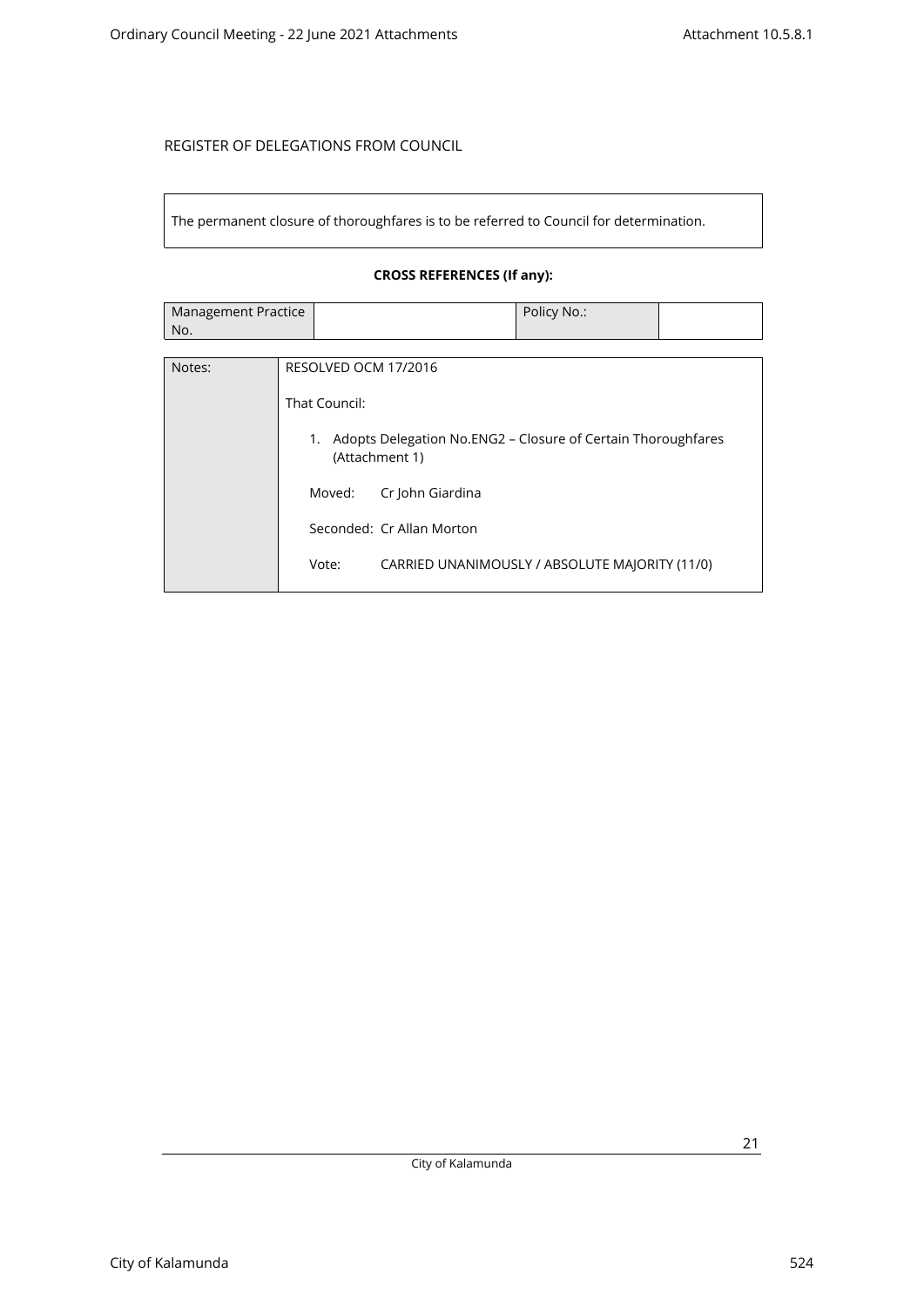REGISTER OF DELEGATIONS FROM COUNCIL

| The permanent closure of thoroughfares is to be referred to Council for determination. |
|---|

**CROSS REFERENCES (If any):**

| Management Practice No. | | Policy No.: | |
|---|---|---|---|

| Notes: | RESOLVED OCM 17/2016<br><br>That Council:<br><br>1. Adopts Delegation No.ENG2 – Closure of Certain Thoroughfares (Attachment 1)<br><br>Moved: Cr John Giardina<br><br>Seconded: Cr Allan Morton<br><br>Vote: CARRIED UNANIMOUSLY / ABSOLUTE MAJORITY (11/0) |
|---|---|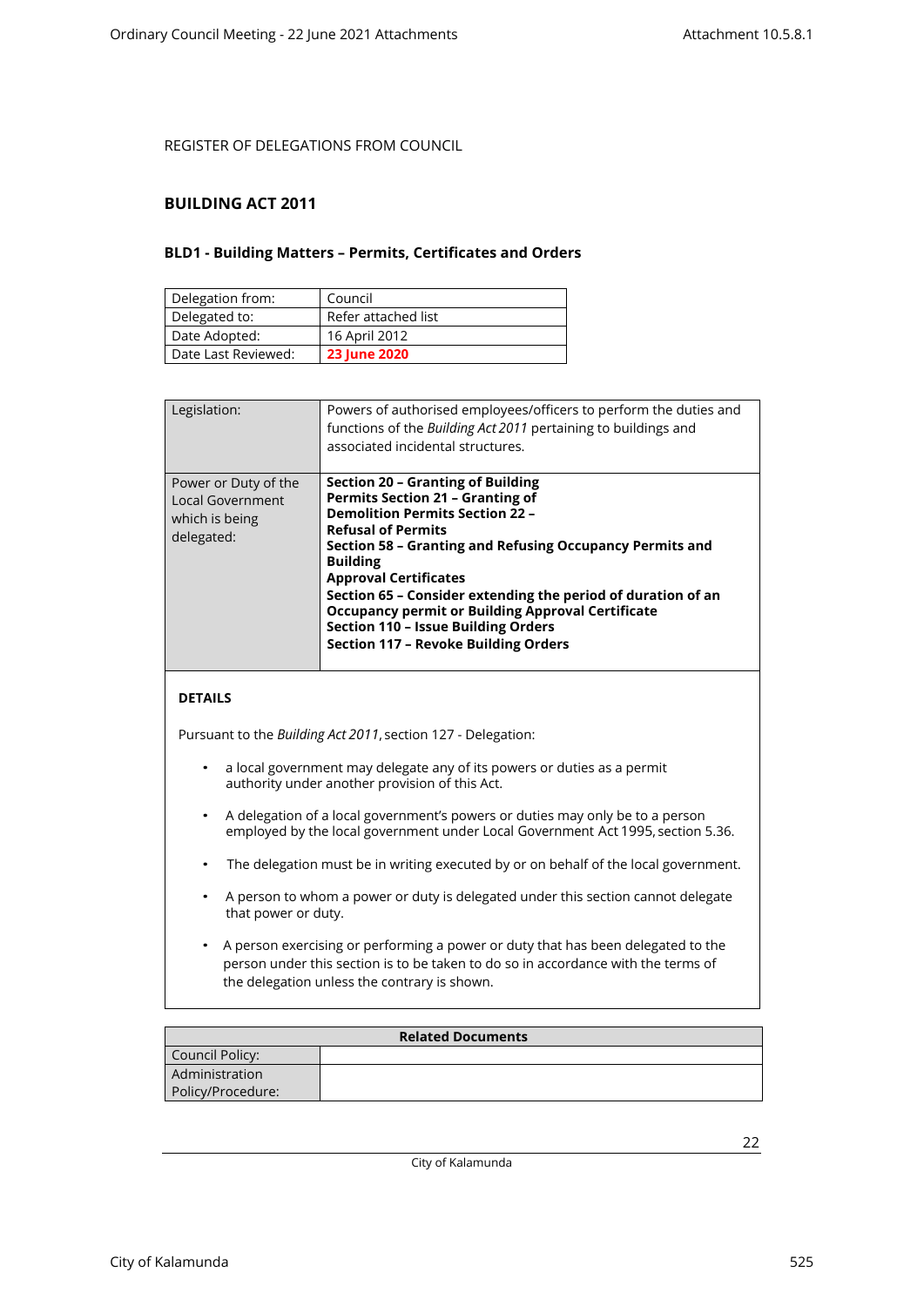REGISTER OF DELEGATIONS FROM COUNCIL

## BUILDING ACT 2011

### BLD1 - Building Matters – Permits, Certificates and Orders

| Delegation from: | Council |
|---|---|
| Delegated to: | Refer attached list |
| Date Adopted: | 16 April 2012 |
| Date Last Reviewed: | **23 June 2020** |

| Legislation: | Powers of authorised employees/officers to perform the duties and functions of the *Building Act 2011* pertaining to buildings and associated incidental structures. |
|---|---|
| Power or Duty of the Local Government which is being delegated: | **Section 20 – Granting of Building Permits Section 21 – Granting of Demolition Permits Section 22 – Refusal of Permits**<br>**Section 58 – Granting and Refusing Occupancy Permits and Building Approval Certificates**<br>**Section 65 – Consider extending the period of duration of an Occupancy permit or Building Approval Certificate**<br>**Section 110 – Issue Building Orders**<br>**Section 117 – Revoke Building Orders** |

**DETAILS**

Pursuant to the *Building Act 2011*, section 127 - Delegation:

- a local government may delegate any of its powers or duties as a permit authority under another provision of this Act.
- A delegation of a local government's powers or duties may only be to a person employed by the local government under Local Government Act 1995, section 5.36.
- The delegation must be in writing executed by or on behalf of the local government.
- A person to whom a power or duty is delegated under this section cannot delegate that power or duty.
- A person exercising or performing a power or duty that has been delegated to the person under this section is to be taken to do so in accordance with the terms of the delegation unless the contrary is shown.

| Related Documents | |
|---|---|
| Council Policy: | |
| Administration Policy/Procedure: | |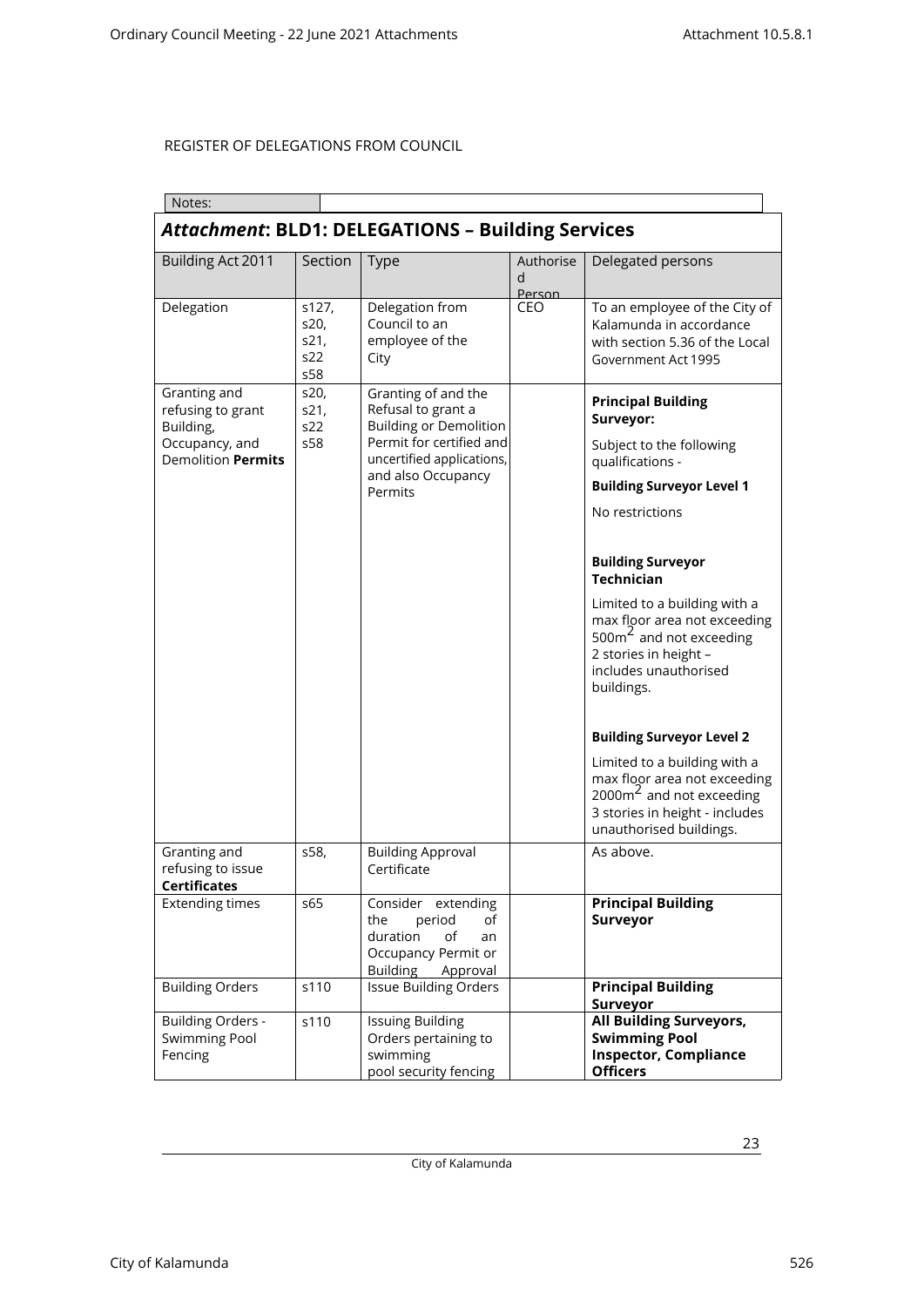REGISTER OF DELEGATIONS FROM COUNCIL

Notes:

## *Attachment*: BLD1: DELEGATIONS – Building Services

| Building Act 2011 | Section | Type | Authorised Person | Delegated persons |
|---|---|---|---|---|
| Delegation | s127, s20, s21, s22 s58 | Delegation from Council to an employee of the City | CEO | To an employee of the City of Kalamunda in accordance with section 5.36 of the Local Government Act 1995 |
| Granting and refusing to grant Building, Occupancy, and Demolition **Permits** | s20, s21, s22 s58 | Granting of and the Refusal to grant a Building or Demolition Permit for certified and uncertified applications, and also Occupancy Permits | | **Principal Building Surveyor:** Subject to the following qualifications - **Building Surveyor Level 1** No restrictions **Building Surveyor Technician** Limited to a building with a max floor area not exceeding $500m^2$ and not exceeding 2 stories in height – includes unauthorised buildings. **Building Surveyor Level 2** Limited to a building with a max floor area not exceeding $2000m^2$ and not exceeding 3 stories in height - includes unauthorised buildings. |
| Granting and refusing to issue **Certificates** | s58, | Building Approval Certificate | | As above. |
| Extending times | s65 | Consider extending the period of duration of an Occupancy Permit or Building Approval | | **Principal Building Surveyor** |
| Building Orders | s110 | Issue Building Orders | | **Principal Building Surveyor** |
| Building Orders - Swimming Pool Fencing | s110 | Issuing Building Orders pertaining to swimming pool security fencing | | **All Building Surveyors, Swimming Pool Inspector, Compliance Officers** |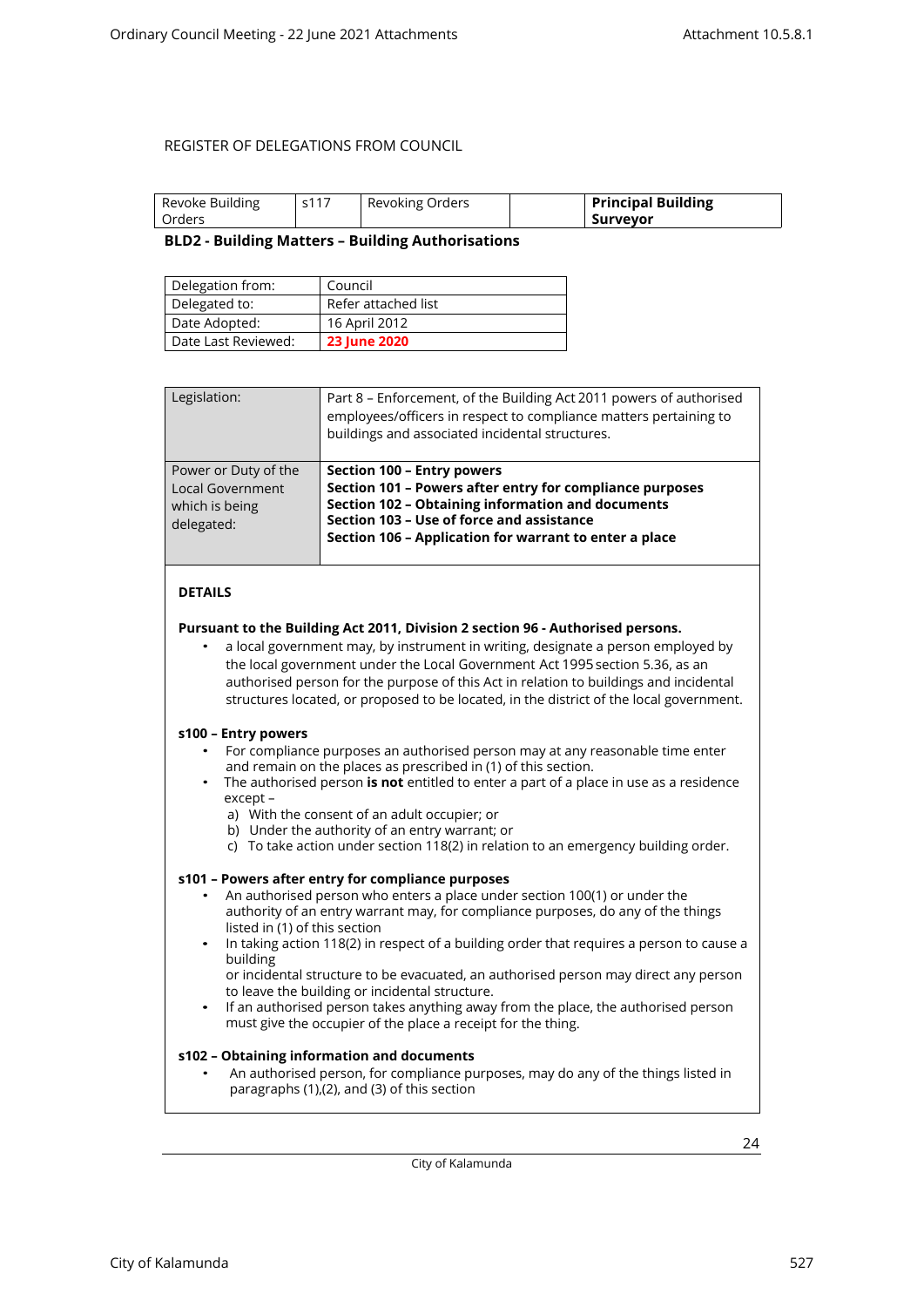REGISTER OF DELEGATIONS FROM COUNCIL

| Revoke Building Orders | s117 | Revoking Orders | | **Principal Building Surveyor** |
|---|---|---|---|---|

**BLD2 - Building Matters – Building Authorisations**

| Delegation from: | Council |
|---|---|
| Delegated to: | Refer attached list |
| Date Adopted: | 16 April 2012 |
| Date Last Reviewed: | **23 June 2020** |

| Legislation: | Part 8 – Enforcement, of the Building Act 2011 powers of authorised employees/officers in respect to compliance matters pertaining to buildings and associated incidental structures. |
|---|---|
| Power or Duty of the Local Government which is being delegated: | **Section 100 – Entry powers**<br>**Section 101 – Powers after entry for compliance purposes**<br>**Section 102 – Obtaining information and documents**<br>**Section 103 – Use of force and assistance**<br>**Section 106 – Application for warrant to enter a place** |

**DETAILS**

**Pursuant to the Building Act 2011, Division 2 section 96 - Authorised persons.**

- a local government may, by instrument in writing, designate a person employed by the local government under the Local Government Act 1995 section 5.36, as an authorised person for the purpose of this Act in relation to buildings and incidental structures located, or proposed to be located, in the district of the local government.

**s100 – Entry powers**

- For compliance purposes an authorised person may at any reasonable time enter and remain on the places as prescribed in (1) of this section.
- The authorised person **is not** entitled to enter a part of a place in use as a residence except –
  a) With the consent of an adult occupier; or
  b) Under the authority of an entry warrant; or
  c) To take action under section 118(2) in relation to an emergency building order.

**s101 – Powers after entry for compliance purposes**

- An authorised person who enters a place under section 100(1) or under the authority of an entry warrant may, for compliance purposes, do any of the things listed in (1) of this section
- In taking action 118(2) in respect of a building order that requires a person to cause a building or incidental structure to be evacuated, an authorised person may direct any person to leave the building or incidental structure.
- If an authorised person takes anything away from the place, the authorised person must give the occupier of the place a receipt for the thing.

**s102 – Obtaining information and documents**

- An authorised person, for compliance purposes, may do any of the things listed in paragraphs (1),(2), and (3) of this section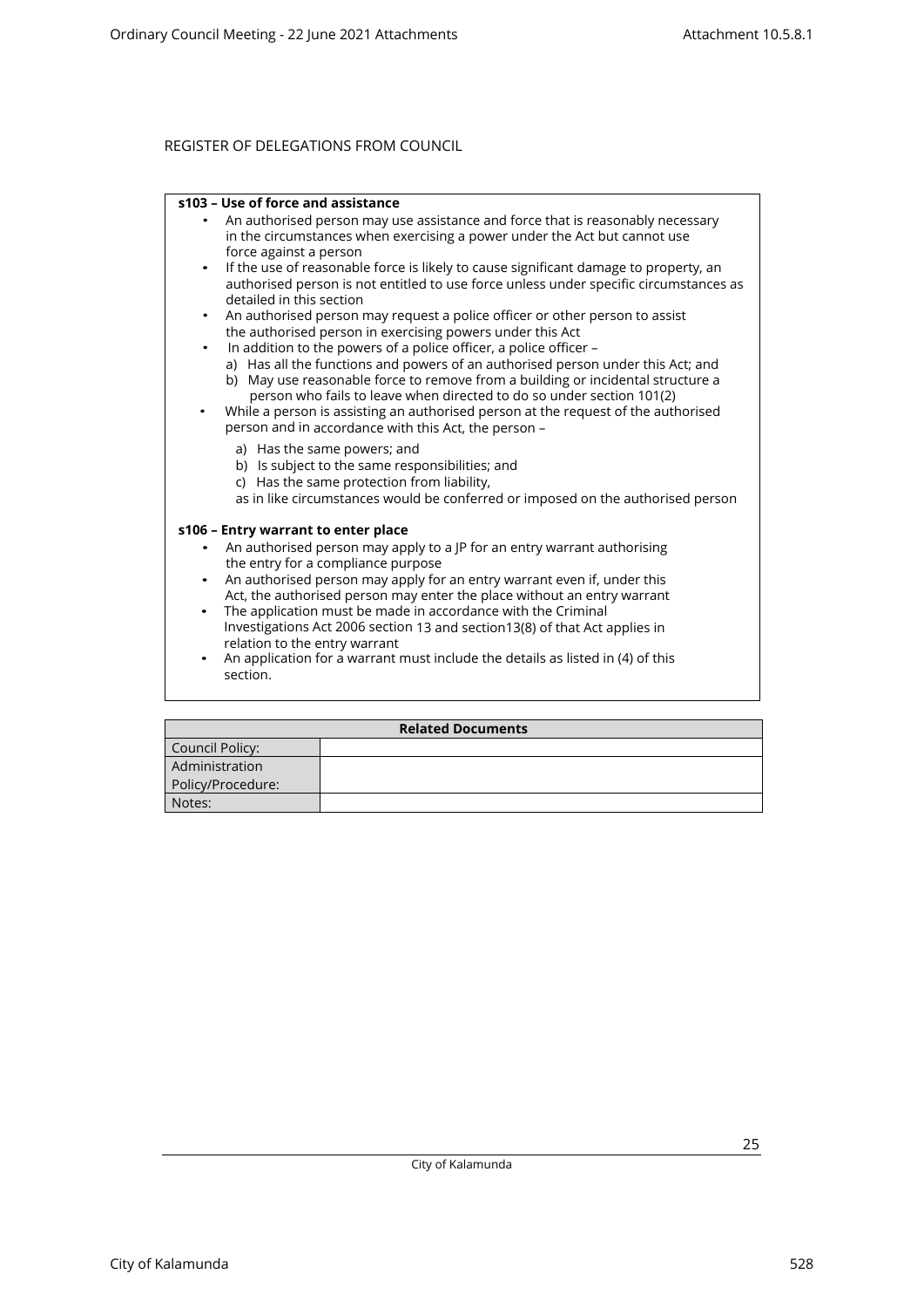REGISTER OF DELEGATIONS FROM COUNCIL

**s103 – Use of force and assistance**

- An authorised person may use assistance and force that is reasonably necessary in the circumstances when exercising a power under the Act but cannot use force against a person
- If the use of reasonable force is likely to cause significant damage to property, an authorised person is not entitled to use force unless under specific circumstances as detailed in this section
- An authorised person may request a police officer or other person to assist the authorised person in exercising powers under this Act
- In addition to the powers of a police officer, a police officer –
  a) Has all the functions and powers of an authorised person under this Act; and
  b) May use reasonable force to remove from a building or incidental structure a person who fails to leave when directed to do so under section 101(2)
- While a person is assisting an authorised person at the request of the authorised person and in accordance with this Act, the person –
  a) Has the same powers; and
  b) Is subject to the same responsibilities; and
  c) Has the same protection from liability,

  as in like circumstances would be conferred or imposed on the authorised person

**s106 – Entry warrant to enter place**

- An authorised person may apply to a JP for an entry warrant authorising the entry for a compliance purpose
- An authorised person may apply for an entry warrant even if, under this Act, the authorised person may enter the place without an entry warrant
- The application must be made in accordance with the Criminal Investigations Act 2006 section 13 and section13(8) of that Act applies in relation to the entry warrant
- An application for a warrant must include the details as listed in (4) of this section.

| **Related Documents** | |
|---|---|
| Council Policy: | |
| Administration Policy/Procedure: | |
| Notes: | |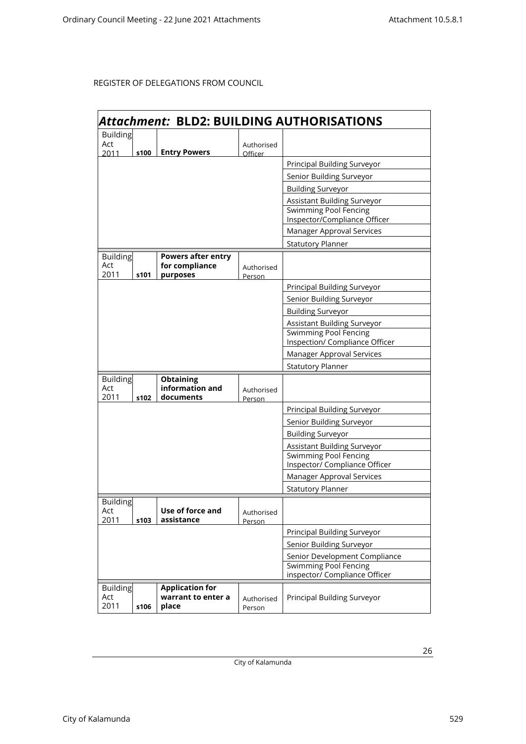REGISTER OF DELEGATIONS FROM COUNCIL

## *Attachment:* BLD2: BUILDING AUTHORISATIONS

| Act | Section | Power | Type | Officer |
|---|---|---|---|---|
| Building Act 2011 | s100 | **Entry Powers** | Authorised Officer | |
| | | | | Principal Building Surveyor |
| | | | | Senior Building Surveyor |
| | | | | Building Surveyor |
| | | | | Assistant Building Surveyor |
| | | | | Swimming Pool Fencing Inspector/Compliance Officer |
| | | | | Manager Approval Services |
| | | | | Statutory Planner |
| Building Act 2011 | s101 | **Powers after entry for compliance purposes** | Authorised Person | |
| | | | | Principal Building Surveyor |
| | | | | Senior Building Surveyor |
| | | | | Building Surveyor |
| | | | | Assistant Building Surveyor |
| | | | | Swimming Pool Fencing Inspection/ Compliance Officer |
| | | | | Manager Approval Services |
| | | | | Statutory Planner |
| Building Act 2011 | s102 | **Obtaining information and documents** | Authorised Person | |
| | | | | Principal Building Surveyor |
| | | | | Senior Building Surveyor |
| | | | | Building Surveyor |
| | | | | Assistant Building Surveyor |
| | | | | Swimming Pool Fencing Inspector/ Compliance Officer |
| | | | | Manager Approval Services |
| | | | | Statutory Planner |
| Building Act 2011 | s103 | **Use of force and assistance** | Authorised Person | |
| | | | | Principal Building Surveyor |
| | | | | Senior Building Surveyor |
| | | | | Senior Development Compliance |
| | | | | Swimming Pool Fencing inspector/ Compliance Officer |
| Building Act 2011 | s106 | **Application for warrant to enter a place** | Authorised Person | Principal Building Surveyor |

City of Kalamunda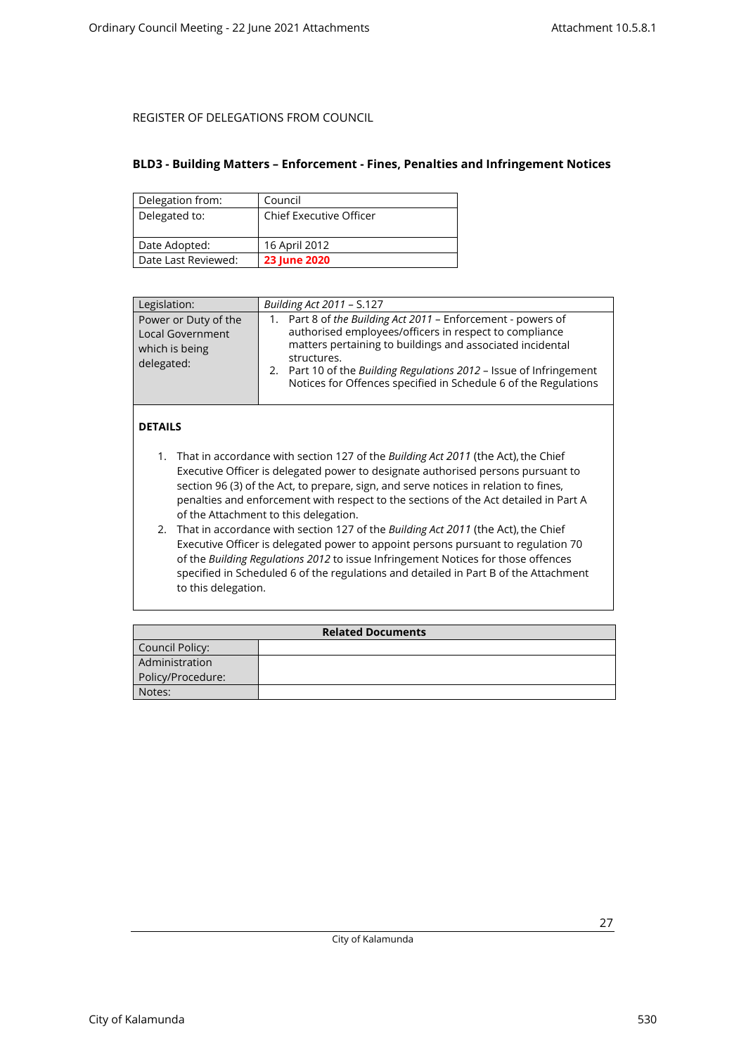REGISTER OF DELEGATIONS FROM COUNCIL

## BLD3 - Building Matters – Enforcement - Fines, Penalties and Infringement Notices

| Delegation from: | Council |
|---|---|
| Delegated to: | Chief Executive Officer |
| Date Adopted: | 16 April 2012 |
| Date Last Reviewed: | **23 June 2020** |

| Legislation: | *Building Act 2011* – S.127 |
|---|---|
| Power or Duty of the Local Government which is being delegated: | 1. Part 8 of *the Building Act 2011* – Enforcement - powers of authorised employees/officers in respect to compliance matters pertaining to buildings and associated incidental structures.<br>2. Part 10 of the *Building Regulations 2012* – Issue of Infringement Notices for Offences specified in Schedule 6 of the Regulations |

**DETAILS**

1. That in accordance with section 127 of the *Building Act 2011* (the Act), the Chief Executive Officer is delegated power to designate authorised persons pursuant to section 96 (3) of the Act, to prepare, sign, and serve notices in relation to fines, penalties and enforcement with respect to the sections of the Act detailed in Part A of the Attachment to this delegation.
2. That in accordance with section 127 of the *Building Act 2011* (the Act), the Chief Executive Officer is delegated power to appoint persons pursuant to regulation 70 of the *Building Regulations 2012* to issue Infringement Notices for those offences specified in Scheduled 6 of the regulations and detailed in Part B of the Attachment to this delegation.

| **Related Documents** | |
|---|---|
| Council Policy: | |
| Administration Policy/Procedure: | |
| Notes: | |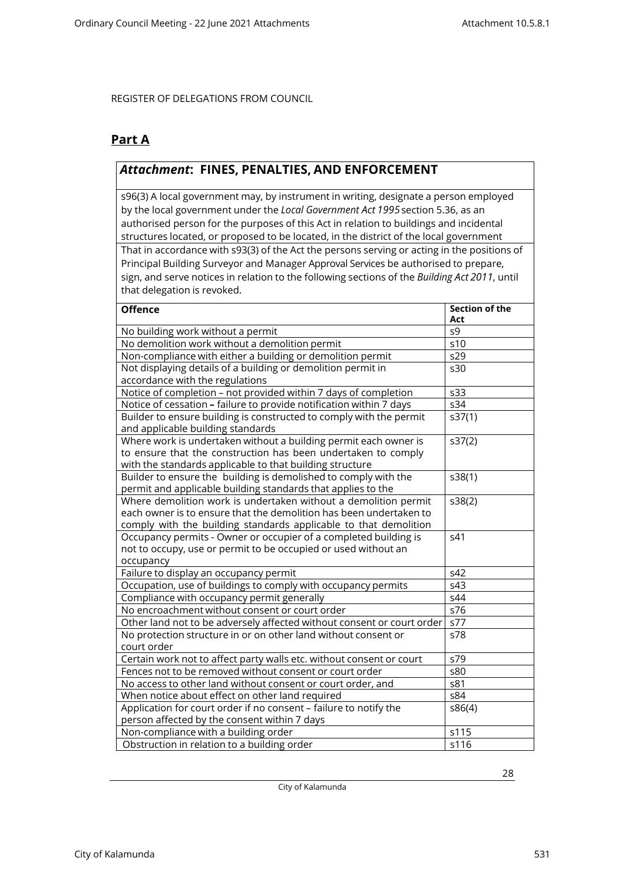REGISTER OF DELEGATIONS FROM COUNCIL

## Part A

### *Attachment*: FINES, PENALTIES, AND ENFORCEMENT

s96(3) A local government may, by instrument in writing, designate a person employed by the local government under the *Local Government Act 1995* section 5.36, as an authorised person for the purposes of this Act in relation to buildings and incidental structures located, or proposed to be located, in the district of the local government

That in accordance with s93(3) of the Act the persons serving or acting in the positions of Principal Building Surveyor and Manager Approval Services be authorised to prepare, sign, and serve notices in relation to the following sections of the *Building Act 2011*, until that delegation is revoked.

| Offence | Section of the Act |
|---|---|
| No building work without a permit | s9 |
| No demolition work without a demolition permit | s10 |
| Non-compliance with either a building or demolition permit | s29 |
| Not displaying details of a building or demolition permit in accordance with the regulations | s30 |
| Notice of completion – not provided within 7 days of completion | s33 |
| Notice of cessation – failure to provide notification within 7 days | s34 |
| Builder to ensure building is constructed to comply with the permit and applicable building standards | s37(1) |
| Where work is undertaken without a building permit each owner is to ensure that the construction has been undertaken to comply with the standards applicable to that building structure | s37(2) |
| Builder to ensure the building is demolished to comply with the permit and applicable building standards that applies to the | s38(1) |
| Where demolition work is undertaken without a demolition permit each owner is to ensure that the demolition has been undertaken to comply with the building standards applicable to that demolition | s38(2) |
| Occupancy permits - Owner or occupier of a completed building is not to occupy, use or permit to be occupied or used without an occupancy | s41 |
| Failure to display an occupancy permit | s42 |
| Occupation, use of buildings to comply with occupancy permits | s43 |
| Compliance with occupancy permit generally | s44 |
| No encroachment without consent or court order | s76 |
| Other land not to be adversely affected without consent or court order | s77 |
| No protection structure in or on other land without consent or court order | s78 |
| Certain work not to affect party walls etc. without consent or court | s79 |
| Fences not to be removed without consent or court order | s80 |
| No access to other land without consent or court order, and | s81 |
| When notice about effect on other land required | s84 |
| Application for court order if no consent – failure to notify the person affected by the consent within 7 days | s86(4) |
| Non-compliance with a building order | s115 |
| Obstruction in relation to a building order | s116 |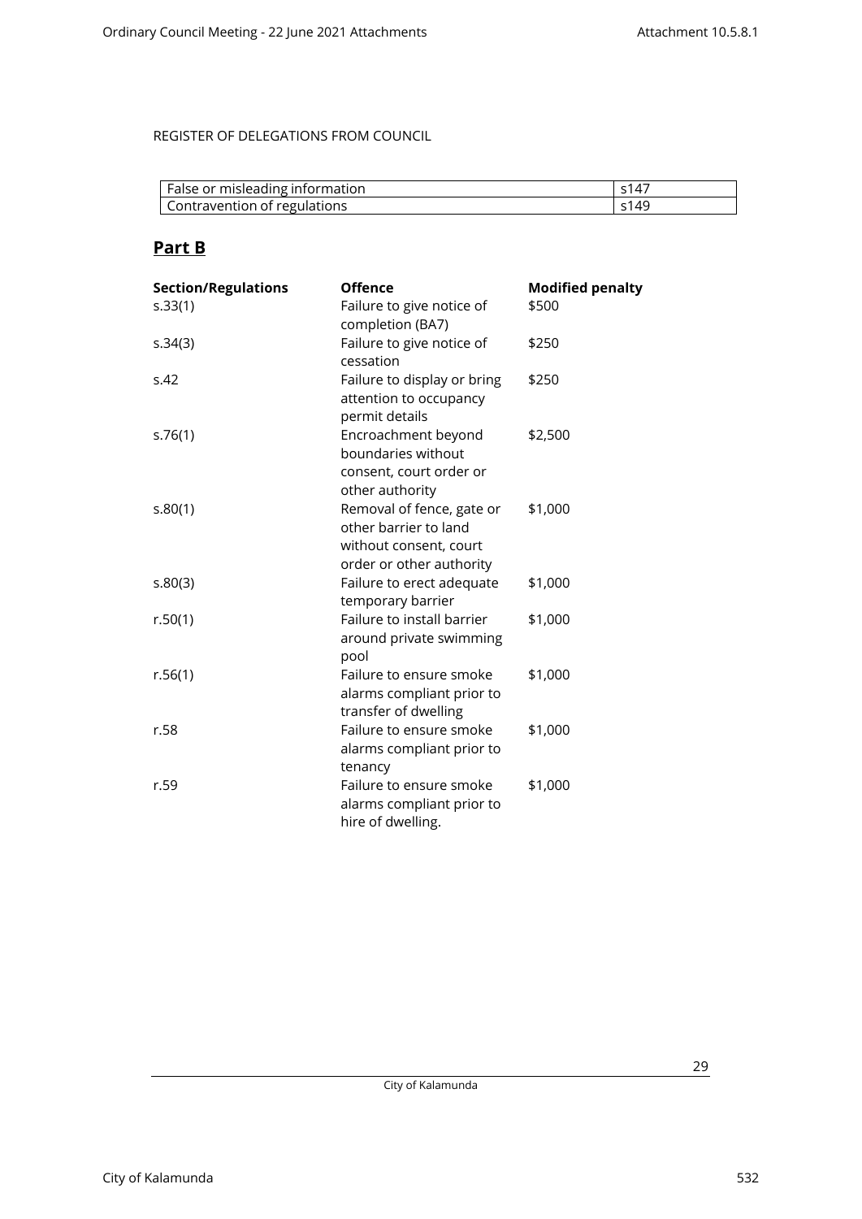REGISTER OF DELEGATIONS FROM COUNCIL

| | |
|---|---|
| False or misleading information | s147 |
| Contravention of regulations | s149 |

## **Part B**

| **Section/Regulations** | **Offence** | **Modified penalty** |
|---|---|---|
| s.33(1) | Failure to give notice of completion (BA7) | $500 |
| s.34(3) | Failure to give notice of cessation | $250 |
| s.42 | Failure to display or bring attention to occupancy permit details | $250 |
| s.76(1) | Encroachment beyond boundaries without consent, court order or other authority | $2,500 |
| s.80(1) | Removal of fence, gate or other barrier to land without consent, court order or other authority | $1,000 |
| s.80(3) | Failure to erect adequate temporary barrier | $1,000 |
| r.50(1) | Failure to install barrier around private swimming pool | $1,000 |
| r.56(1) | Failure to ensure smoke alarms compliant prior to transfer of dwelling | $1,000 |
| r.58 | Failure to ensure smoke alarms compliant prior to tenancy | $1,000 |
| r.59 | Failure to ensure smoke alarms compliant prior to hire of dwelling. | $1,000 |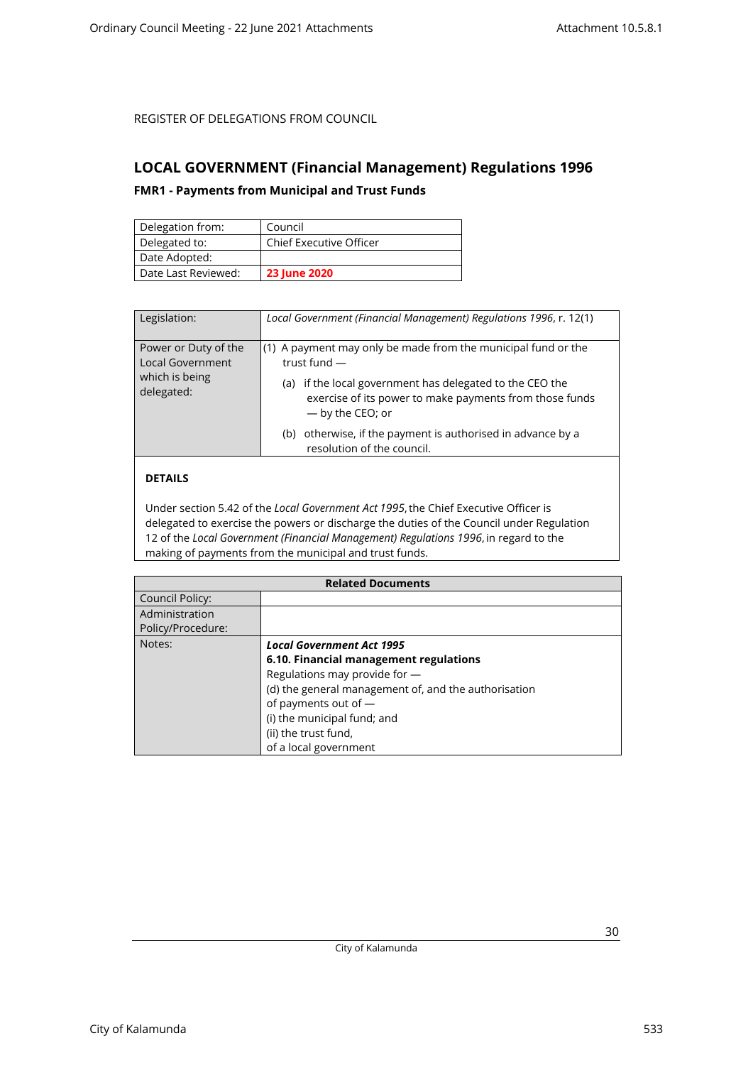REGISTER OF DELEGATIONS FROM COUNCIL

## LOCAL GOVERNMENT (Financial Management) Regulations 1996

### FMR1 - Payments from Municipal and Trust Funds

| Delegation from: | Council |
|---|---|
| Delegated to: | Chief Executive Officer |
| Date Adopted: | |
| Date Last Reviewed: | **23 June 2020** |

| Legislation: | *Local Government (Financial Management) Regulations 1996*, r. 12(1) |
|---|---|
| Power or Duty of the Local Government which is being delegated: | (1) A payment may only be made from the municipal fund or the trust fund — (a) if the local government has delegated to the CEO the exercise of its power to make payments from those funds — by the CEO; or (b) otherwise, if the payment is authorised in advance by a resolution of the council. |

**DETAILS**

Under section 5.42 of the *Local Government Act 1995*, the Chief Executive Officer is delegated to exercise the powers or discharge the duties of the Council under Regulation 12 of the *Local Government (Financial Management) Regulations 1996*, in regard to the making of payments from the municipal and trust funds.

| Related Documents | |
|---|---|
| Council Policy: | |
| Administration Policy/Procedure: | |
| Notes: | ***Local Government Act 1995*** **6.10. Financial management regulations** Regulations may provide for — (d) the general management of, and the authorisation of payments out of — (i) the municipal fund; and (ii) the trust fund, of a local government |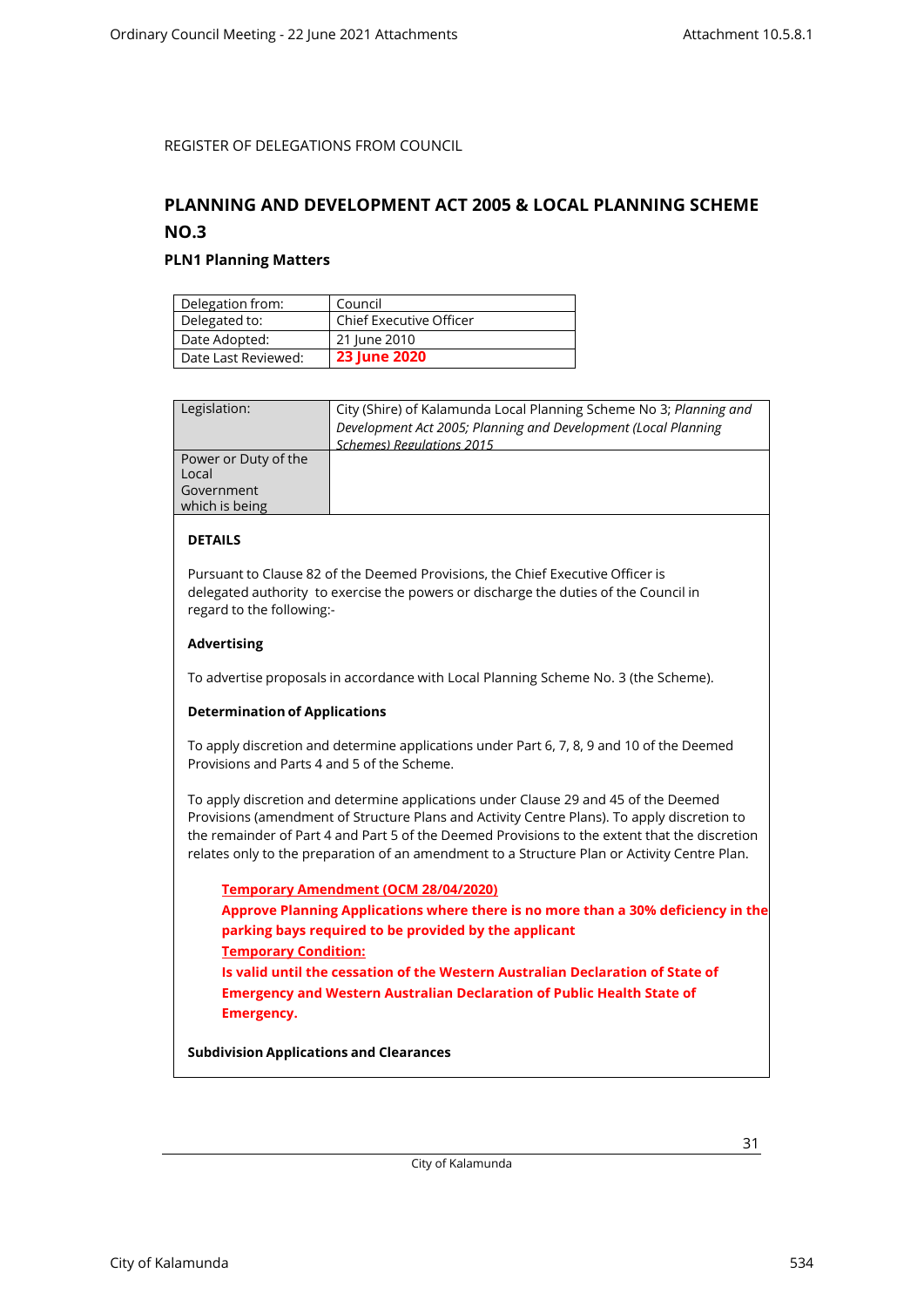REGISTER OF DELEGATIONS FROM COUNCIL

## PLANNING AND DEVELOPMENT ACT 2005 & LOCAL PLANNING SCHEME NO.3

### PLN1 Planning Matters

| Delegation from: | Council |
|---|---|
| Delegated to: | Chief Executive Officer |
| Date Adopted: | 21 June 2010 |
| Date Last Reviewed: | **23 June 2020** |

| Legislation: | City (Shire) of Kalamunda Local Planning Scheme No 3; *Planning and Development Act 2005; Planning and Development (Local Planning Schemes) Regulations 2015* |
|---|---|
| Power or Duty of the Local Government which is being | |

**DETAILS**

Pursuant to Clause 82 of the Deemed Provisions, the Chief Executive Officer is delegated authority to exercise the powers or discharge the duties of the Council in regard to the following:-

**Advertising**

To advertise proposals in accordance with Local Planning Scheme No. 3 (the Scheme).

**Determination of Applications**

To apply discretion and determine applications under Part 6, 7, 8, 9 and 10 of the Deemed Provisions and Parts 4 and 5 of the Scheme.

To apply discretion and determine applications under Clause 29 and 45 of the Deemed Provisions (amendment of Structure Plans and Activity Centre Plans). To apply discretion to the remainder of Part 4 and Part 5 of the Deemed Provisions to the extent that the discretion relates only to the preparation of an amendment to a Structure Plan or Activity Centre Plan.

> **Temporary Amendment (OCM 28/04/2020)**
>
> **Approve Planning Applications where there is no more than a 30% deficiency in the parking bays required to be provided by the applicant**
>
> **Temporary Condition:**
>
> **Is valid until the cessation of the Western Australian Declaration of State of Emergency and Western Australian Declaration of Public Health State of Emergency.**

**Subdivision Applications and Clearances**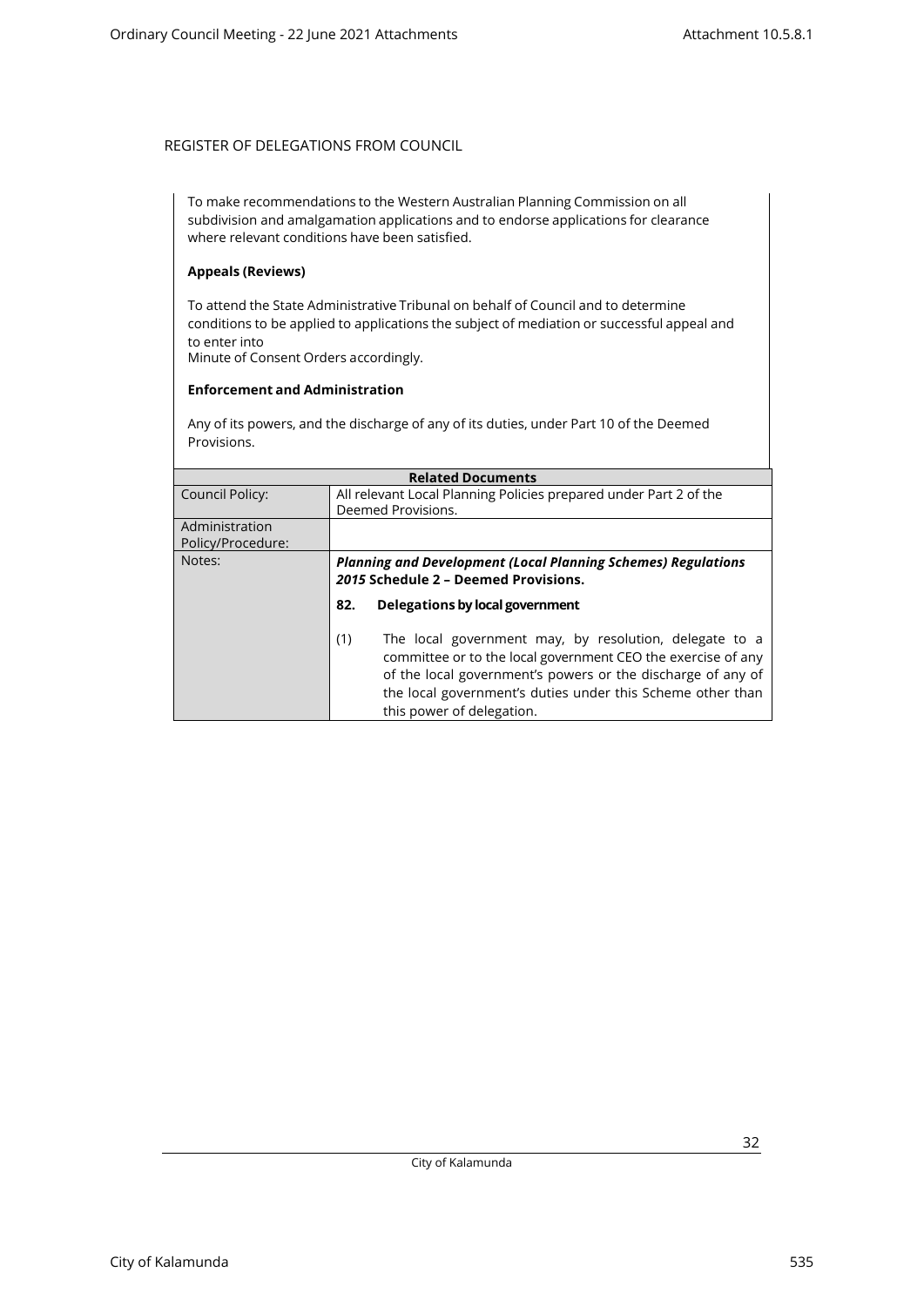REGISTER OF DELEGATIONS FROM COUNCIL

To make recommendations to the Western Australian Planning Commission on all subdivision and amalgamation applications and to endorse applications for clearance where relevant conditions have been satisfied.

**Appeals (Reviews)**

To attend the State Administrative Tribunal on behalf of Council and to determine conditions to be applied to applications the subject of mediation or successful appeal and to enter into
Minute of Consent Orders accordingly.

**Enforcement and Administration**

Any of its powers, and the discharge of any of its duties, under Part 10 of the Deemed Provisions.

| **Related Documents** | |
|---|---|
| Council Policy: | All relevant Local Planning Policies prepared under Part 2 of the Deemed Provisions. |
| Administration Policy/Procedure: | |
| Notes: | ***Planning and Development (Local Planning Schemes) Regulations 2015* Schedule 2 – Deemed Provisions.**<br><br>**82. Delegations by local government**<br><br>(1) The local government may, by resolution, delegate to a committee or to the local government CEO the exercise of any of the local government's powers or the discharge of any of the local government's duties under this Scheme other than this power of delegation. |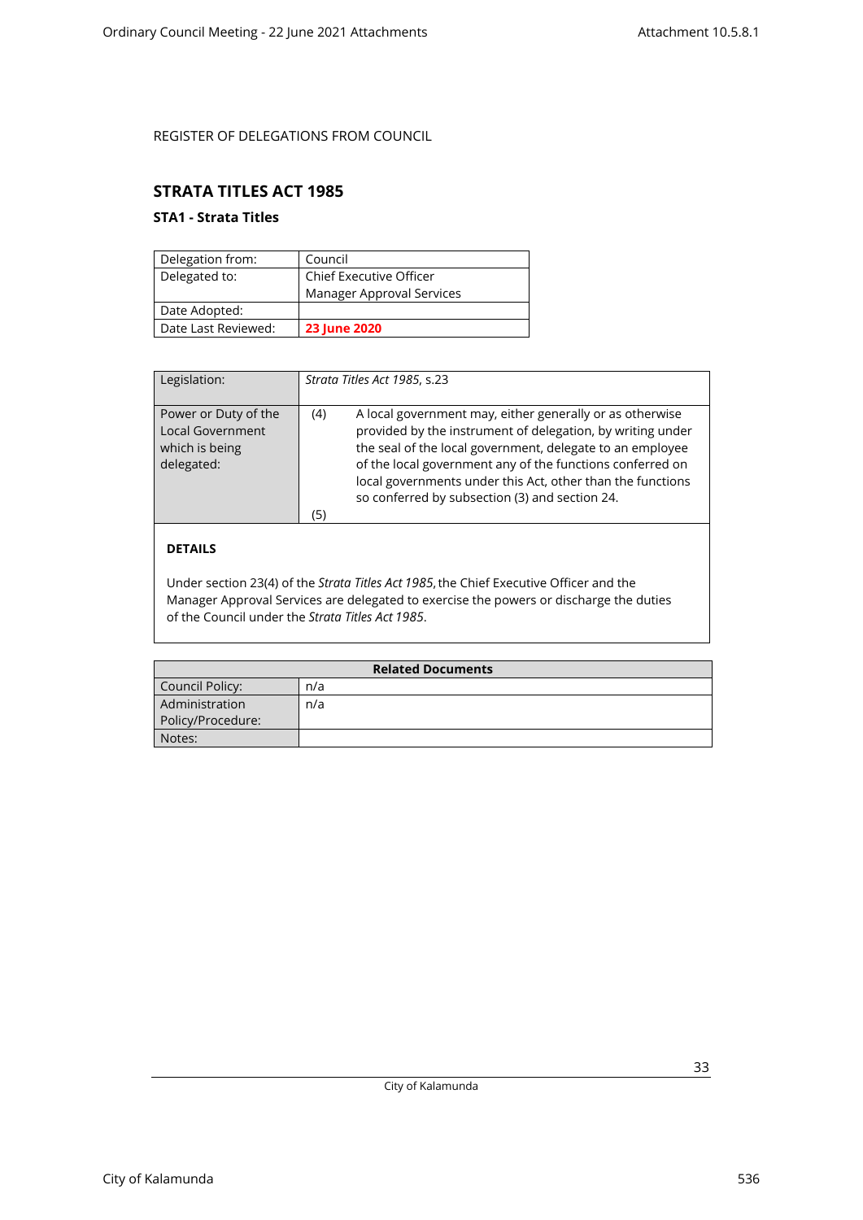REGISTER OF DELEGATIONS FROM COUNCIL

## STRATA TITLES ACT 1985

### STA1 - Strata Titles

| Delegation from: | Council |
|---|---|
| Delegated to: | Chief Executive Officer<br>Manager Approval Services |
| Date Adopted: | |
| Date Last Reviewed: | **23 June 2020** |

| Legislation: | *Strata Titles Act 1985*, s.23 |
|---|---|
| Power or Duty of the Local Government which is being delegated: | (4) A local government may, either generally or as otherwise provided by the instrument of delegation, by writing under the seal of the local government, delegate to an employee of the local government any of the functions conferred on local governments under this Act, other than the functions so conferred by subsection (3) and section 24.<br>(5) |

**DETAILS**

Under section 23(4) of the *Strata Titles Act 1985*, the Chief Executive Officer and the Manager Approval Services are delegated to exercise the powers or discharge the duties of the Council under the *Strata Titles Act 1985*.

| Related Documents | |
|---|---|
| Council Policy: | n/a |
| Administration Policy/Procedure: | n/a |
| Notes: | |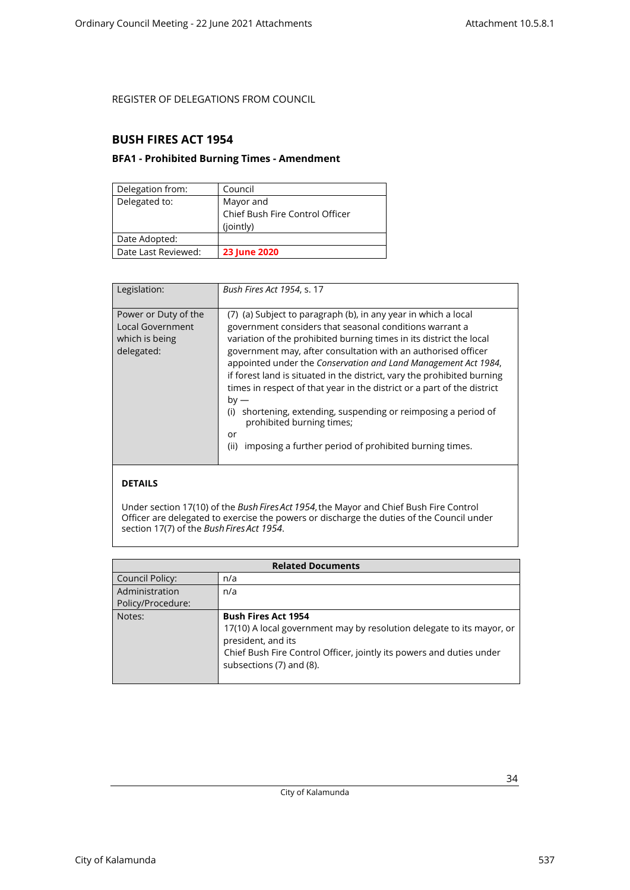REGISTER OF DELEGATIONS FROM COUNCIL

## BUSH FIRES ACT 1954

### BFA1 - Prohibited Burning Times - Amendment

| Delegation from: | Council |
|---|---|
| Delegated to: | Mayor and<br>Chief Bush Fire Control Officer<br>(jointly) |
| Date Adopted: | |
| Date Last Reviewed: | **23 June 2020** |

| Legislation: | *Bush Fires Act 1954*, s. 17 |
|---|---|
| Power or Duty of the Local Government which is being delegated: | (7) (a) Subject to paragraph (b), in any year in which a local government considers that seasonal conditions warrant a variation of the prohibited burning times in its district the local government may, after consultation with an authorised officer appointed under the *Conservation and Land Management Act 1984*, if forest land is situated in the district, vary the prohibited burning times in respect of that year in the district or a part of the district by —<br>(i) shortening, extending, suspending or reimposing a period of prohibited burning times;<br>or<br>(ii) imposing a further period of prohibited burning times. |

**DETAILS**

Under section 17(10) of the *Bush Fires Act 1954*, the Mayor and Chief Bush Fire Control Officer are delegated to exercise the powers or discharge the duties of the Council under section 17(7) of the *Bush Fires Act 1954*.

| Related Documents | |
|---|---|
| Council Policy: | n/a |
| Administration Policy/Procedure: | n/a |
| Notes: | **Bush Fires Act 1954**<br>17(10) A local government may by resolution delegate to its mayor, or president, and its<br>Chief Bush Fire Control Officer, jointly its powers and duties under subsections (7) and (8). |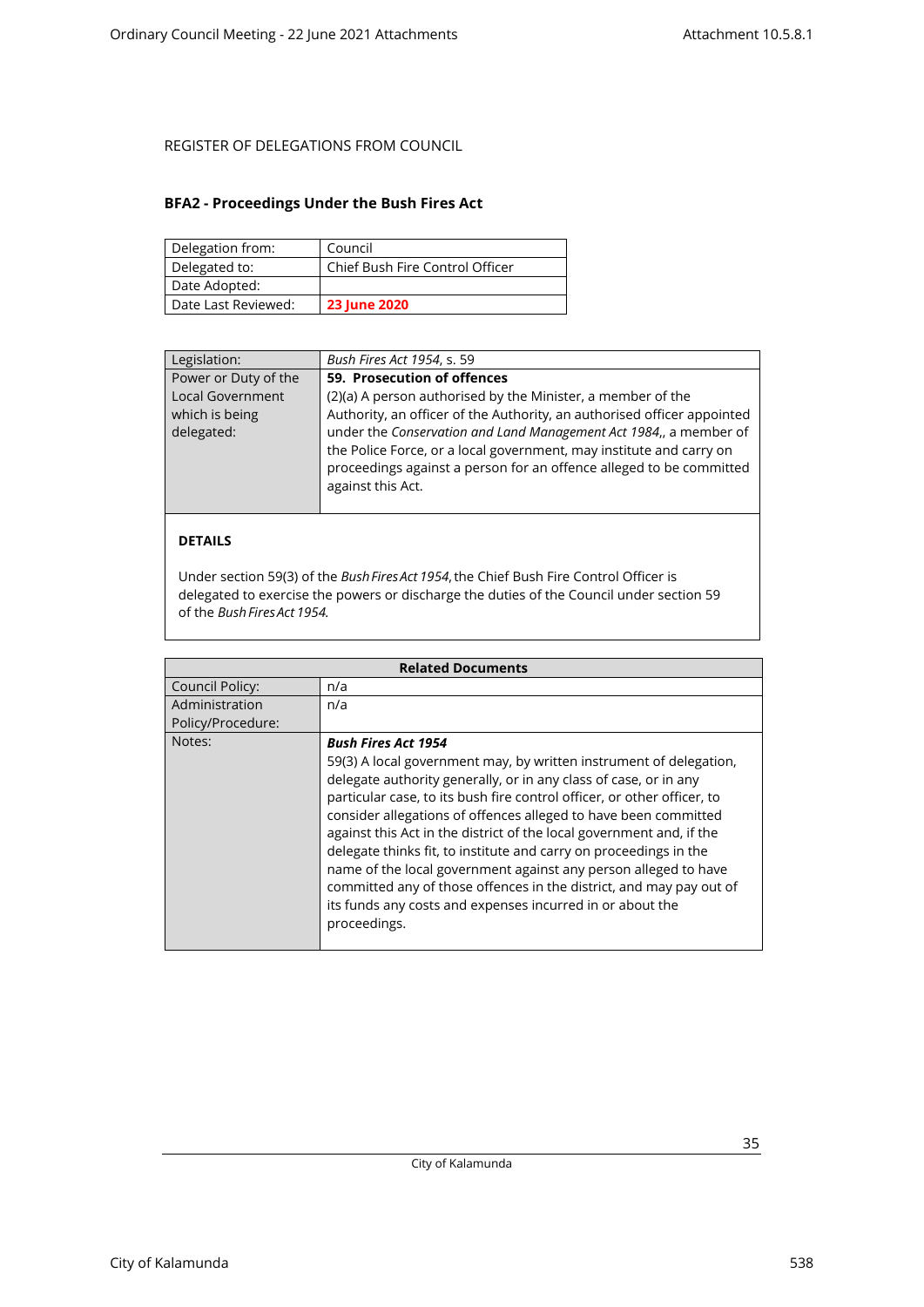REGISTER OF DELEGATIONS FROM COUNCIL

## BFA2 - Proceedings Under the Bush Fires Act

| Delegation from: | Council |
|---|---|
| Delegated to: | Chief Bush Fire Control Officer |
| Date Adopted: | |
| Date Last Reviewed: | **23 June 2020** |

| Legislation: | *Bush Fires Act 1954*, s. 59 |
|---|---|
| Power or Duty of the Local Government which is being delegated: | **59. Prosecution of offences**<br>(2)(a) A person authorised by the Minister, a member of the Authority, an officer of the Authority, an authorised officer appointed under the *Conservation and Land Management Act 1984*,, a member of the Police Force, or a local government, may institute and carry on proceedings against a person for an offence alleged to be committed against this Act. |

**DETAILS**

Under section 59(3) of the *Bush Fires Act 1954*, the Chief Bush Fire Control Officer is delegated to exercise the powers or discharge the duties of the Council under section 59 of the *Bush Fires Act 1954*.

| Related Documents | |
|---|---|
| Council Policy: | n/a |
| Administration Policy/Procedure: | n/a |
| Notes: | ***Bush Fires Act 1954***<br>59(3) A local government may, by written instrument of delegation, delegate authority generally, or in any class of case, or in any particular case, to its bush fire control officer, or other officer, to consider allegations of offences alleged to have been committed against this Act in the district of the local government and, if the delegate thinks fit, to institute and carry on proceedings in the name of the local government against any person alleged to have committed any of those offences in the district, and may pay out of its funds any costs and expenses incurred in or about the proceedings. |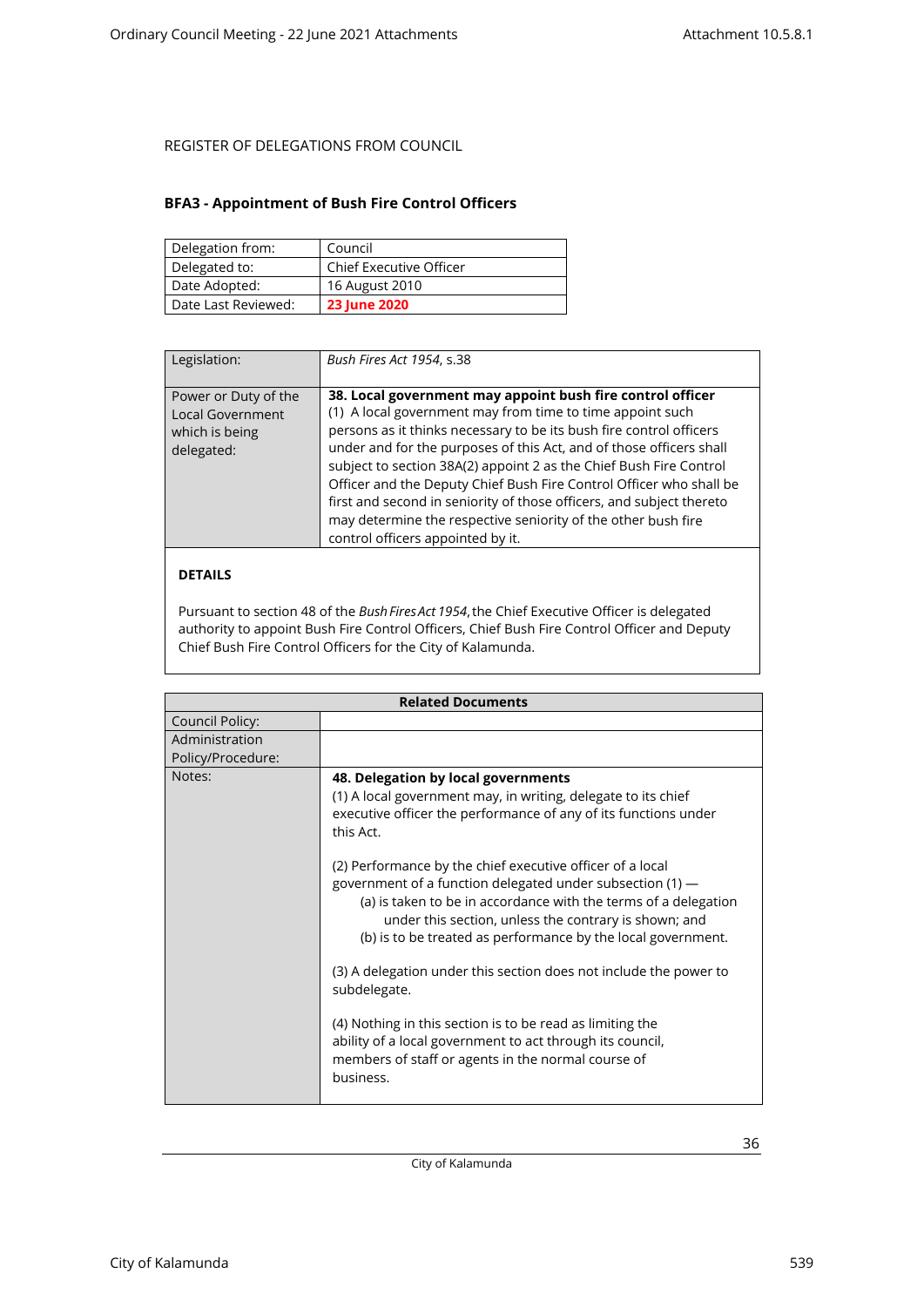REGISTER OF DELEGATIONS FROM COUNCIL

## BFA3 - Appointment of Bush Fire Control Officers

| Delegation from: | Council |
|---|---|
| Delegated to: | Chief Executive Officer |
| Date Adopted: | 16 August 2010 |
| Date Last Reviewed: | **23 June 2020** |

| Legislation: | *Bush Fires Act 1954*, s.38 |
|---|---|
| Power or Duty of the Local Government which is being delegated: | **38. Local government may appoint bush fire control officer** (1) A local government may from time to time appoint such persons as it thinks necessary to be its bush fire control officers under and for the purposes of this Act, and of those officers shall subject to section 38A(2) appoint 2 as the Chief Bush Fire Control Officer and the Deputy Chief Bush Fire Control Officer who shall be first and second in seniority of those officers, and subject thereto may determine the respective seniority of the other bush fire control officers appointed by it. |

**DETAILS**

Pursuant to section 48 of the *Bush Fires Act 1954*, the Chief Executive Officer is delegated authority to appoint Bush Fire Control Officers, Chief Bush Fire Control Officer and Deputy Chief Bush Fire Control Officers for the City of Kalamunda.

| Related Documents | |
|---|---|
| Council Policy: | |
| Administration Policy/Procedure: | |
| Notes: | **48. Delegation by local governments**<br>(1) A local government may, in writing, delegate to its chief executive officer the performance of any of its functions under this Act.<br><br>(2) Performance by the chief executive officer of a local government of a function delegated under subsection (1) —<br>(a) is taken to be in accordance with the terms of a delegation under this section, unless the contrary is shown; and<br>(b) is to be treated as performance by the local government.<br><br>(3) A delegation under this section does not include the power to subdelegate.<br><br>(4) Nothing in this section is to be read as limiting the ability of a local government to act through its council, members of staff or agents in the normal course of business. |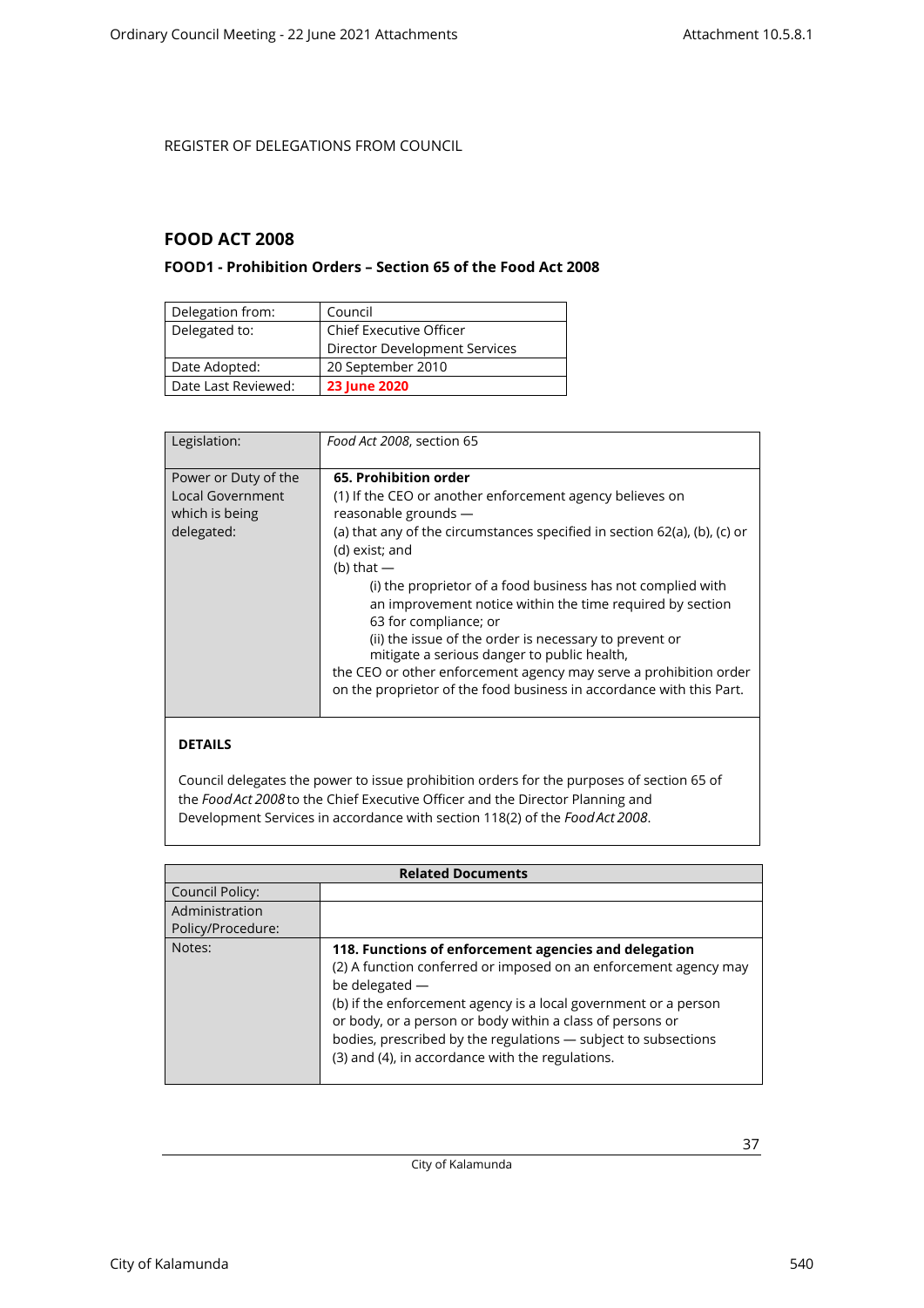REGISTER OF DELEGATIONS FROM COUNCIL

## FOOD ACT 2008

### FOOD1 - Prohibition Orders – Section 65 of the Food Act 2008

| Delegation from: | Council |
|---|---|
| Delegated to: | Chief Executive Officer<br>Director Development Services |
| Date Adopted: | 20 September 2010 |
| Date Last Reviewed: | **23 June 2020** |

| Legislation: | *Food Act 2008*, section 65 |
|---|---|
| Power or Duty of the Local Government which is being delegated: | **65. Prohibition order**<br>(1) If the CEO or another enforcement agency believes on reasonable grounds —<br>(a) that any of the circumstances specified in section 62(a), (b), (c) or (d) exist; and<br>(b) that —<br>(i) the proprietor of a food business has not complied with an improvement notice within the time required by section 63 for compliance; or<br>(ii) the issue of the order is necessary to prevent or mitigate a serious danger to public health,<br>the CEO or other enforcement agency may serve a prohibition order on the proprietor of the food business in accordance with this Part. |

**DETAILS**

Council delegates the power to issue prohibition orders for the purposes of section 65 of the *Food Act 2008* to the Chief Executive Officer and the Director Planning and Development Services in accordance with section 118(2) of the *Food Act 2008*.

| Related Documents | |
|---|---|
| Council Policy: | |
| Administration Policy/Procedure: | |
| Notes: | **118. Functions of enforcement agencies and delegation**<br>(2) A function conferred or imposed on an enforcement agency may be delegated —<br>(b) if the enforcement agency is a local government or a person or body, or a person or body within a class of persons or bodies, prescribed by the regulations — subject to subsections (3) and (4), in accordance with the regulations. |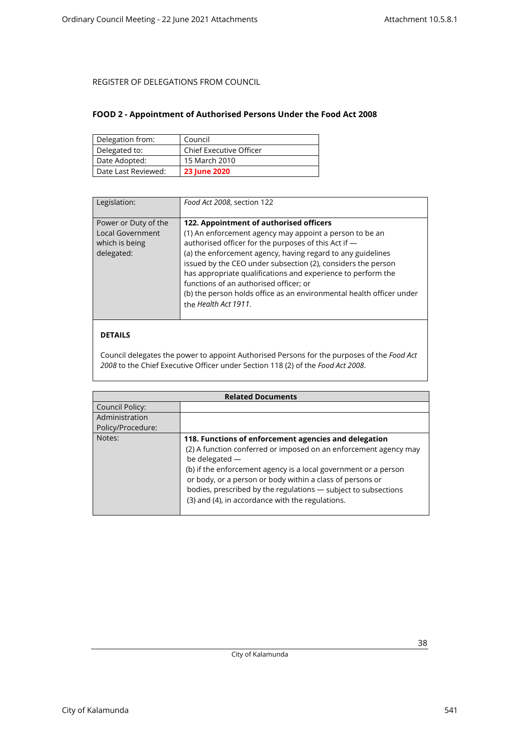REGISTER OF DELEGATIONS FROM COUNCIL

## FOOD 2 - Appointment of Authorised Persons Under the Food Act 2008

| Delegation from: | Council |
|---|---|
| Delegated to: | Chief Executive Officer |
| Date Adopted: | 15 March 2010 |
| Date Last Reviewed: | **23 June 2020** |

| Legislation: | *Food Act 2008*, section 122 |
|---|---|
| Power or Duty of the Local Government which is being delegated: | **122. Appointment of authorised officers**<br>(1) An enforcement agency may appoint a person to be an authorised officer for the purposes of this Act if —<br>(a) the enforcement agency, having regard to any guidelines issued by the CEO under subsection (2), considers the person has appropriate qualifications and experience to perform the functions of an authorised officer; or<br>(b) the person holds office as an environmental health officer under the *Health Act 1911*. |

**DETAILS**

Council delegates the power to appoint Authorised Persons for the purposes of the *Food Act 2008* to the Chief Executive Officer under Section 118 (2) of the *Food Act 2008*.

| Related Documents | |
|---|---|
| Council Policy: | |
| Administration Policy/Procedure: | |
| Notes: | **118. Functions of enforcement agencies and delegation**<br>(2) A function conferred or imposed on an enforcement agency may be delegated —<br>(b) if the enforcement agency is a local government or a person or body, or a person or body within a class of persons or bodies, prescribed by the regulations — subject to subsections (3) and (4), in accordance with the regulations. |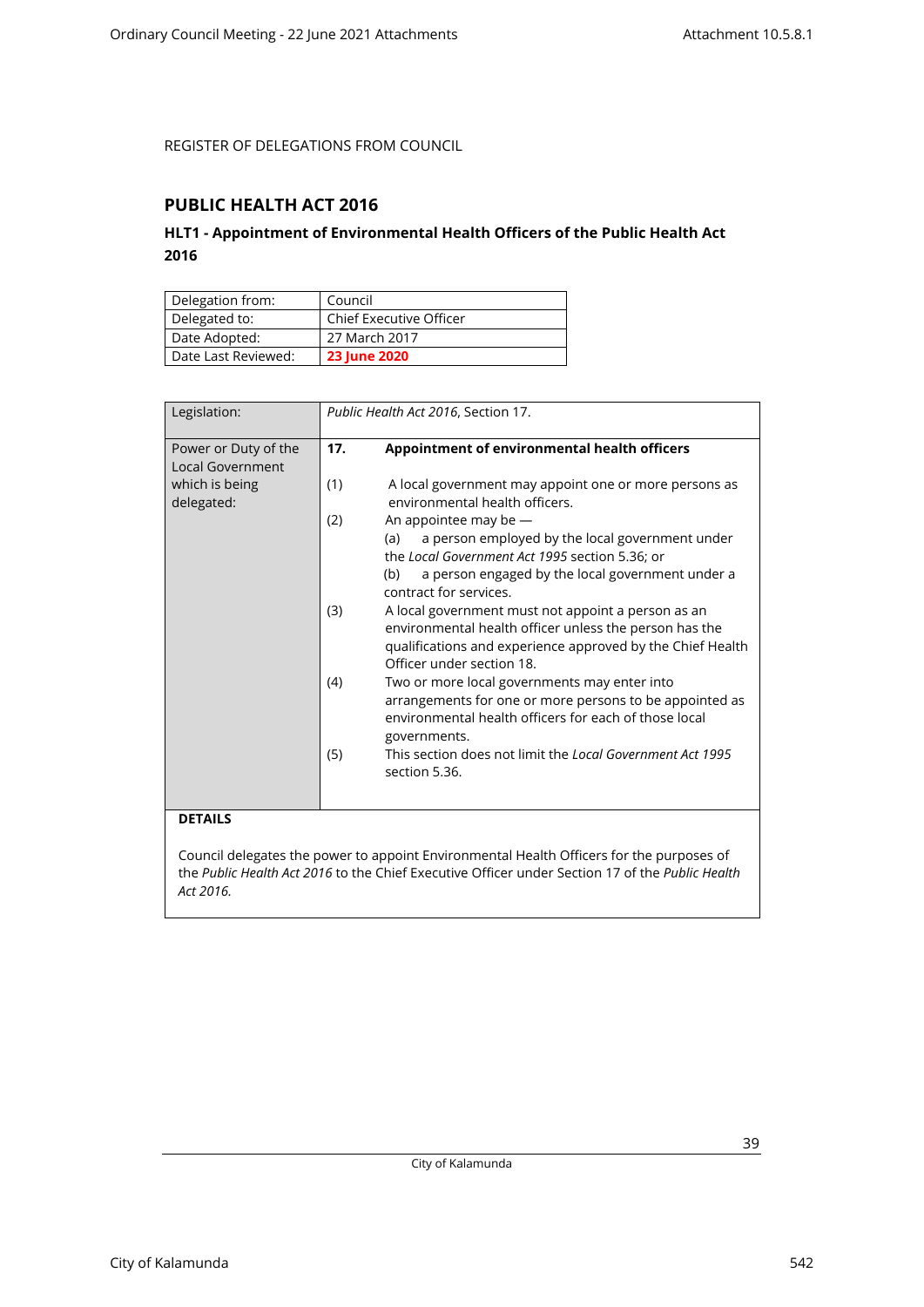REGISTER OF DELEGATIONS FROM COUNCIL

## PUBLIC HEALTH ACT 2016

### HLT1 - Appointment of Environmental Health Officers of the Public Health Act 2016

| Delegation from: | Council |
|---|---|
| Delegated to: | Chief Executive Officer |
| Date Adopted: | 27 March 2017 |
| Date Last Reviewed: | **23 June 2020** |

| Legislation: | *Public Health Act 2016*, Section 17. |
|---|---|
| Power or Duty of the Local Government which is being delegated: | **17. Appointment of environmental health officers**<br><br>(1) A local government may appoint one or more persons as environmental health officers.<br>(2) An appointee may be —<br>(a) a person employed by the local government under the *Local Government Act 1995* section 5.36; or<br>(b) a person engaged by the local government under a contract for services.<br>(3) A local government must not appoint a person as an environmental health officer unless the person has the qualifications and experience approved by the Chief Health Officer under section 18.<br>(4) Two or more local governments may enter into arrangements for one or more persons to be appointed as environmental health officers for each of those local governments.<br>(5) This section does not limit the *Local Government Act 1995* section 5.36. |

**DETAILS**

Council delegates the power to appoint Environmental Health Officers for the purposes of the *Public Health Act 2016* to the Chief Executive Officer under Section 17 of the *Public Health Act 2016.*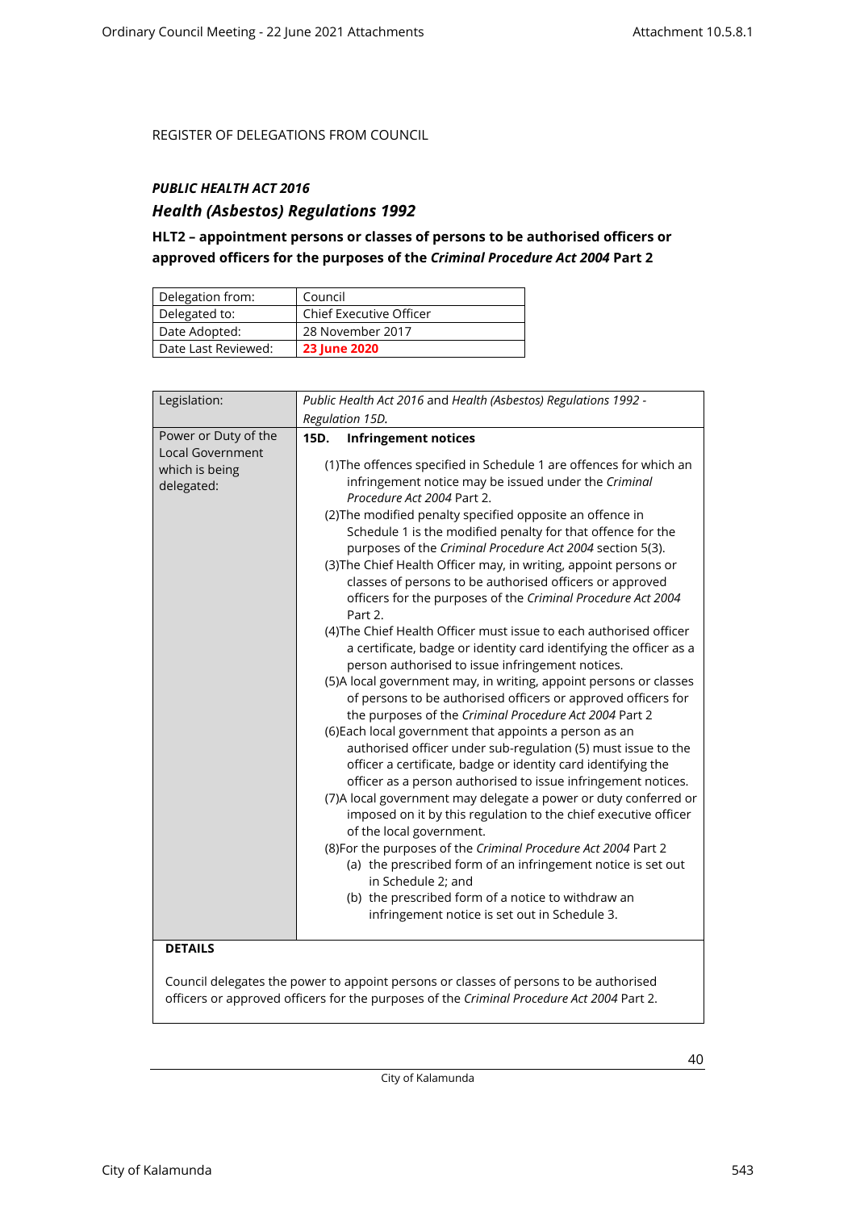REGISTER OF DELEGATIONS FROM COUNCIL

***PUBLIC HEALTH ACT 2016***

## *Health (Asbestos) Regulations 1992*

### HLT2 – appointment persons or classes of persons to be authorised officers or approved officers for the purposes of the *Criminal Procedure Act 2004* Part 2

| Delegation from: | Council |
|---|---|
| Delegated to: | Chief Executive Officer |
| Date Adopted: | 28 November 2017 |
| Date Last Reviewed: | **23 June 2020** |

| Legislation: | *Public Health Act 2016* and *Health (Asbestos) Regulations 1992 - Regulation 15D.* |
|---|---|
| Power or Duty of the Local Government which is being delegated: | **15D. Infringement notices**<br><br>(1)The offences specified in Schedule 1 are offences for which an infringement notice may be issued under the *Criminal Procedure Act 2004* Part 2.<br>(2)The modified penalty specified opposite an offence in Schedule 1 is the modified penalty for that offence for the purposes of the *Criminal Procedure Act 2004* section 5(3).<br>(3)The Chief Health Officer may, in writing, appoint persons or classes of persons to be authorised officers or approved officers for the purposes of the *Criminal Procedure Act 2004* Part 2.<br>(4)The Chief Health Officer must issue to each authorised officer a certificate, badge or identity card identifying the officer as a person authorised to issue infringement notices.<br>(5)A local government may, in writing, appoint persons or classes of persons to be authorised officers or approved officers for the purposes of the *Criminal Procedure Act 2004* Part 2<br>(6)Each local government that appoints a person as an authorised officer under sub-regulation (5) must issue to the officer a certificate, badge or identity card identifying the officer as a person authorised to issue infringement notices.<br>(7)A local government may delegate a power or duty conferred or imposed on it by this regulation to the chief executive officer of the local government.<br>(8)For the purposes of the *Criminal Procedure Act 2004* Part 2<br>(a) the prescribed form of an infringement notice is set out in Schedule 2; and<br>(b) the prescribed form of a notice to withdraw an infringement notice is set out in Schedule 3. |

**DETAILS**

Council delegates the power to appoint persons or classes of persons to be authorised officers or approved officers for the purposes of the *Criminal Procedure Act 2004* Part 2.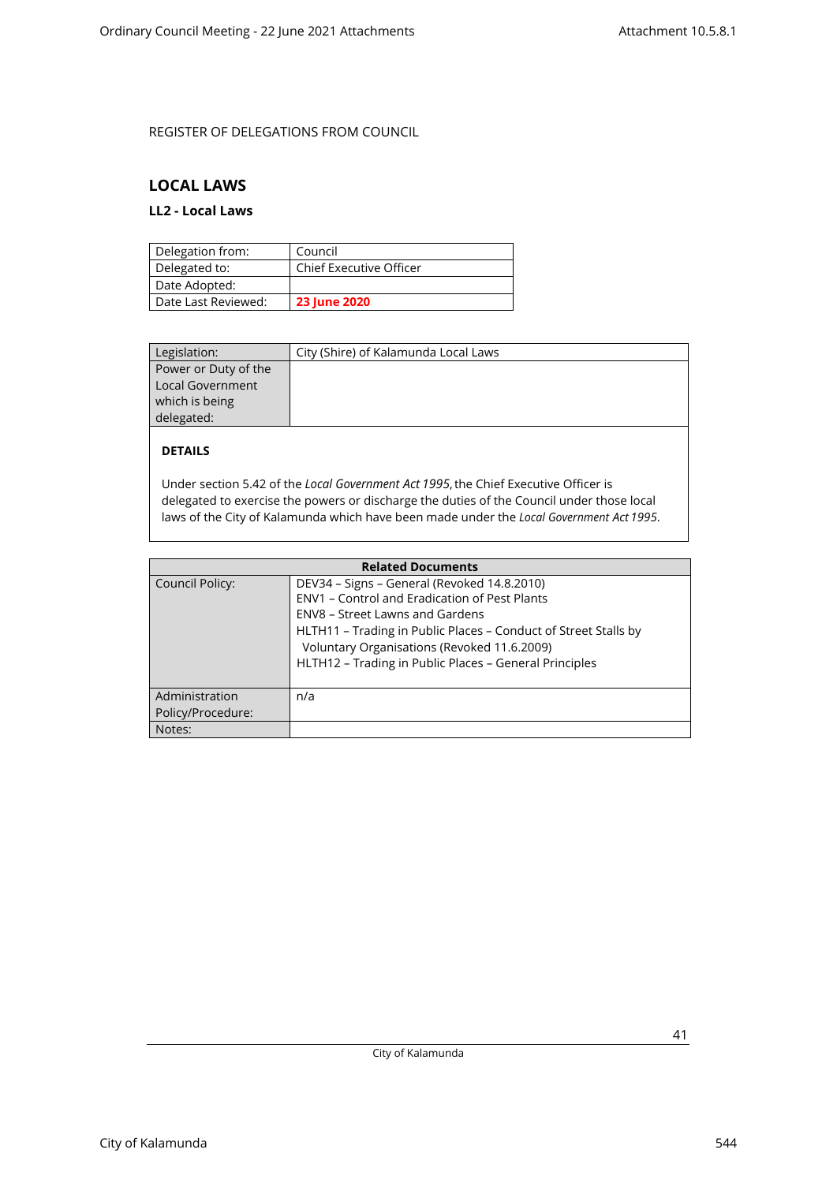REGISTER OF DELEGATIONS FROM COUNCIL

## LOCAL LAWS

### LL2 - Local Laws

| Delegation from: | Council |
|---|---|
| Delegated to: | Chief Executive Officer |
| Date Adopted: | |
| Date Last Reviewed: | **23 June 2020** |

| Legislation: | City (Shire) of Kalamunda Local Laws |
|---|---|
| Power or Duty of the Local Government which is being delegated: | |

**DETAILS**

Under section 5.42 of the *Local Government Act 1995*, the Chief Executive Officer is delegated to exercise the powers or discharge the duties of the Council under those local laws of the City of Kalamunda which have been made under the *Local Government Act 1995*.

| Related Documents | |
|---|---|
| Council Policy: | DEV34 – Signs – General (Revoked 14.8.2010)<br>ENV1 – Control and Eradication of Pest Plants<br>ENV8 – Street Lawns and Gardens<br>HLTH11 – Trading in Public Places – Conduct of Street Stalls by Voluntary Organisations (Revoked 11.6.2009)<br>HLTH12 – Trading in Public Places – General Principles |
| Administration Policy/Procedure: | n/a |
| Notes: | |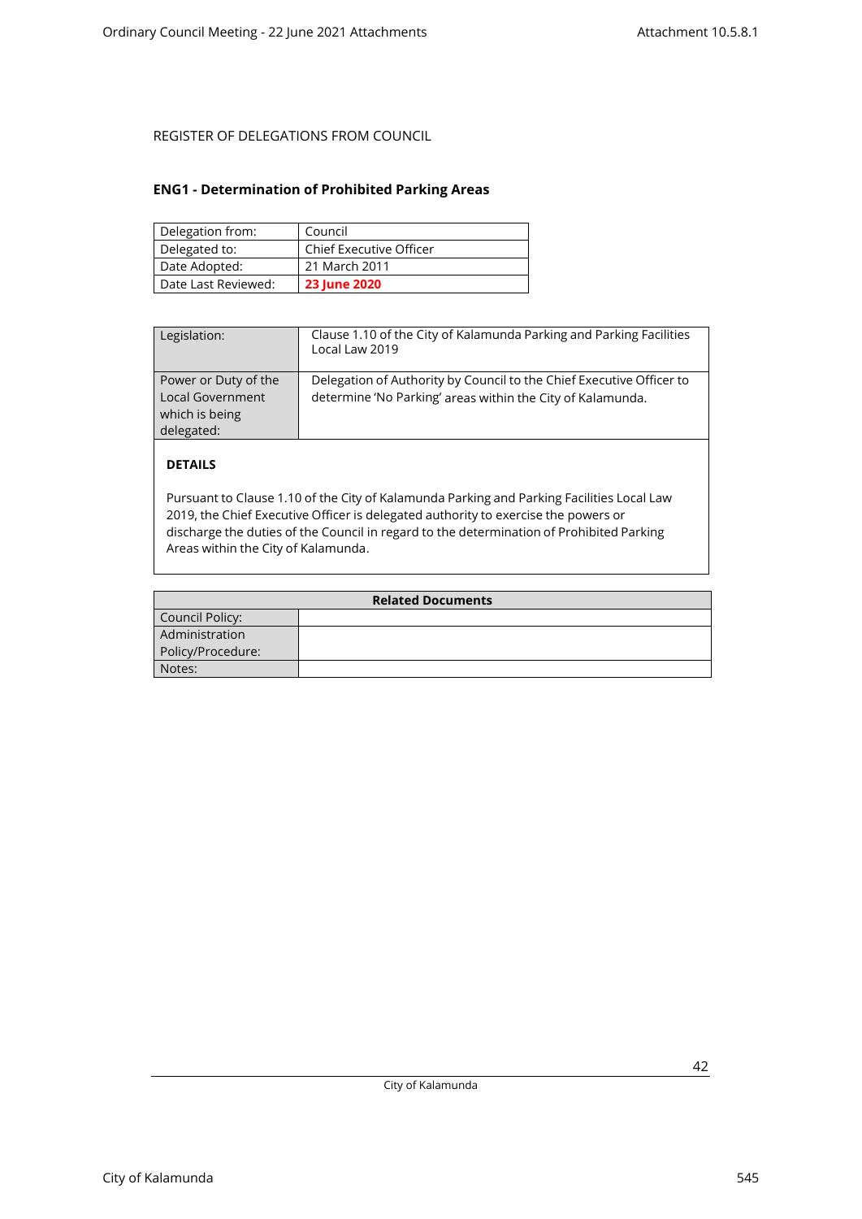REGISTER OF DELEGATIONS FROM COUNCIL

## ENG1 - Determination of Prohibited Parking Areas

| | |
|---|---|
| Delegation from: | Council |
| Delegated to: | Chief Executive Officer |
| Date Adopted: | 21 March 2011 |
| Date Last Reviewed: | **23 June 2020** |

| | |
|---|---|
| Legislation: | Clause 1.10 of the City of Kalamunda Parking and Parking Facilities Local Law 2019 |
| Power or Duty of the Local Government which is being delegated: | Delegation of Authority by Council to the Chief Executive Officer to determine 'No Parking' areas within the City of Kalamunda. |

**DETAILS**

Pursuant to Clause 1.10 of the City of Kalamunda Parking and Parking Facilities Local Law 2019, the Chief Executive Officer is delegated authority to exercise the powers or discharge the duties of the Council in regard to the determination of Prohibited Parking Areas within the City of Kalamunda.

| **Related Documents** | |
|---|---|
| Council Policy: | |
| Administration Policy/Procedure: | |
| Notes: | |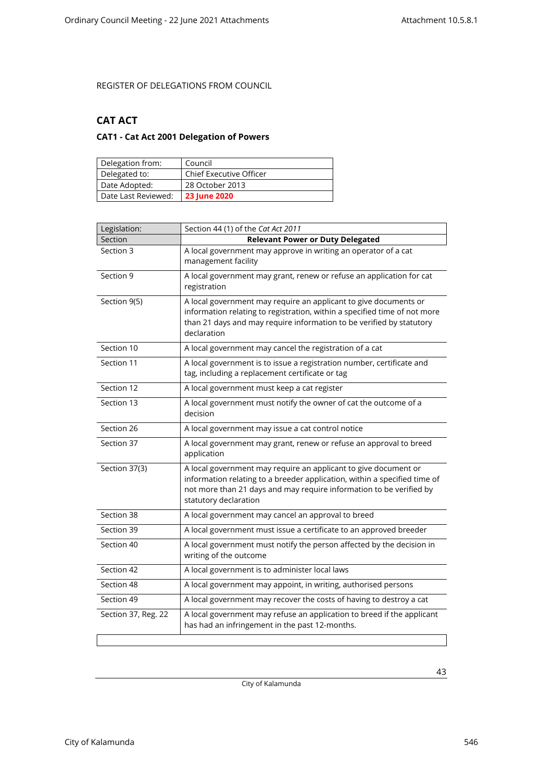REGISTER OF DELEGATIONS FROM COUNCIL

## CAT ACT

### CAT1 - Cat Act 2001 Delegation of Powers

| Delegation from: | Council |
|---|---|
| Delegated to: | Chief Executive Officer |
| Date Adopted: | 28 October 2013 |
| Date Last Reviewed: | **23 June 2020** |

| Legislation: | Section 44 (1) of the *Cat Act 2011* |
|---|---|
| Section | **Relevant Power or Duty Delegated** |
| Section 3 | A local government may approve in writing an operator of a cat management facility |
| Section 9 | A local government may grant, renew or refuse an application for cat registration |
| Section 9(5) | A local government may require an applicant to give documents or information relating to registration, within a specified time of not more than 21 days and may require information to be verified by statutory declaration |
| Section 10 | A local government may cancel the registration of a cat |
| Section 11 | A local government is to issue a registration number, certificate and tag, including a replacement certificate or tag |
| Section 12 | A local government must keep a cat register |
| Section 13 | A local government must notify the owner of cat the outcome of a decision |
| Section 26 | A local government may issue a cat control notice |
| Section 37 | A local government may grant, renew or refuse an approval to breed application |
| Section 37(3) | A local government may require an applicant to give document or information relating to a breeder application, within a specified time of not more than 21 days and may require information to be verified by statutory declaration |
| Section 38 | A local government may cancel an approval to breed |
| Section 39 | A local government must issue a certificate to an approved breeder |
| Section 40 | A local government must notify the person affected by the decision in writing of the outcome |
| Section 42 | A local government is to administer local laws |
| Section 48 | A local government may appoint, in writing, authorised persons |
| Section 49 | A local government may recover the costs of having to destroy a cat |
| Section 37, Reg. 22 | A local government may refuse an application to breed if the applicant has had an infringement in the past 12-months. |
| | |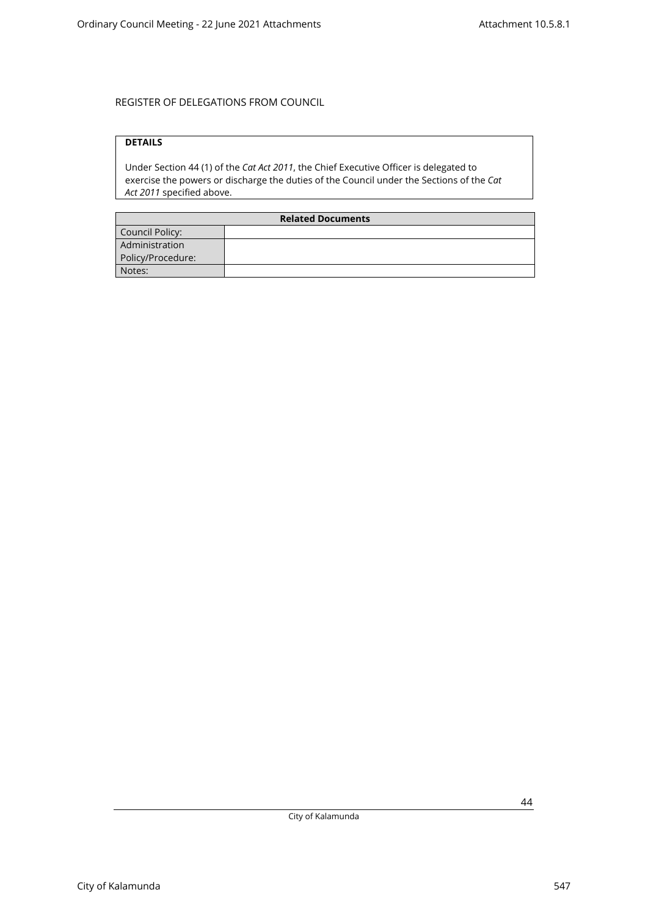REGISTER OF DELEGATIONS FROM COUNCIL

| **DETAILS** |
| --- |
| Under Section 44 (1) of the *Cat Act 2011*, the Chief Executive Officer is delegated to exercise the powers or discharge the duties of the Council under the Sections of the *Cat Act 2011* specified above. |

| **Related Documents** | |
| --- | --- |
| Council Policy: | |
| Administration Policy/Procedure: | |
| Notes: | |

City of Kalamunda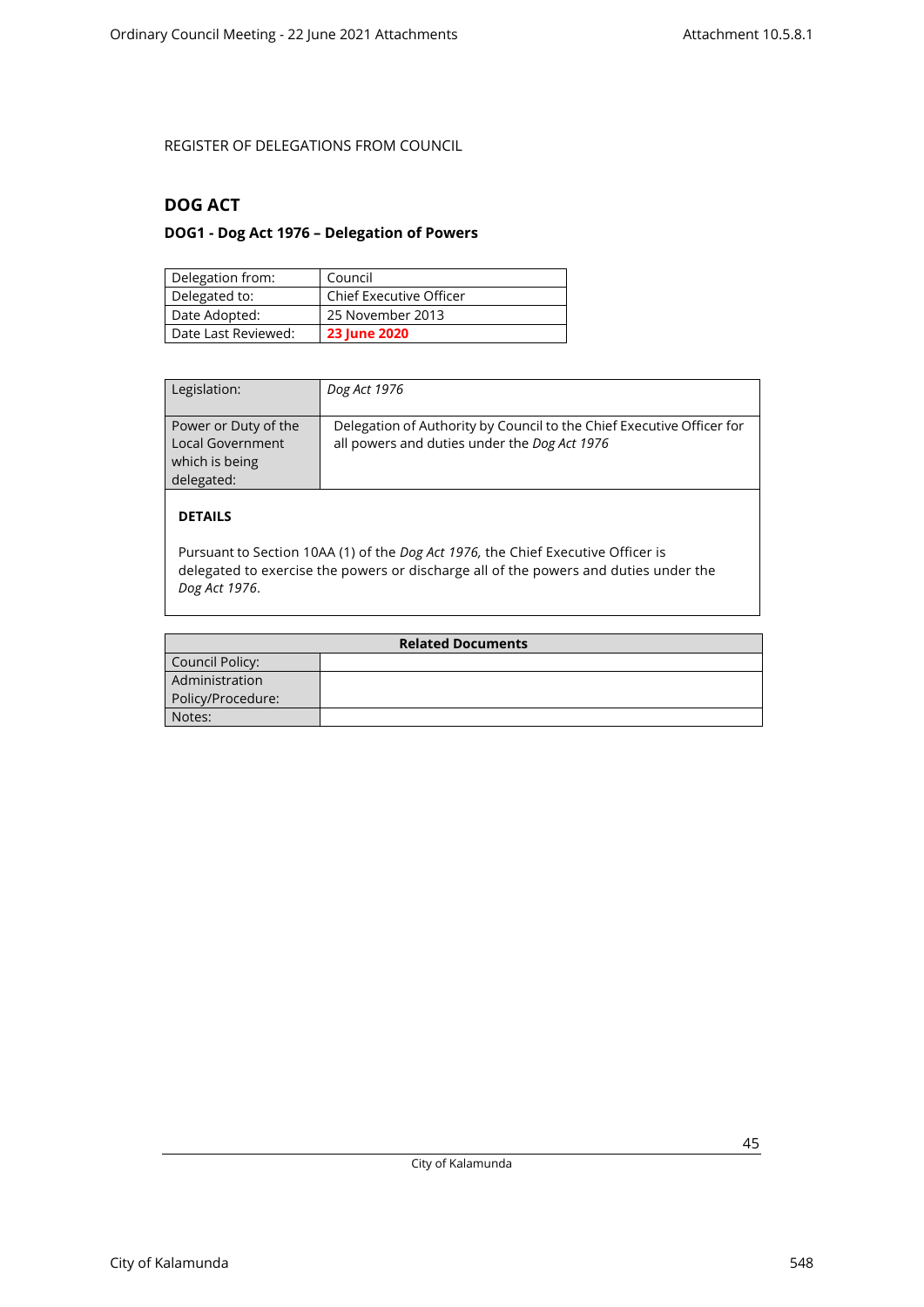REGISTER OF DELEGATIONS FROM COUNCIL

## DOG ACT

### DOG1 - Dog Act 1976 – Delegation of Powers

| Delegation from: | Council |
|---|---|
| Delegated to: | Chief Executive Officer |
| Date Adopted: | 25 November 2013 |
| Date Last Reviewed: | **23 June 2020** |

| Legislation: | *Dog Act 1976* |
|---|---|
| Power or Duty of the Local Government which is being delegated: | Delegation of Authority by Council to the Chief Executive Officer for all powers and duties under the *Dog Act 1976* |

**DETAILS**

Pursuant to Section 10AA (1) of the *Dog Act 1976,* the Chief Executive Officer is delegated to exercise the powers or discharge all of the powers and duties under the *Dog Act 1976*.

| Related Documents | |
|---|---|
| Council Policy: | |
| Administration Policy/Procedure: | |
| Notes: | |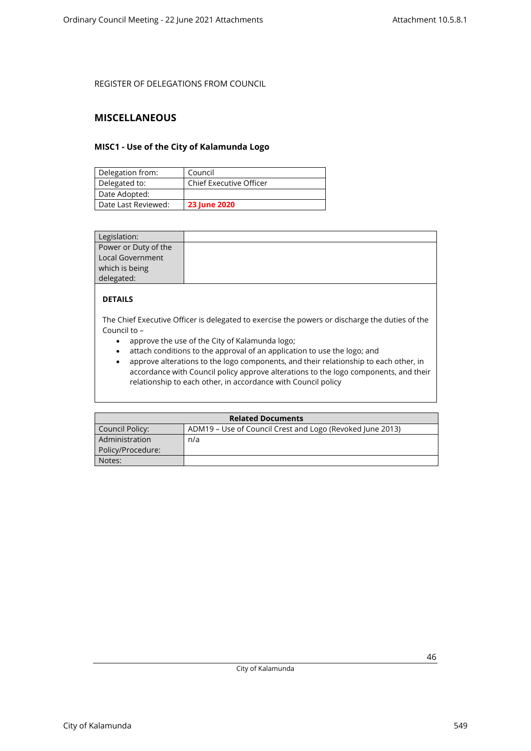REGISTER OF DELEGATIONS FROM COUNCIL

## MISCELLANEOUS

### MISC1 - Use of the City of Kalamunda Logo

| Delegation from: | Council |
|---|---|
| Delegated to: | Chief Executive Officer |
| Date Adopted: | |
| Date Last Reviewed: | **23 June 2020** |

| Legislation: | |
|---|---|
| Power or Duty of the Local Government which is being delegated: | |

**DETAILS**

The Chief Executive Officer is delegated to exercise the powers or discharge the duties of the Council to –

- approve the use of the City of Kalamunda logo;
- attach conditions to the approval of an application to use the logo; and
- approve alterations to the logo components, and their relationship to each other, in accordance with Council policy approve alterations to the logo components, and their relationship to each other, in accordance with Council policy

| **Related Documents** | |
|---|---|
| Council Policy: | ADM19 – Use of Council Crest and Logo (Revoked June 2013) |
| Administration Policy/Procedure: | n/a |
| Notes: | |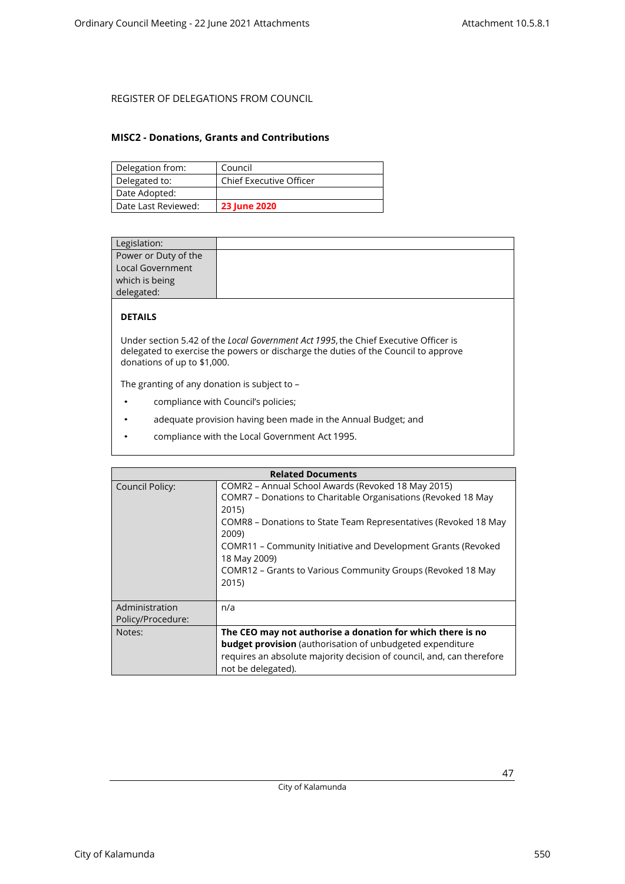REGISTER OF DELEGATIONS FROM COUNCIL

## MISC2 - Donations, Grants and Contributions

| Delegation from: | Council |
|---|---|
| Delegated to: | Chief Executive Officer |
| Date Adopted: | |
| Date Last Reviewed: | **23 June 2020** |

| Legislation: | |
|---|---|
| Power or Duty of the Local Government which is being delegated: | |

**DETAILS**

Under section 5.42 of the *Local Government Act 1995*, the Chief Executive Officer is delegated to exercise the powers or discharge the duties of the Council to approve donations of up to $1,000.

The granting of any donation is subject to –

- compliance with Council's policies;
- adequate provision having been made in the Annual Budget; and
- compliance with the Local Government Act 1995.

| Related Documents | |
|---|---|
| Council Policy: | COMR2 – Annual School Awards (Revoked 18 May 2015)<br>COMR7 – Donations to Charitable Organisations (Revoked 18 May 2015)<br>COMR8 – Donations to State Team Representatives (Revoked 18 May 2009)<br>COMR11 – Community Initiative and Development Grants (Revoked 18 May 2009)<br>COMR12 – Grants to Various Community Groups (Revoked 18 May 2015) |
| Administration Policy/Procedure: | n/a |
| Notes: | **The CEO may not authorise a donation for which there is no budget provision** (authorisation of unbudgeted expenditure requires an absolute majority decision of council, and, can therefore not be delegated). |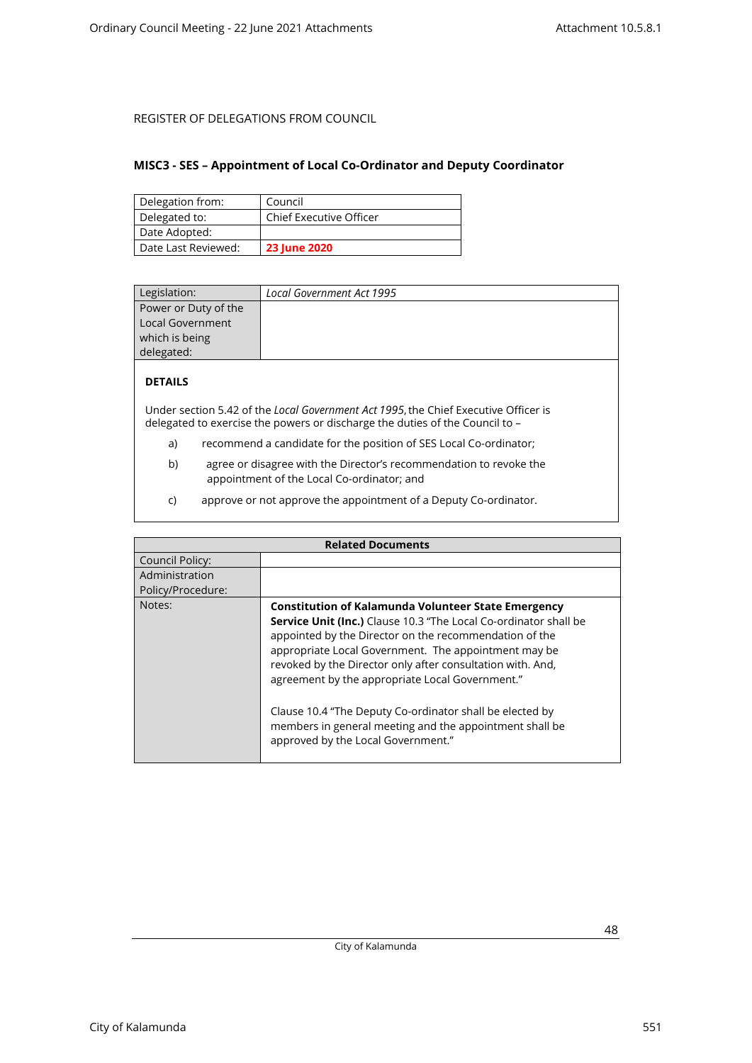REGISTER OF DELEGATIONS FROM COUNCIL

## MISC3 - SES – Appointment of Local Co-Ordinator and Deputy Coordinator

| Delegation from: | Council |
|---|---|
| Delegated to: | Chief Executive Officer |
| Date Adopted: | |
| Date Last Reviewed: | **23 June 2020** |

| Legislation: | *Local Government Act 1995* |
|---|---|
| Power or Duty of the Local Government which is being delegated: | |

**DETAILS**

Under section 5.42 of the *Local Government Act 1995*, the Chief Executive Officer is delegated to exercise the powers or discharge the duties of the Council to –

a) recommend a candidate for the position of SES Local Co-ordinator;

b) agree or disagree with the Director's recommendation to revoke the appointment of the Local Co-ordinator; and

c) approve or not approve the appointment of a Deputy Co-ordinator.

| Related Documents | |
|---|---|
| Council Policy: | |
| Administration Policy/Procedure: | |
| Notes: | **Constitution of Kalamunda Volunteer State Emergency Service Unit (Inc.)** Clause 10.3 "The Local Co-ordinator shall be appointed by the Director on the recommendation of the appropriate Local Government. The appointment may be revoked by the Director only after consultation with. And, agreement by the appropriate Local Government."<br><br>Clause 10.4 "The Deputy Co-ordinator shall be elected by members in general meeting and the appointment shall be approved by the Local Government." |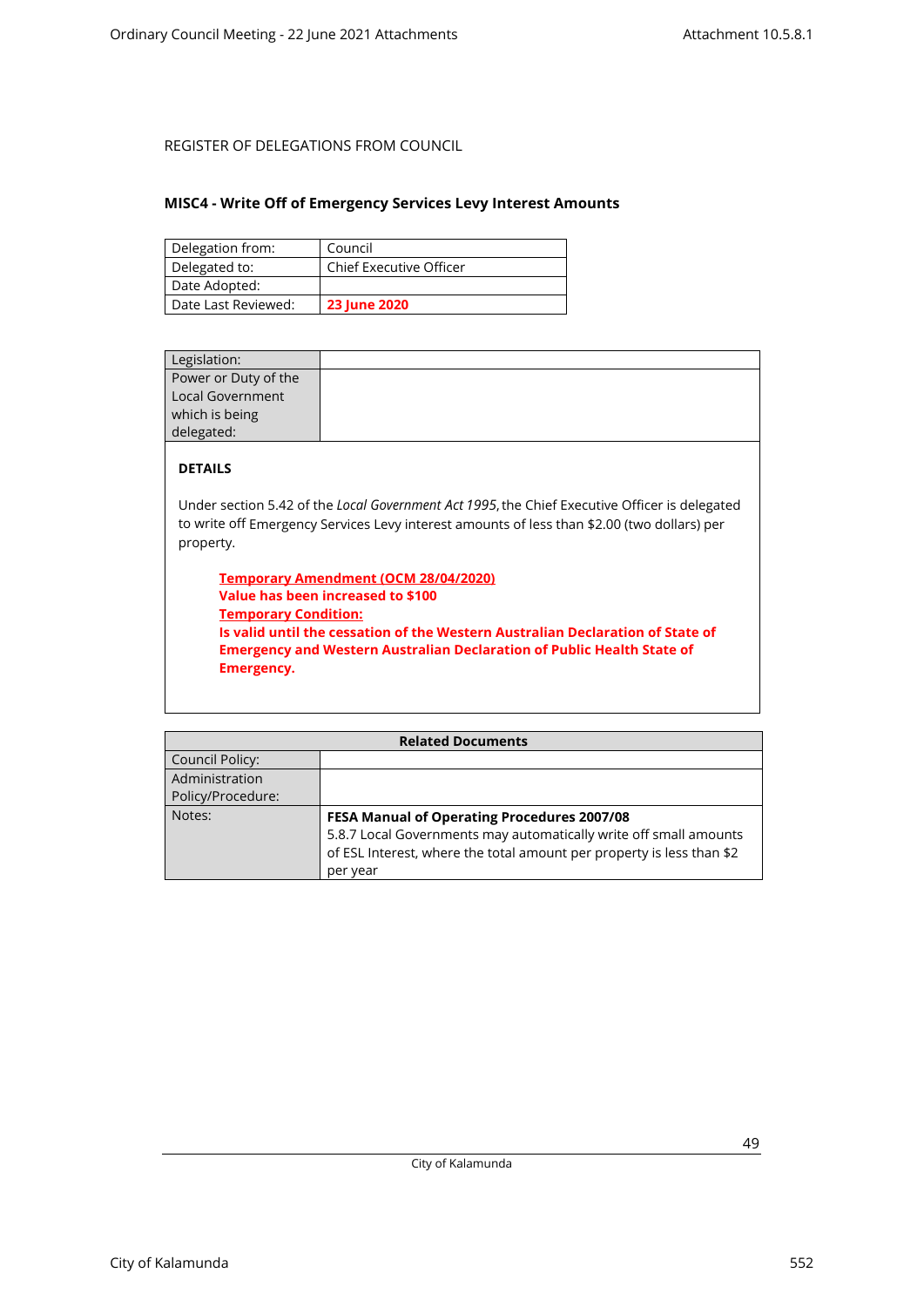REGISTER OF DELEGATIONS FROM COUNCIL

## MISC4 - Write Off of Emergency Services Levy Interest Amounts

| Delegation from: | Council |
|---|---|
| Delegated to: | Chief Executive Officer |
| Date Adopted: | |
| Date Last Reviewed: | **23 June 2020** |

| Legislation: | |
|---|---|
| Power or Duty of the Local Government which is being delegated: | |

**DETAILS**

Under section 5.42 of the *Local Government Act 1995*, the Chief Executive Officer is delegated to write off Emergency Services Levy interest amounts of less than $2.00 (two dollars) per property.

> **Temporary Amendment (OCM 28/04/2020)**
> **Value has been increased to $100**
> **Temporary Condition:**
> **Is valid until the cessation of the Western Australian Declaration of State of Emergency and Western Australian Declaration of Public Health State of Emergency.**

| Related Documents | |
|---|---|
| Council Policy: | |
| Administration Policy/Procedure: | |
| Notes: | **FESA Manual of Operating Procedures 2007/08** 5.8.7 Local Governments may automatically write off small amounts of ESL Interest, where the total amount per property is less than $2 per year |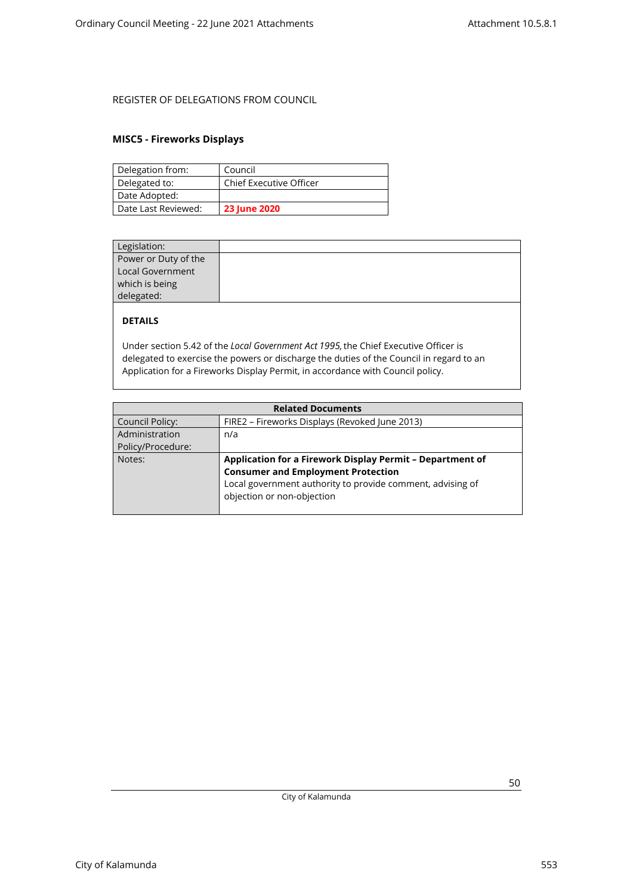REGISTER OF DELEGATIONS FROM COUNCIL

## MISC5 - Fireworks Displays

| Delegation from: | Council |
|---|---|
| Delegated to: | Chief Executive Officer |
| Date Adopted: | |
| Date Last Reviewed: | **23 June 2020** |

| Legislation: | |
|---|---|
| Power or Duty of the Local Government which is being delegated: | |

**DETAILS**

Under section 5.42 of the *Local Government Act 1995,* the Chief Executive Officer is delegated to exercise the powers or discharge the duties of the Council in regard to an Application for a Fireworks Display Permit, in accordance with Council policy.

| Related Documents | |
|---|---|
| Council Policy: | FIRE2 – Fireworks Displays (Revoked June 2013) |
| Administration Policy/Procedure: | n/a |
| Notes: | **Application for a Firework Display Permit – Department of Consumer and Employment Protection**<br>Local government authority to provide comment, advising of objection or non-objection |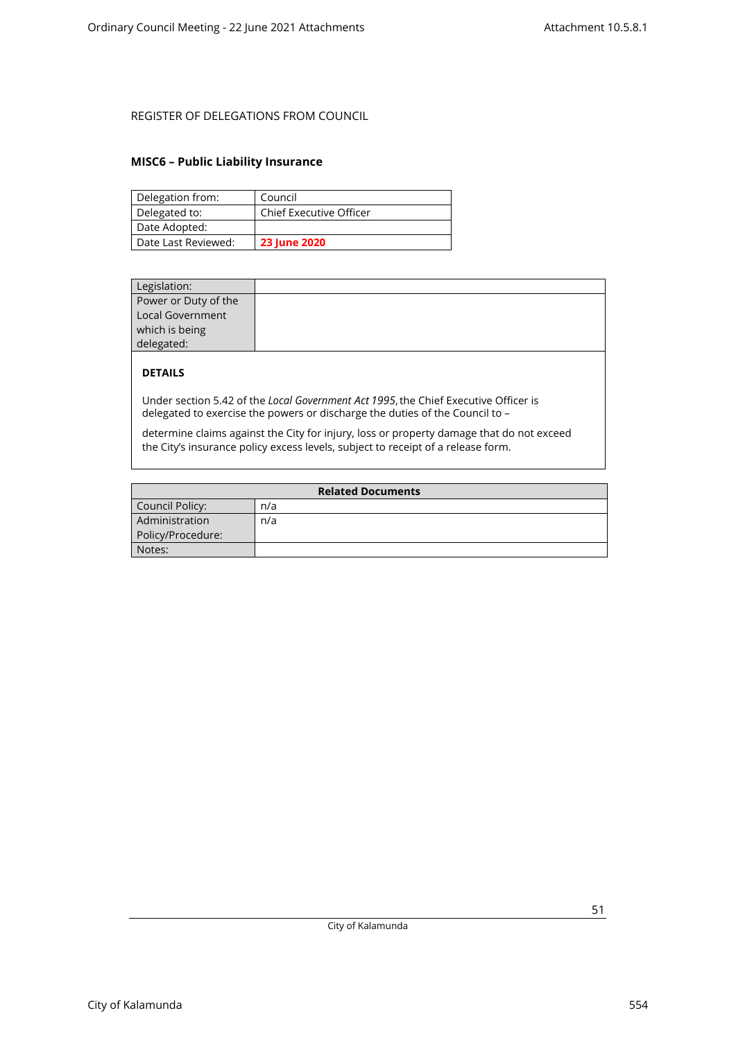REGISTER OF DELEGATIONS FROM COUNCIL

## MISC6 – Public Liability Insurance

| Delegation from: | Council |
|---|---|
| Delegated to: | Chief Executive Officer |
| Date Adopted: | |
| Date Last Reviewed: | **23 June 2020** |

| Legislation: | |
|---|---|
| Power or Duty of the Local Government which is being delegated: | |

**DETAILS**

Under section 5.42 of the *Local Government Act 1995*, the Chief Executive Officer is delegated to exercise the powers or discharge the duties of the Council to –

determine claims against the City for injury, loss or property damage that do not exceed the City's insurance policy excess levels, subject to receipt of a release form.

| **Related Documents** | |
|---|---|
| Council Policy: | n/a |
| Administration Policy/Procedure: | n/a |
| Notes: | |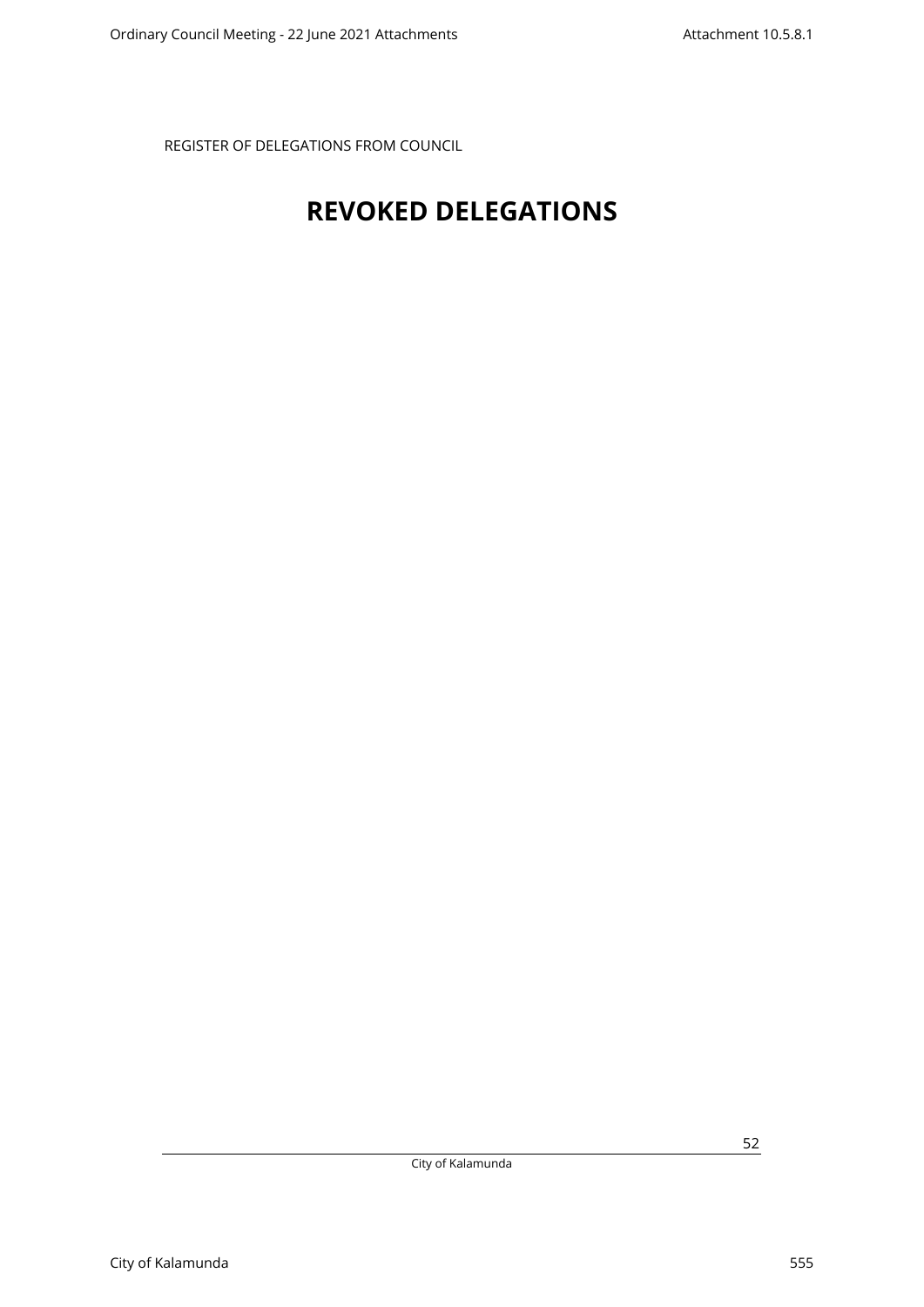REGISTER OF DELEGATIONS FROM COUNCIL

# REVOKED DELEGATIONS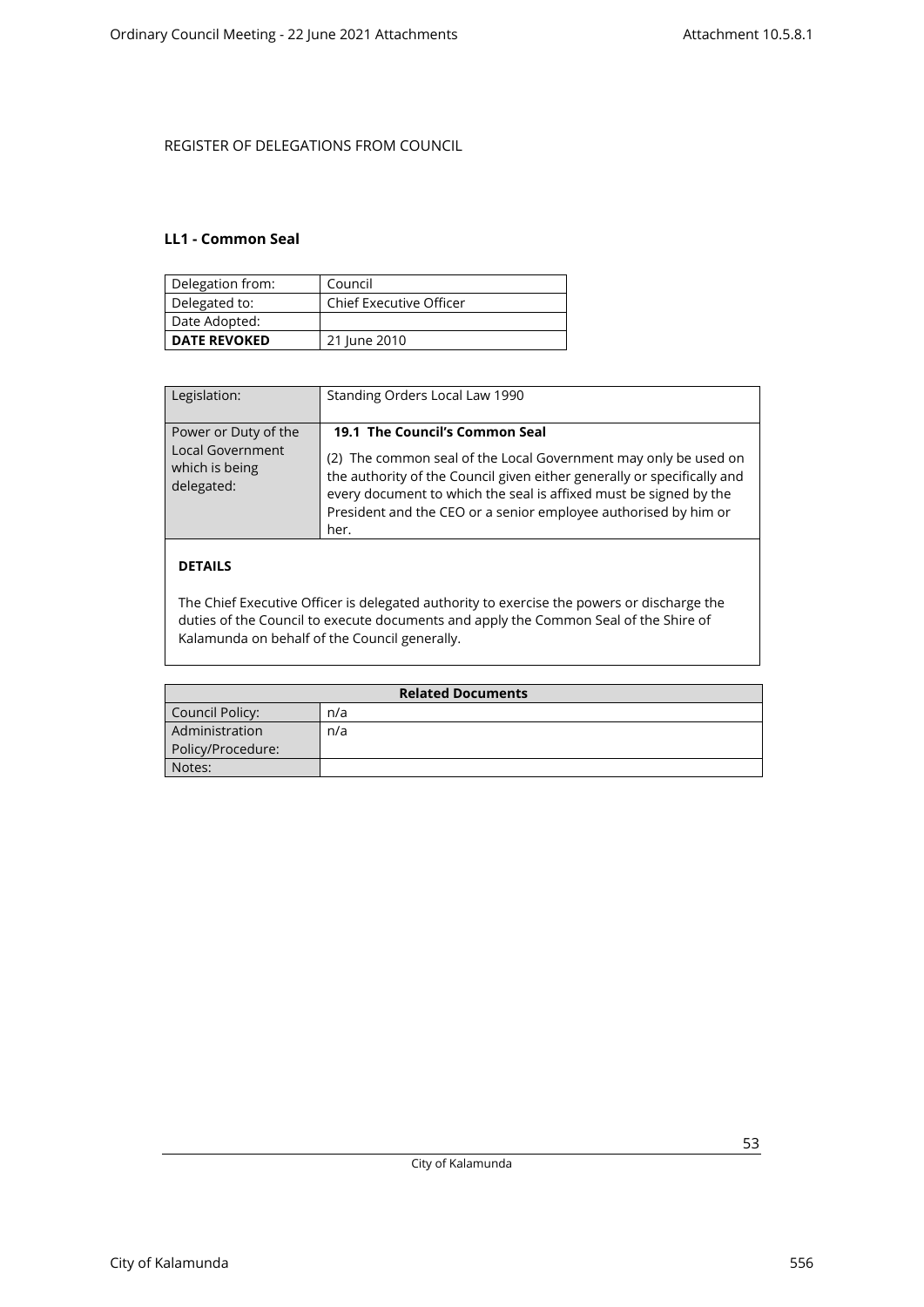REGISTER OF DELEGATIONS FROM COUNCIL

### LL1 - Common Seal

| Delegation from: | Council |
|---|---|
| Delegated to: | Chief Executive Officer |
| Date Adopted: | |
| **DATE REVOKED** | 21 June 2010 |

| Legislation: | Standing Orders Local Law 1990 |
|---|---|
| Power or Duty of the Local Government which is being delegated: | **19.1 The Council's Common Seal**<br><br>(2) The common seal of the Local Government may only be used on the authority of the Council given either generally or specifically and every document to which the seal is affixed must be signed by the President and the CEO or a senior employee authorised by him or her. |

**DETAILS**

The Chief Executive Officer is delegated authority to exercise the powers or discharge the duties of the Council to execute documents and apply the Common Seal of the Shire of Kalamunda on behalf of the Council generally.

| **Related Documents** | |
|---|---|
| Council Policy: | n/a |
| Administration Policy/Procedure: | n/a |
| Notes: | |

City of Kalamunda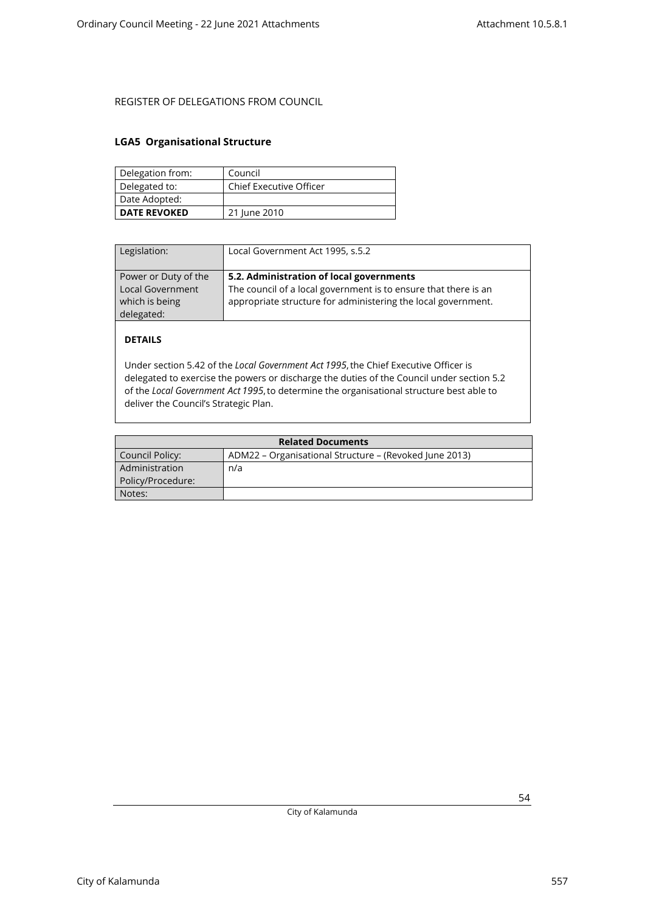REGISTER OF DELEGATIONS FROM COUNCIL

## LGA5 Organisational Structure

| Delegation from: | Council |
|---|---|
| Delegated to: | Chief Executive Officer |
| Date Adopted: | |
| **DATE REVOKED** | 21 June 2010 |

| Legislation: | Local Government Act 1995, s.5.2 |
|---|---|
| Power or Duty of the Local Government which is being delegated: | **5.2. Administration of local governments**<br>The council of a local government is to ensure that there is an appropriate structure for administering the local government. |

**DETAILS**

Under section 5.42 of the *Local Government Act 1995*, the Chief Executive Officer is delegated to exercise the powers or discharge the duties of the Council under section 5.2 of the *Local Government Act 1995*, to determine the organisational structure best able to deliver the Council's Strategic Plan.

| Related Documents | |
|---|---|
| Council Policy: | ADM22 – Organisational Structure – (Revoked June 2013) |
| Administration Policy/Procedure: | n/a |
| Notes: | |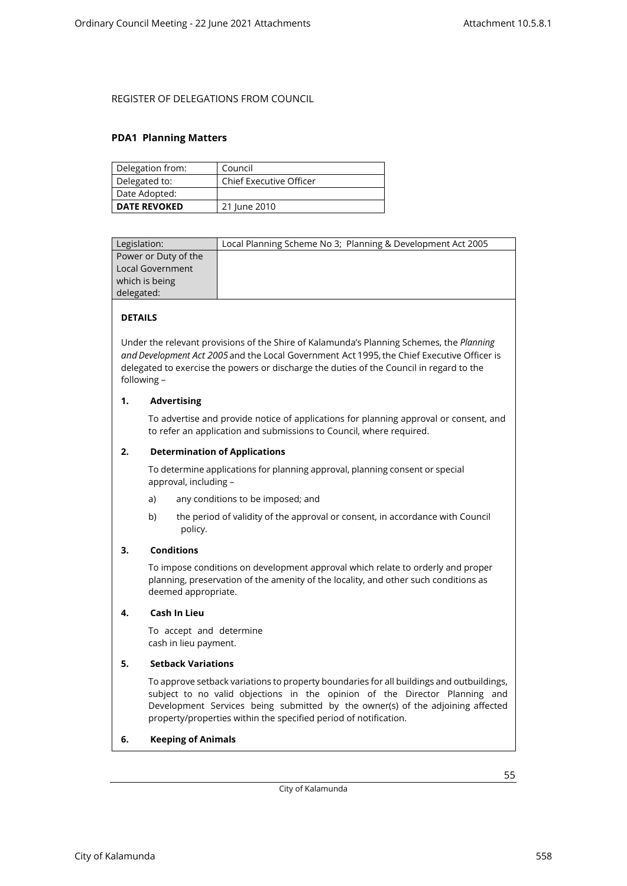REGISTER OF DELEGATIONS FROM COUNCIL

## PDA1 Planning Matters

| Delegation from: | Council |
|---|---|
| Delegated to: | Chief Executive Officer |
| Date Adopted: | |
| **DATE REVOKED** | 21 June 2010 |

| Legislation: | Local Planning Scheme No 3; Planning & Development Act 2005 |
|---|---|
| Power or Duty of the Local Government which is being delegated: | |

**DETAILS**

Under the relevant provisions of the Shire of Kalamunda's Planning Schemes, the *Planning and Development Act 2005* and the Local Government Act 1995, the Chief Executive Officer is delegated to exercise the powers or discharge the duties of the Council in regard to the following –

**1. Advertising**

To advertise and provide notice of applications for planning approval or consent, and to refer an application and submissions to Council, where required.

**2. Determination of Applications**

To determine applications for planning approval, planning consent or special approval, including –

a) any conditions to be imposed; and

b) the period of validity of the approval or consent, in accordance with Council policy.

**3. Conditions**

To impose conditions on development approval which relate to orderly and proper planning, preservation of the amenity of the locality, and other such conditions as deemed appropriate.

**4. Cash In Lieu**

To accept and determine cash in lieu payment.

**5. Setback Variations**

To approve setback variations to property boundaries for all buildings and outbuildings, subject to no valid objections in the opinion of the Director Planning and Development Services being submitted by the owner(s) of the adjoining affected property/properties within the specified period of notification.

**6. Keeping of Animals**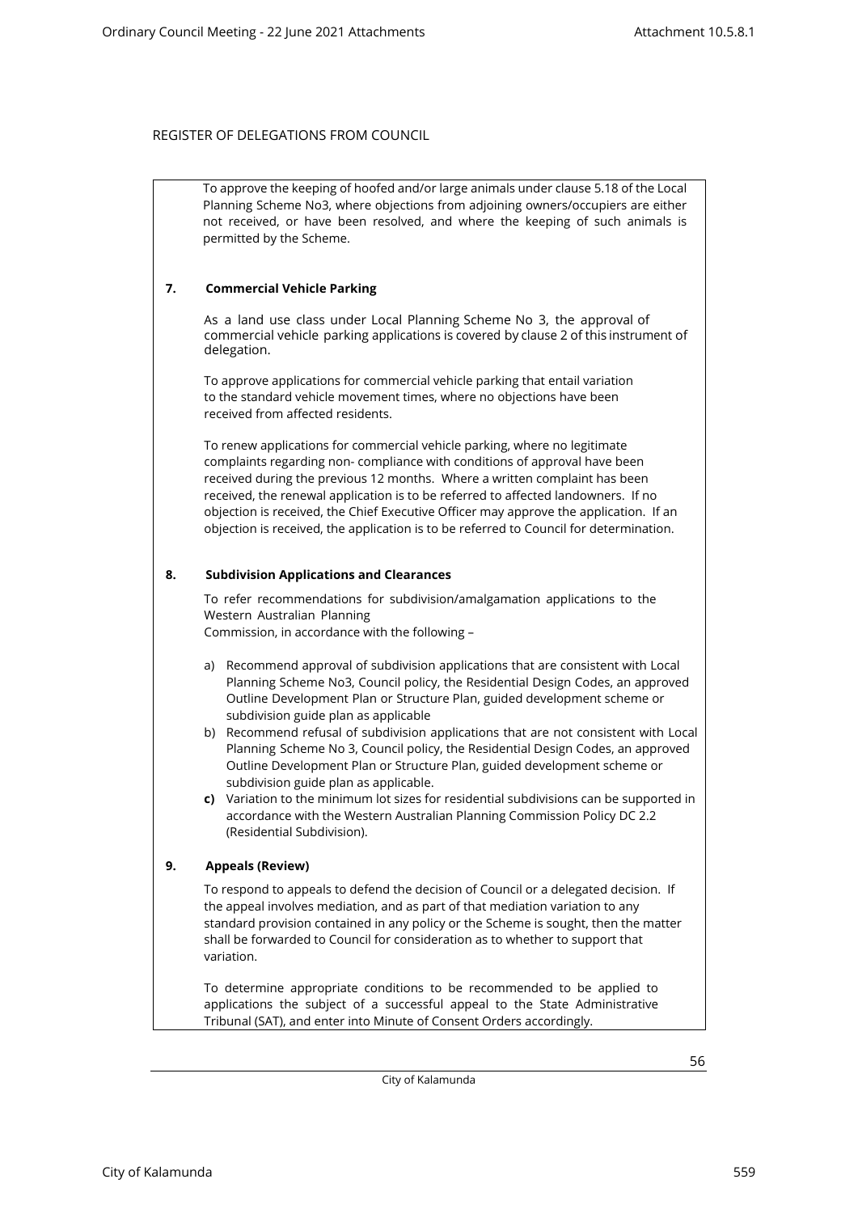REGISTER OF DELEGATIONS FROM COUNCIL

To approve the keeping of hoofed and/or large animals under clause 5.18 of the Local Planning Scheme No3, where objections from adjoining owners/occupiers are either not received, or have been resolved, and where the keeping of such animals is permitted by the Scheme.

**7. Commercial Vehicle Parking**

As a land use class under Local Planning Scheme No 3, the approval of commercial vehicle parking applications is covered by clause 2 of this instrument of delegation.

To approve applications for commercial vehicle parking that entail variation to the standard vehicle movement times, where no objections have been received from affected residents.

To renew applications for commercial vehicle parking, where no legitimate complaints regarding non- compliance with conditions of approval have been received during the previous 12 months. Where a written complaint has been received, the renewal application is to be referred to affected landowners. If no objection is received, the Chief Executive Officer may approve the application. If an objection is received, the application is to be referred to Council for determination.

**8. Subdivision Applications and Clearances**

To refer recommendations for subdivision/amalgamation applications to the Western Australian Planning Commission, in accordance with the following –

a) Recommend approval of subdivision applications that are consistent with Local Planning Scheme No3, Council policy, the Residential Design Codes, an approved Outline Development Plan or Structure Plan, guided development scheme or subdivision guide plan as applicable
b) Recommend refusal of subdivision applications that are not consistent with Local Planning Scheme No 3, Council policy, the Residential Design Codes, an approved Outline Development Plan or Structure Plan, guided development scheme or subdivision guide plan as applicable.
**c)** Variation to the minimum lot sizes for residential subdivisions can be supported in accordance with the Western Australian Planning Commission Policy DC 2.2 (Residential Subdivision).

**9. Appeals (Review)**

To respond to appeals to defend the decision of Council or a delegated decision. If the appeal involves mediation, and as part of that mediation variation to any standard provision contained in any policy or the Scheme is sought, then the matter shall be forwarded to Council for consideration as to whether to support that variation.

To determine appropriate conditions to be recommended to be applied to applications the subject of a successful appeal to the State Administrative Tribunal (SAT), and enter into Minute of Consent Orders accordingly.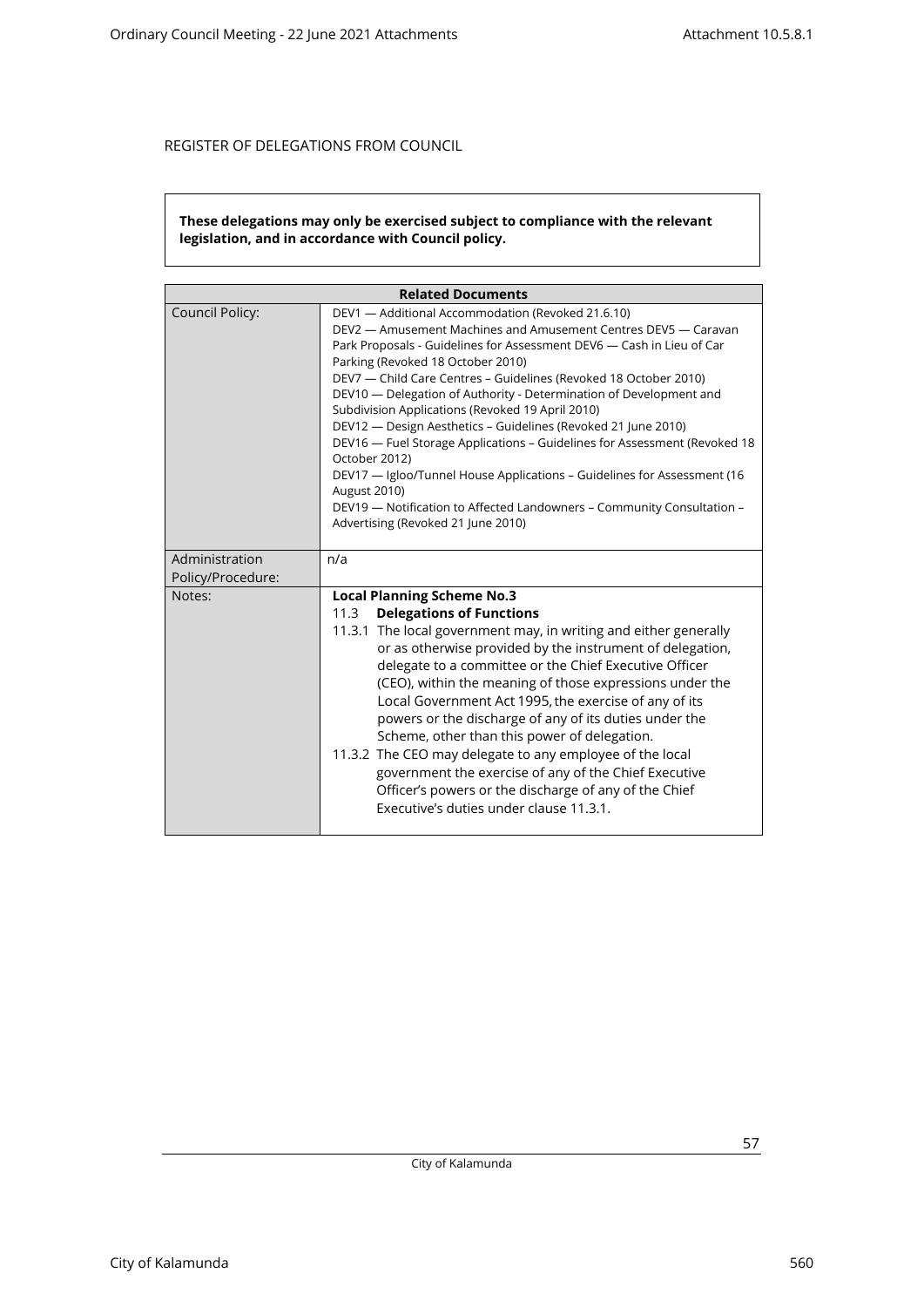REGISTER OF DELEGATIONS FROM COUNCIL

**These delegations may only be exercised subject to compliance with the relevant legislation, and in accordance with Council policy.**

| **Related Documents** | |
|---|---|
| Council Policy: | DEV1 — Additional Accommodation (Revoked 21.6.10)<br>DEV2 — Amusement Machines and Amusement Centres DEV5 — Caravan Park Proposals - Guidelines for Assessment DEV6 — Cash in Lieu of Car Parking (Revoked 18 October 2010)<br>DEV7 — Child Care Centres – Guidelines (Revoked 18 October 2010)<br>DEV10 — Delegation of Authority - Determination of Development and Subdivision Applications (Revoked 19 April 2010)<br>DEV12 — Design Aesthetics – Guidelines (Revoked 21 June 2010)<br>DEV16 — Fuel Storage Applications – Guidelines for Assessment (Revoked 18 October 2012)<br>DEV17 — Igloo/Tunnel House Applications – Guidelines for Assessment (16 August 2010)<br>DEV19 — Notification to Affected Landowners – Community Consultation – Advertising (Revoked 21 June 2010) |
| Administration Policy/Procedure: | n/a |
| Notes: | **Local Planning Scheme No.3**<br>11.3 **Delegations of Functions**<br>11.3.1 The local government may, in writing and either generally or as otherwise provided by the instrument of delegation, delegate to a committee or the Chief Executive Officer (CEO), within the meaning of those expressions under the Local Government Act 1995, the exercise of any of its powers or the discharge of any of its duties under the Scheme, other than this power of delegation.<br>11.3.2 The CEO may delegate to any employee of the local government the exercise of any of the Chief Executive Officer's powers or the discharge of any of the Chief Executive's duties under clause 11.3.1. |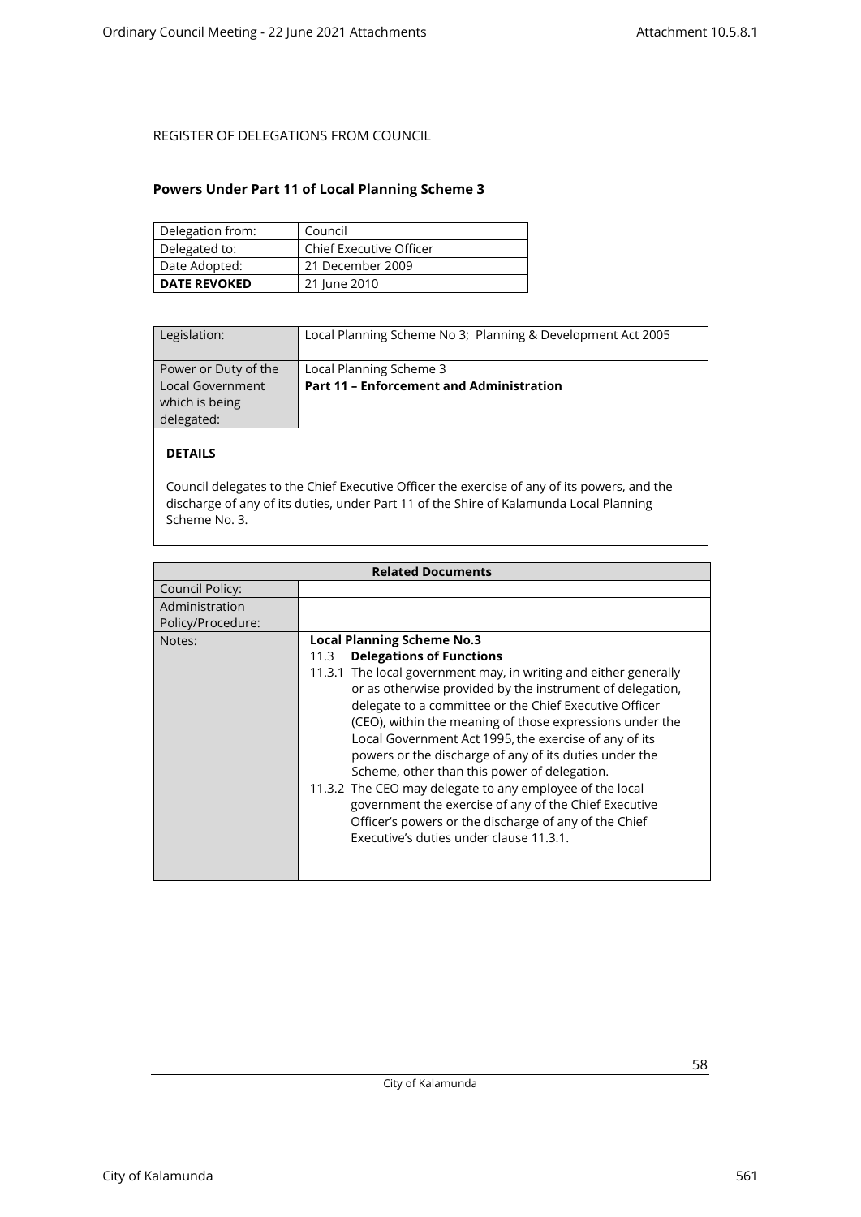REGISTER OF DELEGATIONS FROM COUNCIL

## Powers Under Part 11 of Local Planning Scheme 3

| Delegation from: | Council |
|---|---|
| Delegated to: | Chief Executive Officer |
| Date Adopted: | 21 December 2009 |
| **DATE REVOKED** | 21 June 2010 |

| Legislation: | Local Planning Scheme No 3; Planning & Development Act 2005 |
|---|---|
| Power or Duty of the Local Government which is being delegated: | Local Planning Scheme 3<br>**Part 11 – Enforcement and Administration** |

**DETAILS**

Council delegates to the Chief Executive Officer the exercise of any of its powers, and the discharge of any of its duties, under Part 11 of the Shire of Kalamunda Local Planning Scheme No. 3.

| **Related Documents** | |
|---|---|
| Council Policy: | |
| Administration Policy/Procedure: | |
| Notes: | **Local Planning Scheme No.3**<br>11.3 **Delegations of Functions**<br>11.3.1 The local government may, in writing and either generally or as otherwise provided by the instrument of delegation, delegate to a committee or the Chief Executive Officer (CEO), within the meaning of those expressions under the Local Government Act 1995, the exercise of any of its powers or the discharge of any of its duties under the Scheme, other than this power of delegation.<br>11.3.2 The CEO may delegate to any employee of the local government the exercise of any of the Chief Executive Officer's powers or the discharge of any of the Chief Executive's duties under clause 11.3.1. |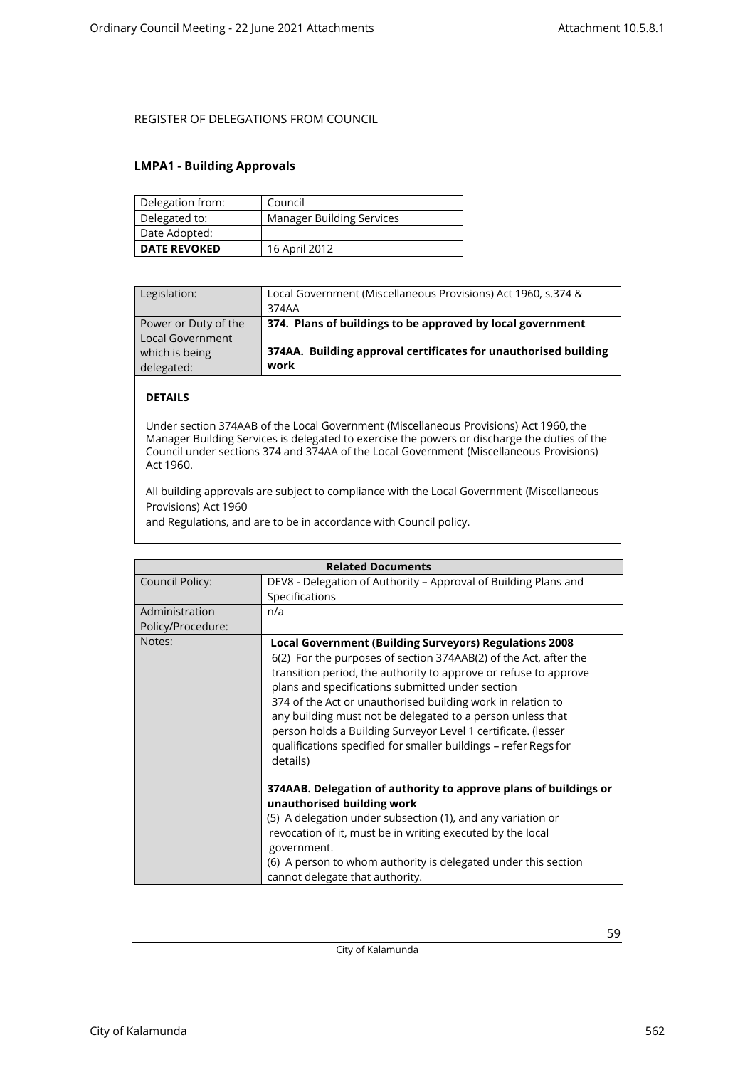REGISTER OF DELEGATIONS FROM COUNCIL

### LMPA1 - Building Approvals

| Delegation from: | Council |
|---|---|
| Delegated to: | Manager Building Services |
| Date Adopted: | |
| **DATE REVOKED** | 16 April 2012 |

| Legislation: | Local Government (Miscellaneous Provisions) Act 1960, s.374 & 374AA |
|---|---|
| Power or Duty of the Local Government which is being delegated: | **374. Plans of buildings to be approved by local government**<br><br>**374AA. Building approval certificates for unauthorised building work** |

**DETAILS**

Under section 374AAB of the Local Government (Miscellaneous Provisions) Act 1960, the Manager Building Services is delegated to exercise the powers or discharge the duties of the Council under sections 374 and 374AA of the Local Government (Miscellaneous Provisions) Act 1960.

All building approvals are subject to compliance with the Local Government (Miscellaneous Provisions) Act 1960
and Regulations, and are to be in accordance with Council policy.

| **Related Documents** | |
|---|---|
| Council Policy: | DEV8 - Delegation of Authority – Approval of Building Plans and Specifications |
| Administration Policy/Procedure: | n/a |
| Notes: | **Local Government (Building Surveyors) Regulations 2008**<br>6(2) For the purposes of section 374AAB(2) of the Act, after the transition period, the authority to approve or refuse to approve plans and specifications submitted under section 374 of the Act or unauthorised building work in relation to any building must not be delegated to a person unless that person holds a Building Surveyor Level 1 certificate. (lesser qualifications specified for smaller buildings – refer Regs for details)<br><br>**374AAB. Delegation of authority to approve plans of buildings or unauthorised building work**<br>(5) A delegation under subsection (1), and any variation or revocation of it, must be in writing executed by the local government.<br>(6) A person to whom authority is delegated under this section cannot delegate that authority. |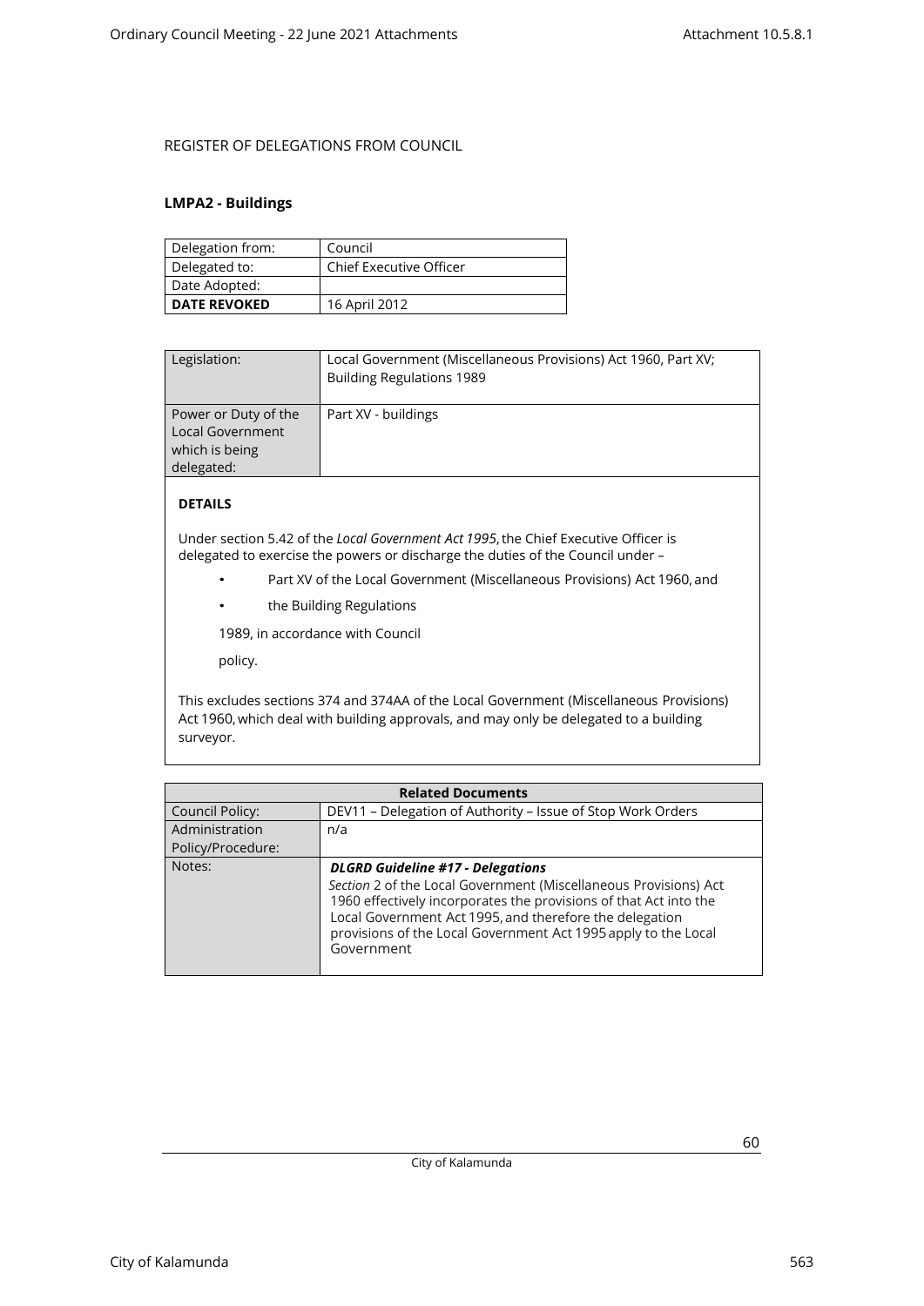REGISTER OF DELEGATIONS FROM COUNCIL

### LMPA2 - Buildings

| Delegation from: | Council |
|---|---|
| Delegated to: | Chief Executive Officer |
| Date Adopted: | |
| **DATE REVOKED** | 16 April 2012 |

| Legislation: | Local Government (Miscellaneous Provisions) Act 1960, Part XV; Building Regulations 1989 |
|---|---|
| Power or Duty of the Local Government which is being delegated: | Part XV - buildings |

**DETAILS**

Under section 5.42 of the *Local Government Act 1995*, the Chief Executive Officer is delegated to exercise the powers or discharge the duties of the Council under –

- Part XV of the Local Government (Miscellaneous Provisions) Act 1960, and
- the Building Regulations

1989, in accordance with Council

policy.

This excludes sections 374 and 374AA of the Local Government (Miscellaneous Provisions) Act 1960, which deal with building approvals, and may only be delegated to a building surveyor.

| Related Documents | |
|---|---|
| Council Policy: | DEV11 – Delegation of Authority – Issue of Stop Work Orders |
| Administration Policy/Procedure: | n/a |
| Notes: | ***DLGRD Guideline #17 - Delegations*** *Section* 2 of the Local Government (Miscellaneous Provisions) Act 1960 effectively incorporates the provisions of that Act into the Local Government Act 1995, and therefore the delegation provisions of the Local Government Act 1995 apply to the Local Government |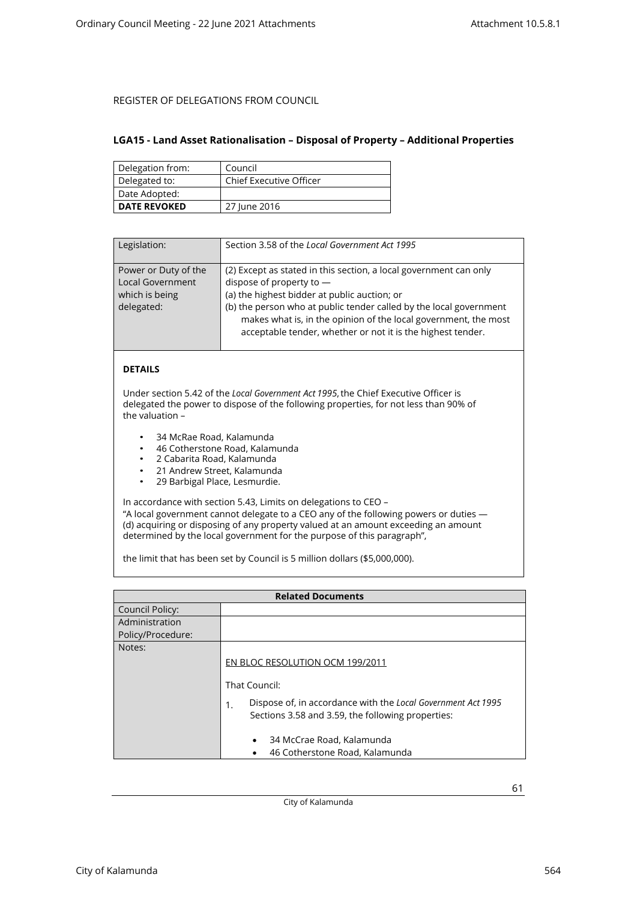REGISTER OF DELEGATIONS FROM COUNCIL

### LGA15 - Land Asset Rationalisation – Disposal of Property – Additional Properties

| Delegation from: | Council |
|---|---|
| Delegated to: | Chief Executive Officer |
| Date Adopted: | |
| **DATE REVOKED** | 27 June 2016 |

| Legislation: | Section 3.58 of the *Local Government Act 1995* |
|---|---|
| Power or Duty of the Local Government which is being delegated: | (2) Except as stated in this section, a local government can only dispose of property to —<br>(a) the highest bidder at public auction; or<br>(b) the person who at public tender called by the local government makes what is, in the opinion of the local government, the most acceptable tender, whether or not it is the highest tender. |

**DETAILS**

Under section 5.42 of the *Local Government Act 1995*, the Chief Executive Officer is delegated the power to dispose of the following properties, for not less than 90% of the valuation –

- 34 McRae Road, Kalamunda
- 46 Cotherstone Road, Kalamunda
- 2 Cabarita Road, Kalamunda
- 21 Andrew Street, Kalamunda
- 29 Barbigal Place, Lesmurdie.

In accordance with section 5.43, Limits on delegations to CEO –
"A local government cannot delegate to a CEO any of the following powers or duties —
(d) acquiring or disposing of any property valued at an amount exceeding an amount determined by the local government for the purpose of this paragraph",

the limit that has been set by Council is 5 million dollars ($5,000,000).

| Related Documents | |
|---|---|
| Council Policy: | |
| Administration Policy/Procedure: | |
| Notes: | EN BLOC RESOLUTION OCM 199/2011<br><br>That Council:<br><br>1. Dispose of, in accordance with the *Local Government Act 1995* Sections 3.58 and 3.59, the following properties:<br><br>• 34 McCrae Road, Kalamunda<br>• 46 Cotherstone Road, Kalamunda |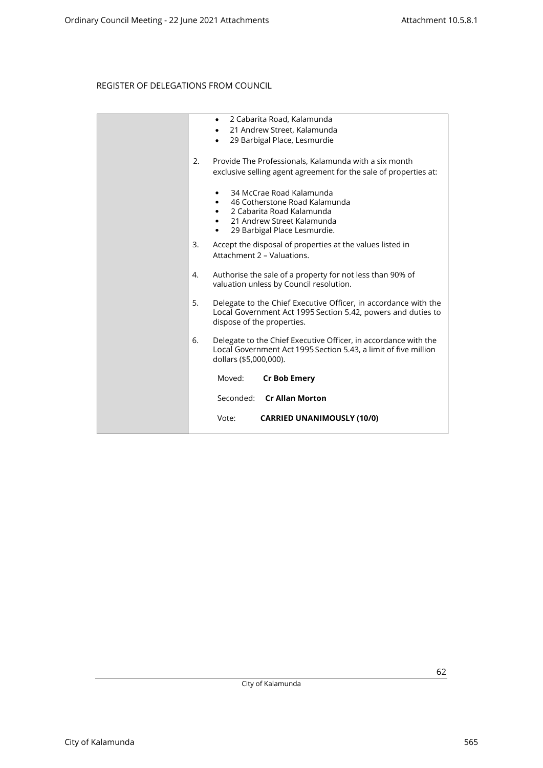REGISTER OF DELEGATIONS FROM COUNCIL

| | |
|---|---|
| | • 2 Cabarita Road, Kalamunda<br>• 21 Andrew Street, Kalamunda<br>• 29 Barbigal Place, Lesmurdie<br><br>2. Provide The Professionals, Kalamunda with a six month exclusive selling agent agreement for the sale of properties at:<br><br>• 34 McCrae Road Kalamunda<br>• 46 Cotherstone Road Kalamunda<br>• 2 Cabarita Road Kalamunda<br>• 21 Andrew Street Kalamunda<br>• 29 Barbigal Place Lesmurdie.<br><br>3. Accept the disposal of properties at the values listed in Attachment 2 – Valuations.<br><br>4. Authorise the sale of a property for not less than 90% of valuation unless by Council resolution.<br><br>5. Delegate to the Chief Executive Officer, in accordance with the Local Government Act 1995 Section 5.42, powers and duties to dispose of the properties.<br><br>6. Delegate to the Chief Executive Officer, in accordance with the Local Government Act 1995 Section 5.43, a limit of five million dollars ($5,000,000).<br><br>Moved: **Cr Bob Emery**<br><br>Seconded: **Cr Allan Morton**<br><br>Vote: **CARRIED UNANIMOUSLY (10/0)** |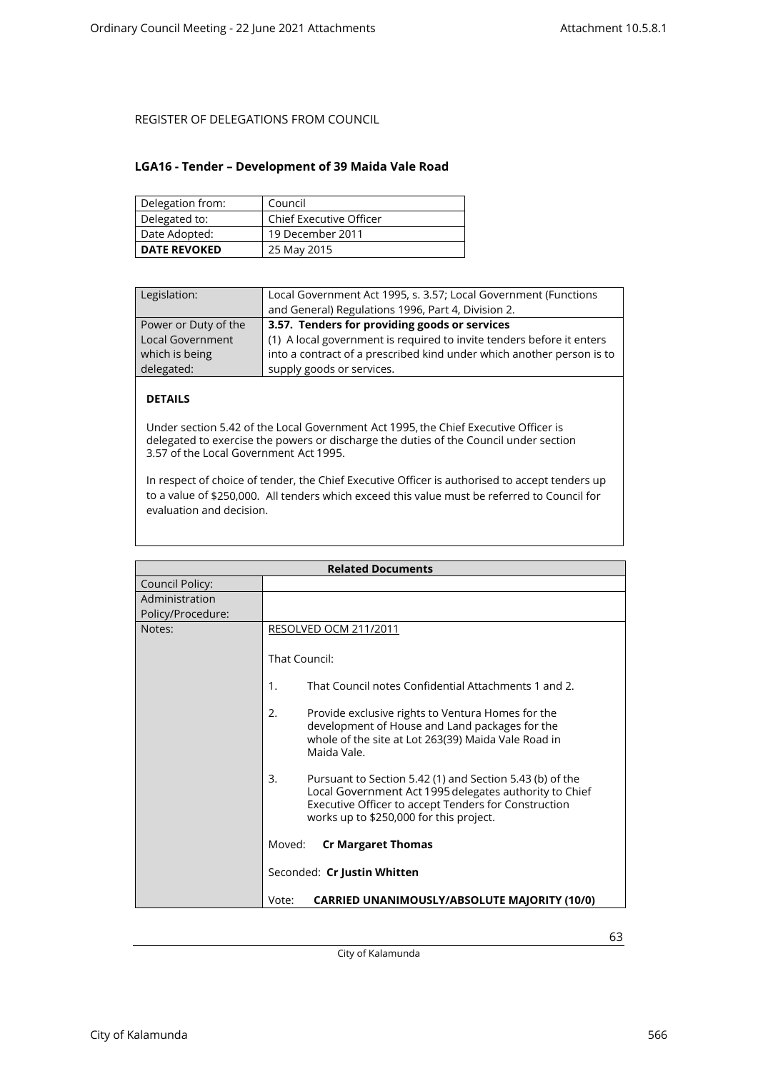REGISTER OF DELEGATIONS FROM COUNCIL

### LGA16 - Tender – Development of 39 Maida Vale Road

| Delegation from: | Council |
|---|---|
| Delegated to: | Chief Executive Officer |
| Date Adopted: | 19 December 2011 |
| **DATE REVOKED** | 25 May 2015 |

| Legislation: | Local Government Act 1995, s. 3.57; Local Government (Functions and General) Regulations 1996, Part 4, Division 2. |
|---|---|
| Power or Duty of the Local Government which is being delegated: | **3.57. Tenders for providing goods or services** (1) A local government is required to invite tenders before it enters into a contract of a prescribed kind under which another person is to supply goods or services. |

**DETAILS**

Under section 5.42 of the Local Government Act 1995, the Chief Executive Officer is delegated to exercise the powers or discharge the duties of the Council under section 3.57 of the Local Government Act 1995.

In respect of choice of tender, the Chief Executive Officer is authorised to accept tenders up to a value of $250,000. All tenders which exceed this value must be referred to Council for evaluation and decision.

| **Related Documents** | |
|---|---|
| Council Policy: | |
| Administration Policy/Procedure: | |
| Notes: | RESOLVED OCM 211/2011<br><br>That Council:<br><br>1. That Council notes Confidential Attachments 1 and 2.<br><br>2. Provide exclusive rights to Ventura Homes for the development of House and Land packages for the whole of the site at Lot 263(39) Maida Vale Road in Maida Vale.<br><br>3. Pursuant to Section 5.42 (1) and Section 5.43 (b) of the Local Government Act 1995 delegates authority to Chief Executive Officer to accept Tenders for Construction works up to $250,000 for this project.<br><br>Moved: **Cr Margaret Thomas**<br><br>Seconded: **Cr Justin Whitten**<br><br>Vote: **CARRIED UNANIMOUSLY/ABSOLUTE MAJORITY (10/0)** |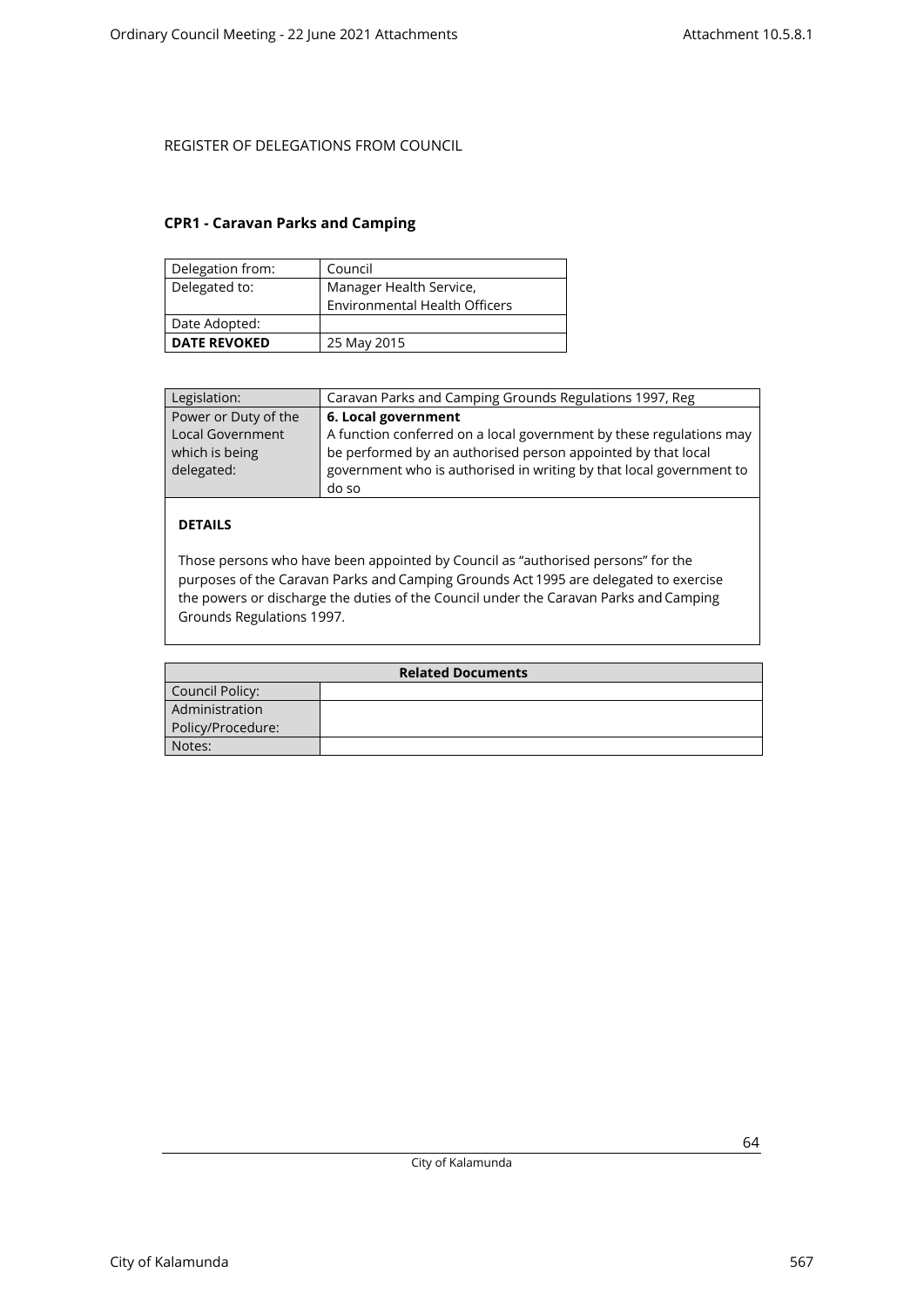REGISTER OF DELEGATIONS FROM COUNCIL

## CPR1 - Caravan Parks and Camping

| Delegation from: | Council |
|---|---|
| Delegated to: | Manager Health Service, Environmental Health Officers |
| Date Adopted: | |
| **DATE REVOKED** | 25 May 2015 |

| Legislation: | Caravan Parks and Camping Grounds Regulations 1997, Reg |
|---|---|
| Power or Duty of the Local Government which is being delegated: | **6. Local government** A function conferred on a local government by these regulations may be performed by an authorised person appointed by that local government who is authorised in writing by that local government to do so |

**DETAILS**

Those persons who have been appointed by Council as "authorised persons" for the purposes of the Caravan Parks and Camping Grounds Act 1995 are delegated to exercise the powers or discharge the duties of the Council under the Caravan Parks and Camping Grounds Regulations 1997.

| Related Documents | |
|---|---|
| Council Policy: | |
| Administration Policy/Procedure: | |
| Notes: | |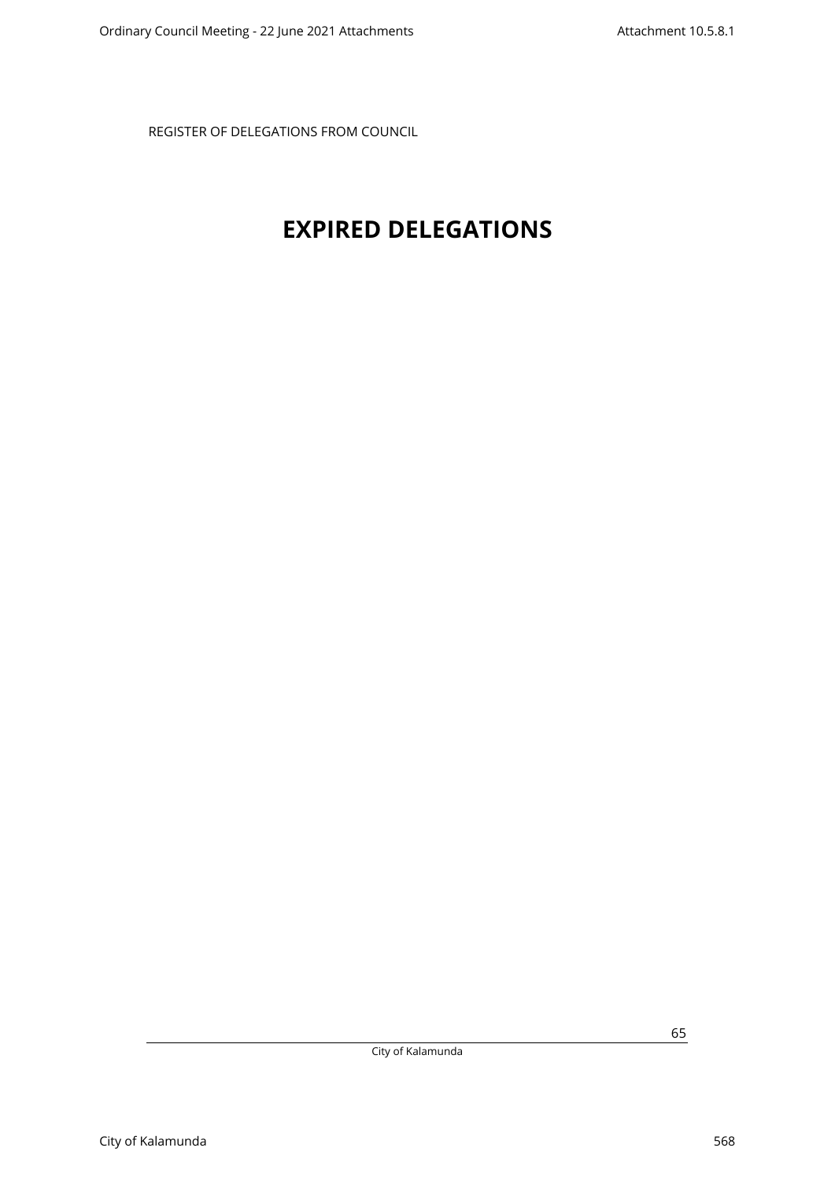REGISTER OF DELEGATIONS FROM COUNCIL

# EXPIRED DELEGATIONS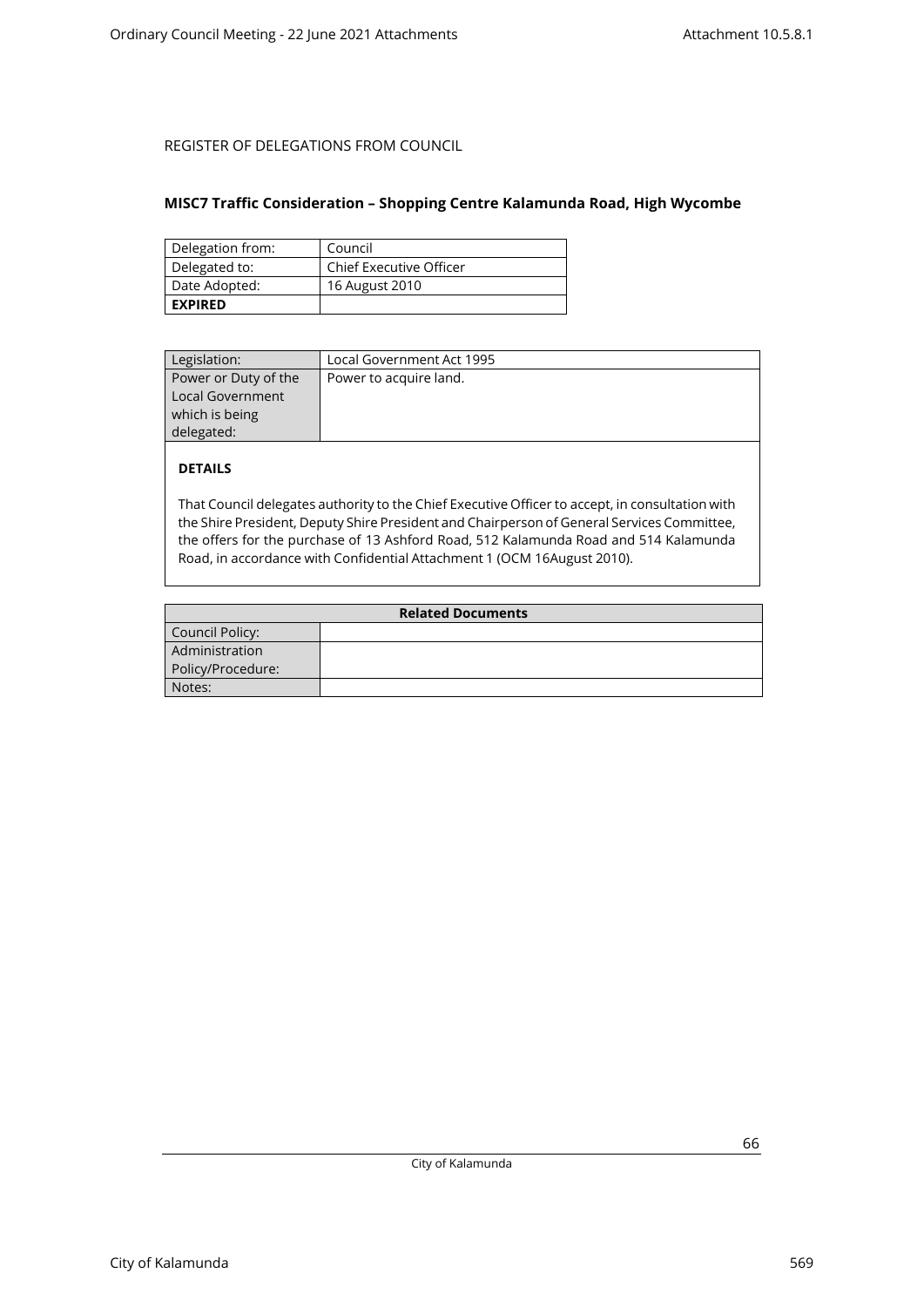REGISTER OF DELEGATIONS FROM COUNCIL

**MISC7 Traffic Consideration – Shopping Centre Kalamunda Road, High Wycombe**

| Delegation from: | Council |
|---|---|
| Delegated to: | Chief Executive Officer |
| Date Adopted: | 16 August 2010 |
| **EXPIRED** | |

| Legislation: | Local Government Act 1995 |
|---|---|
| Power or Duty of the Local Government which is being delegated: | Power to acquire land. |

**DETAILS**

That Council delegates authority to the Chief Executive Officer to accept, in consultation with the Shire President, Deputy Shire President and Chairperson of General Services Committee, the offers for the purchase of 13 Ashford Road, 512 Kalamunda Road and 514 Kalamunda Road, in accordance with Confidential Attachment 1 (OCM 16August 2010).

| Related Documents | |
|---|---|
| Council Policy: | |
| Administration Policy/Procedure: | |
| Notes: | |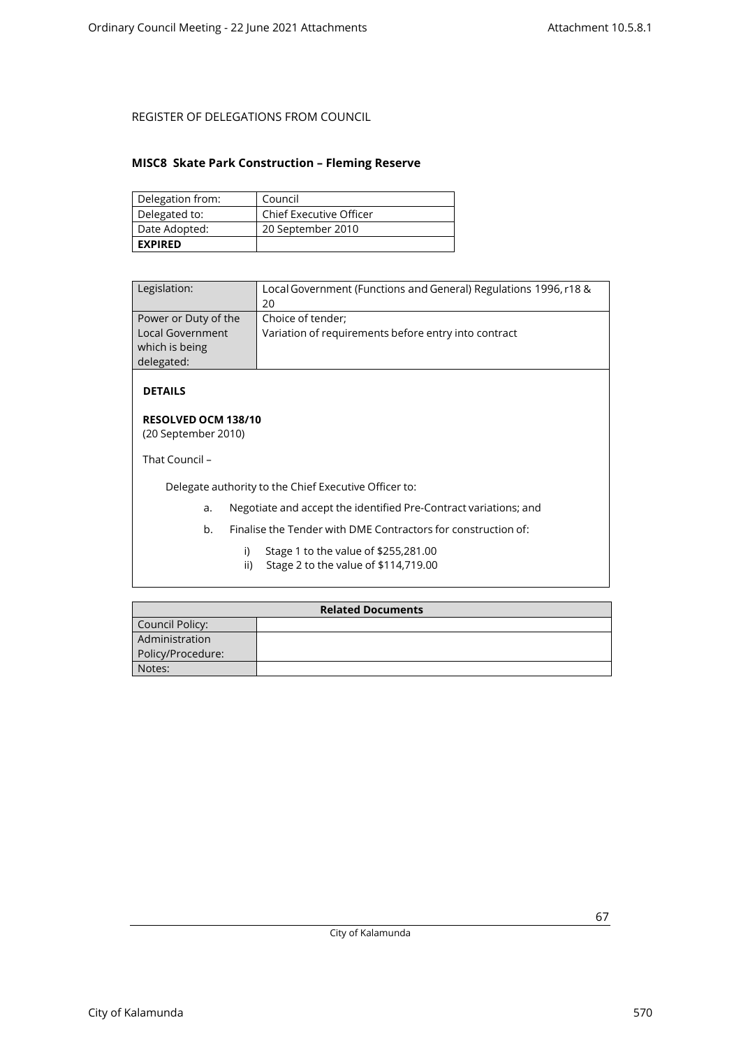REGISTER OF DELEGATIONS FROM COUNCIL

## MISC8 Skate Park Construction – Fleming Reserve

| Delegation from: | Council |
|---|---|
| Delegated to: | Chief Executive Officer |
| Date Adopted: | 20 September 2010 |
| **EXPIRED** | |

| Legislation: | Local Government (Functions and General) Regulations 1996, r18 & 20 |
|---|---|
| Power or Duty of the Local Government which is being delegated: | Choice of tender; Variation of requirements before entry into contract |

**DETAILS**

**RESOLVED OCM 138/10**
(20 September 2010)

That Council –

Delegate authority to the Chief Executive Officer to:

a. Negotiate and accept the identified Pre-Contract variations; and

b. Finalise the Tender with DME Contractors for construction of:

  i) Stage 1 to the value of $255,281.00
  ii) Stage 2 to the value of $114,719.00

| Related Documents | |
|---|---|
| Council Policy: | |
| Administration Policy/Procedure: | |
| Notes: | |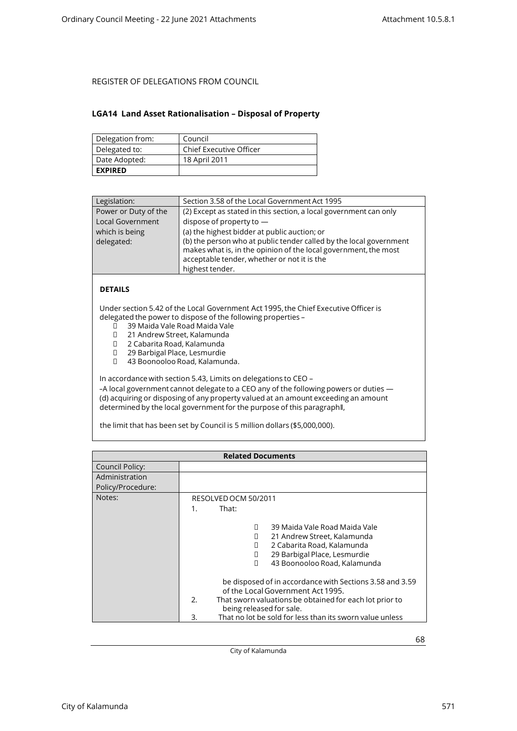REGISTER OF DELEGATIONS FROM COUNCIL

## LGA14 Land Asset Rationalisation – Disposal of Property

| Delegation from: | Council |
|---|---|
| Delegated to: | Chief Executive Officer |
| Date Adopted: | 18 April 2011 |
| **EXPIRED** | |

| Legislation: | Section 3.58 of the Local Government Act 1995 |
|---|---|
| Power or Duty of the Local Government which is being delegated: | (2) Except as stated in this section, a local government can only dispose of property to — (a) the highest bidder at public auction; or (b) the person who at public tender called by the local government makes what is, in the opinion of the local government, the most acceptable tender, whether or not it is the highest tender. |

**DETAILS**

Under section 5.42 of the Local Government Act 1995, the Chief Executive Officer is delegated the power to dispose of the following properties –

- 39 Maida Vale Road Maida Vale
- 21 Andrew Street, Kalamunda
- 2 Cabarita Road, Kalamunda
- 29 Barbigal Place, Lesmurdie
- 43 Boonooloo Road, Kalamunda.

In accordance with section 5.43, Limits on delegations to CEO –

–A local government cannot delegate to a CEO any of the following powers or duties — (d) acquiring or disposing of any property valued at an amount exceeding an amount determined by the local government for the purpose of this paragraph‖,

the limit that has been set by Council is 5 million dollars ($5,000,000).

| Related Documents | |
|---|---|
| Council Policy: | |
| Administration Policy/Procedure: | |
| Notes: | RESOLVED OCM 50/2011<br>1. That:<br>- 39 Maida Vale Road Maida Vale<br>- 21 Andrew Street, Kalamunda<br>- 2 Cabarita Road, Kalamunda<br>- 29 Barbigal Place, Lesmurdie<br>- 43 Boonooloo Road, Kalamunda<br><br>be disposed of in accordance with Sections 3.58 and 3.59 of the Local Government Act 1995.<br>2. That sworn valuations be obtained for each lot prior to being released for sale.<br>3. That no lot be sold for less than its sworn value unless |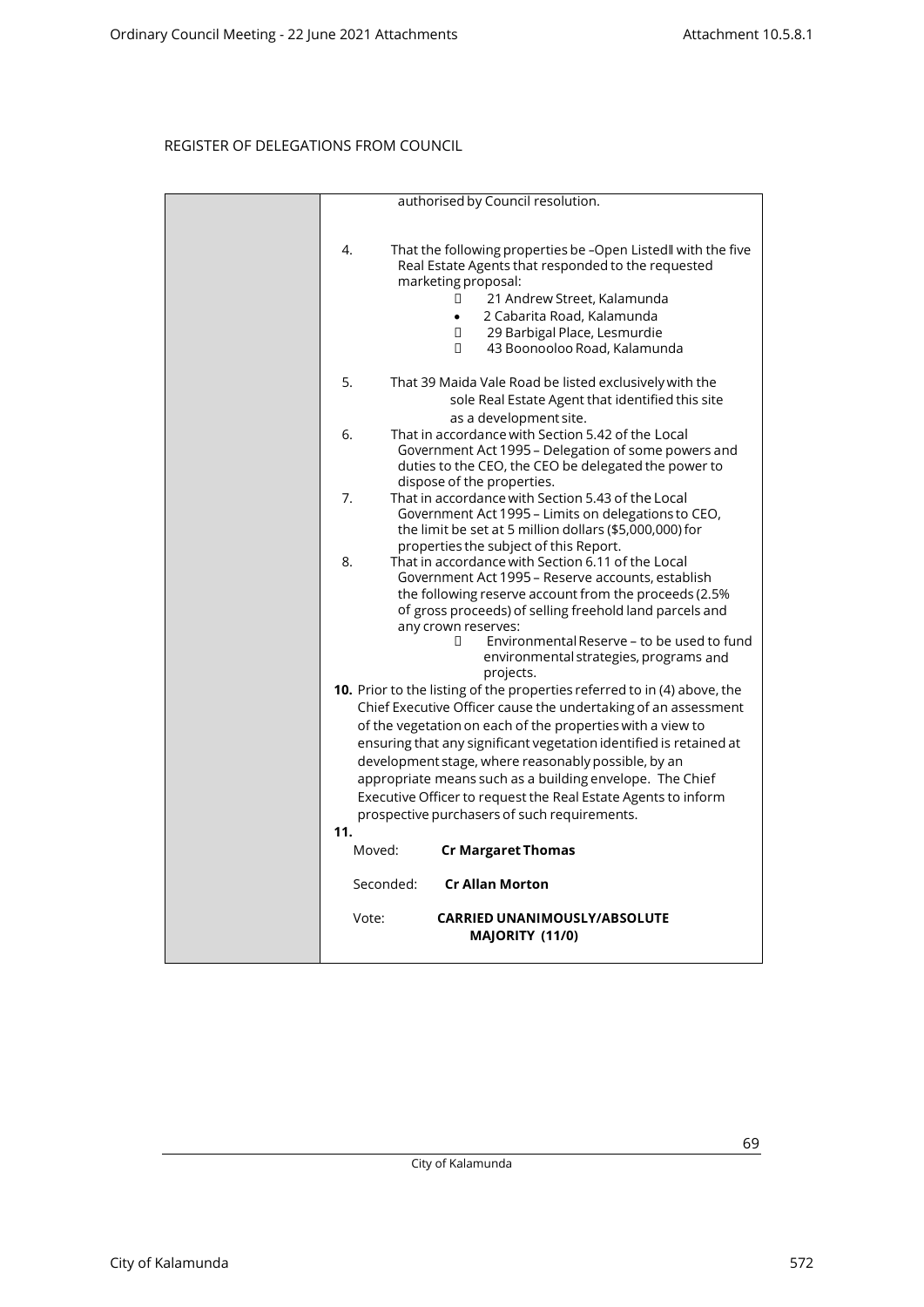REGISTER OF DELEGATIONS FROM COUNCIL

| | |
|---|---|
| | authorised by Council resolution.<br><br>4. That the following properties be –Open Listed‖ with the five Real Estate Agents that responded to the requested marketing proposal:<br>- 21 Andrew Street, Kalamunda<br>- 2 Cabarita Road, Kalamunda<br>- 29 Barbigal Place, Lesmurdie<br>- 43 Boonooloo Road, Kalamunda<br><br>5. That 39 Maida Vale Road be listed exclusively with the sole Real Estate Agent that identified this site as a development site.<br>6. That in accordance with Section 5.42 of the Local Government Act 1995 – Delegation of some powers and duties to the CEO, the CEO be delegated the power to dispose of the properties.<br>7. That in accordance with Section 5.43 of the Local Government Act 1995 – Limits on delegations to CEO, the limit be set at 5 million dollars ($5,000,000) for properties the subject of this Report.<br>8. That in accordance with Section 6.11 of the Local Government Act 1995 – Reserve accounts, establish the following reserve account from the proceeds (2.5% of gross proceeds) of selling freehold land parcels and any crown reserves:<br>- Environmental Reserve – to be used to fund environmental strategies, programs and projects.<br><br>**10.** Prior to the listing of the properties referred to in (4) above, the Chief Executive Officer cause the undertaking of an assessment of the vegetation on each of the properties with a view to ensuring that any significant vegetation identified is retained at development stage, where reasonably possible, by an appropriate means such as a building envelope. The Chief Executive Officer to request the Real Estate Agents to inform prospective purchasers of such requirements.<br>**11.**<br>Moved: **Cr Margaret Thomas**<br><br>Seconded: **Cr Allan Morton**<br><br>Vote: **CARRIED UNANIMOUSLY/ABSOLUTE MAJORITY (11/0)** |